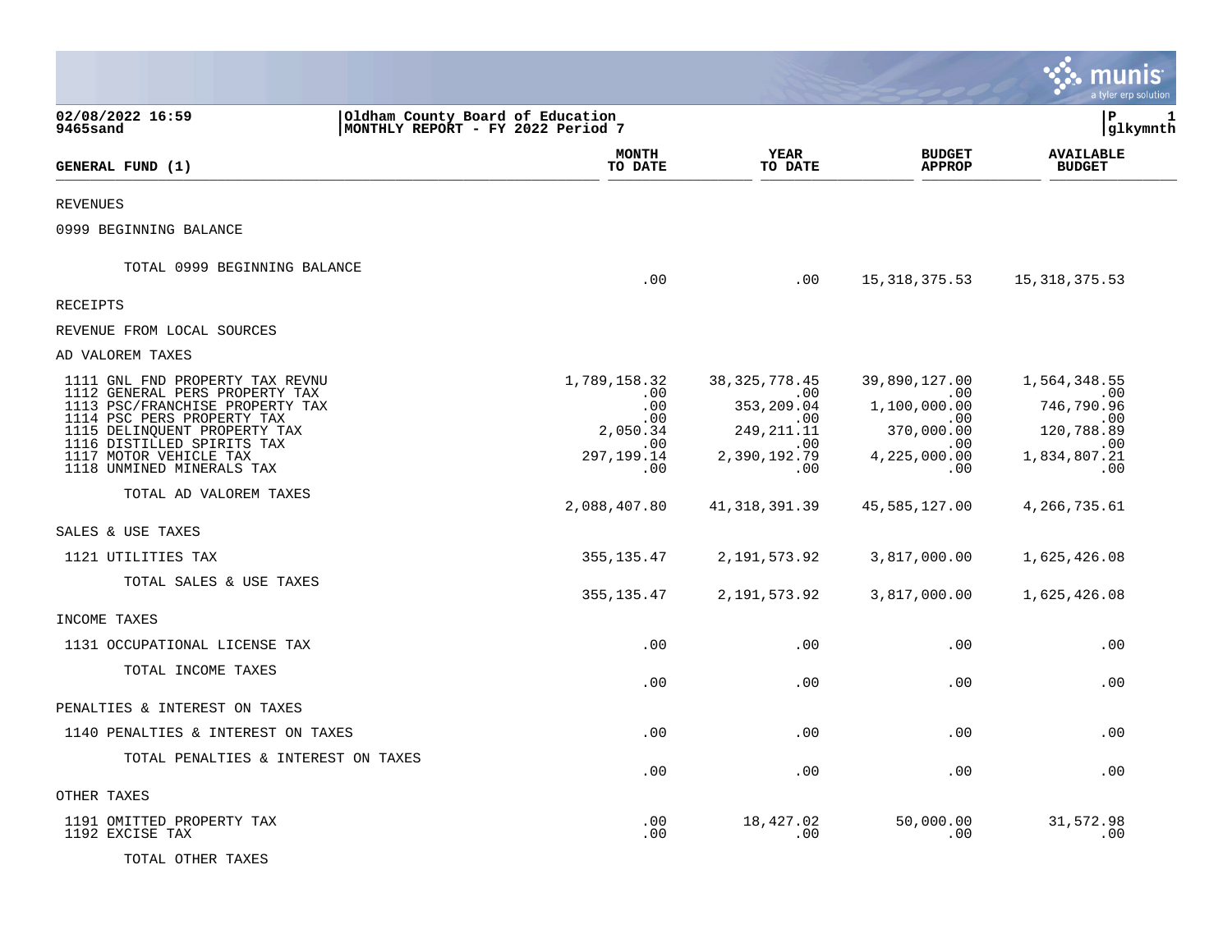02/08/2022 16:59
9465sand

Oldham County Board of Education
MONTHLY REPORT - FY 2022 Period 7

P 1
glkymnth

| GENERAL FUND (1) | MONTH TO DATE | YEAR TO DATE | BUDGET APPROP | AVAILABLE BUDGET |
|---|---|---|---|---|
| REVENUES | | | | |
| 0999 BEGINNING BALANCE | | | | |
| TOTAL 0999 BEGINNING BALANCE | .00 | .00 | 15,318,375.53 | 15,318,375.53 |
| RECEIPTS | | | | |
| REVENUE FROM LOCAL SOURCES | | | | |
| AD VALOREM TAXES | | | | |
| 1111 GNL FND PROPERTY TAX REVNU | 1,789,158.32 | 38,325,778.45 | 39,890,127.00 | 1,564,348.55 |
| 1112 GENERAL PERS PROPERTY TAX | .00 | .00 | .00 | .00 |
| 1113 PSC/FRANCHISE PROPERTY TAX | .00 | 353,209.04 | 1,100,000.00 | 746,790.96 |
| 1114 PSC PERS PROPERTY TAX | .00 | .00 | .00 | .00 |
| 1115 DELINQUENT PROPERTY TAX | 2,050.34 | 249,211.11 | 370,000.00 | 120,788.89 |
| 1116 DISTILLED SPIRITS TAX | .00 | .00 | .00 | .00 |
| 1117 MOTOR VEHICLE TAX | 297,199.14 | 2,390,192.79 | 4,225,000.00 | 1,834,807.21 |
| 1118 UNMINED MINERALS TAX | .00 | .00 | .00 | .00 |
| TOTAL AD VALOREM TAXES | 2,088,407.80 | 41,318,391.39 | 45,585,127.00 | 4,266,735.61 |
| SALES & USE TAXES | | | | |
| 1121 UTILITIES TAX | 355,135.47 | 2,191,573.92 | 3,817,000.00 | 1,625,426.08 |
| TOTAL SALES & USE TAXES | 355,135.47 | 2,191,573.92 | 3,817,000.00 | 1,625,426.08 |
| INCOME TAXES | | | | |
| 1131 OCCUPATIONAL LICENSE TAX | .00 | .00 | .00 | .00 |
| TOTAL INCOME TAXES | .00 | .00 | .00 | .00 |
| PENALTIES & INTEREST ON TAXES | | | | |
| 1140 PENALTIES & INTEREST ON TAXES | .00 | .00 | .00 | .00 |
| TOTAL PENALTIES & INTEREST ON TAXES | .00 | .00 | .00 | .00 |
| OTHER TAXES | | | | |
| 1191 OMITTED PROPERTY TAX | .00 | 18,427.02 | 50,000.00 | 31,572.98 |
| 1192 EXCISE TAX | .00 | .00 | .00 | .00 |
| TOTAL OTHER TAXES | | | | |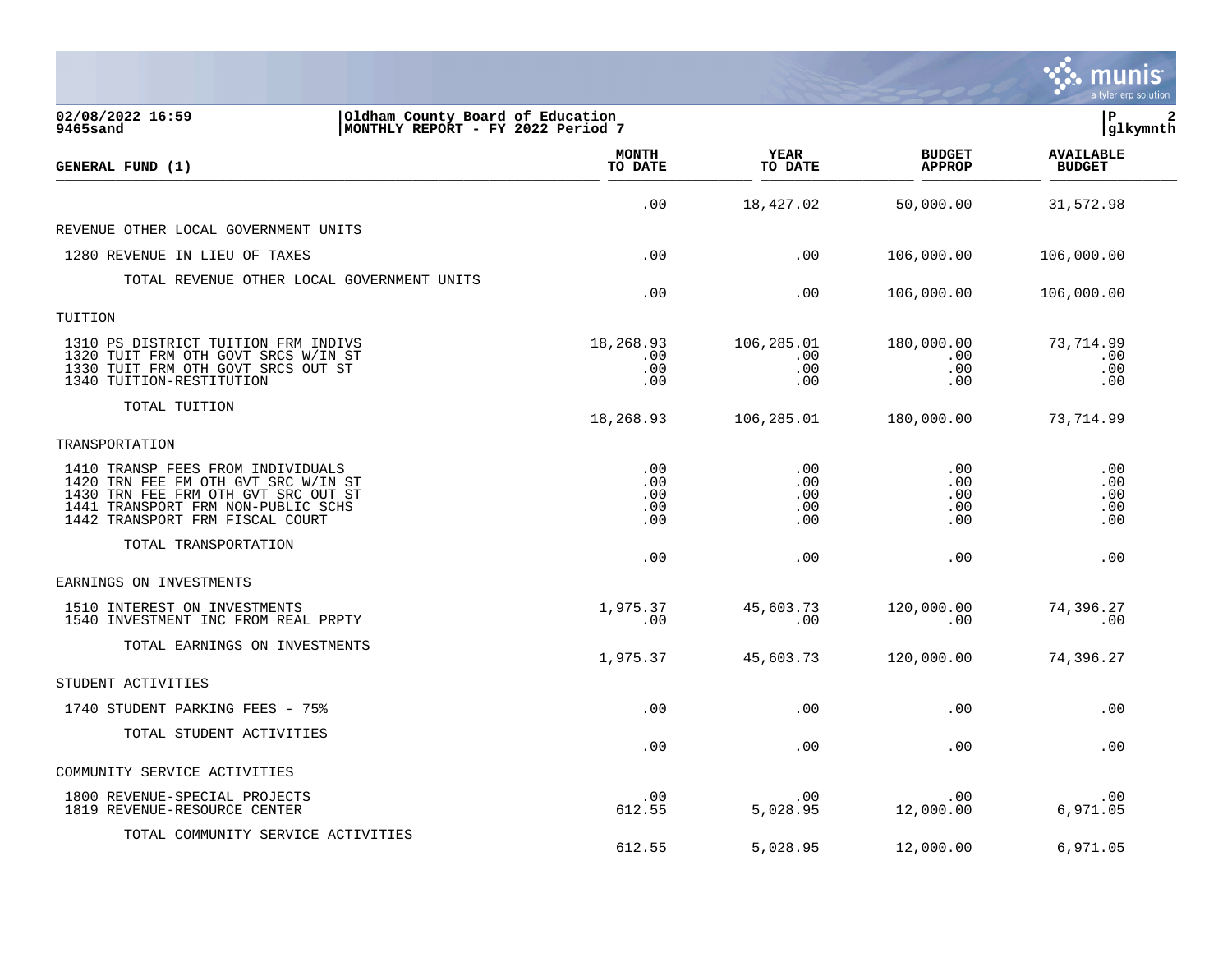02/08/2022 16:59 | Oldham County Board of Education
9465sand | MONTHLY REPORT - FY 2022 Period 7

| GENERAL FUND (1) | MONTH TO DATE | YEAR TO DATE | BUDGET APPROP | AVAILABLE BUDGET |
|---|---|---|---|---|
| | .00 | 18,427.02 | 50,000.00 | 31,572.98 |
| REVENUE OTHER LOCAL GOVERNMENT UNITS | | | | |
| 1280 REVENUE IN LIEU OF TAXES | .00 | .00 | 106,000.00 | 106,000.00 |
| TOTAL REVENUE OTHER LOCAL GOVERNMENT UNITS | .00 | .00 | 106,000.00 | 106,000.00 |
| TUITION | | | | |
| 1310 PS DISTRICT TUITION FRM INDIVS | 18,268.93 | 106,285.01 | 180,000.00 | 73,714.99 |
| 1320 TUIT FRM OTH GOVT SRCS W/IN ST | .00 | .00 | .00 | .00 |
| 1330 TUIT FRM OTH GOVT SRCS OUT ST | .00 | .00 | .00 | .00 |
| 1340 TUITION-RESTITUTION | .00 | .00 | .00 | .00 |
| TOTAL TUITION | 18,268.93 | 106,285.01 | 180,000.00 | 73,714.99 |
| TRANSPORTATION | | | | |
| 1410 TRANSP FEES FROM INDIVIDUALS | .00 | .00 | .00 | .00 |
| 1420 TRN FEE FM OTH GVT SRC W/IN ST | .00 | .00 | .00 | .00 |
| 1430 TRN FEE FRM OTH GVT SRC OUT ST | .00 | .00 | .00 | .00 |
| 1441 TRANSPORT FRM NON-PUBLIC SCHS | .00 | .00 | .00 | .00 |
| 1442 TRANSPORT FRM FISCAL COURT | .00 | .00 | .00 | .00 |
| TOTAL TRANSPORTATION | .00 | .00 | .00 | .00 |
| EARNINGS ON INVESTMENTS | | | | |
| 1510 INTEREST ON INVESTMENTS | 1,975.37 | 45,603.73 | 120,000.00 | 74,396.27 |
| 1540 INVESTMENT INC FROM REAL PRPTY | .00 | .00 | .00 | .00 |
| TOTAL EARNINGS ON INVESTMENTS | 1,975.37 | 45,603.73 | 120,000.00 | 74,396.27 |
| STUDENT ACTIVITIES | | | | |
| 1740 STUDENT PARKING FEES - 75% | .00 | .00 | .00 | .00 |
| TOTAL STUDENT ACTIVITIES | .00 | .00 | .00 | .00 |
| COMMUNITY SERVICE ACTIVITIES | | | | |
| 1800 REVENUE-SPECIAL PROJECTS | .00 | .00 | .00 | .00 |
| 1819 REVENUE-RESOURCE CENTER | 612.55 | 5,028.95 | 12,000.00 | 6,971.05 |
| TOTAL COMMUNITY SERVICE ACTIVITIES | 612.55 | 5,028.95 | 12,000.00 | 6,971.05 |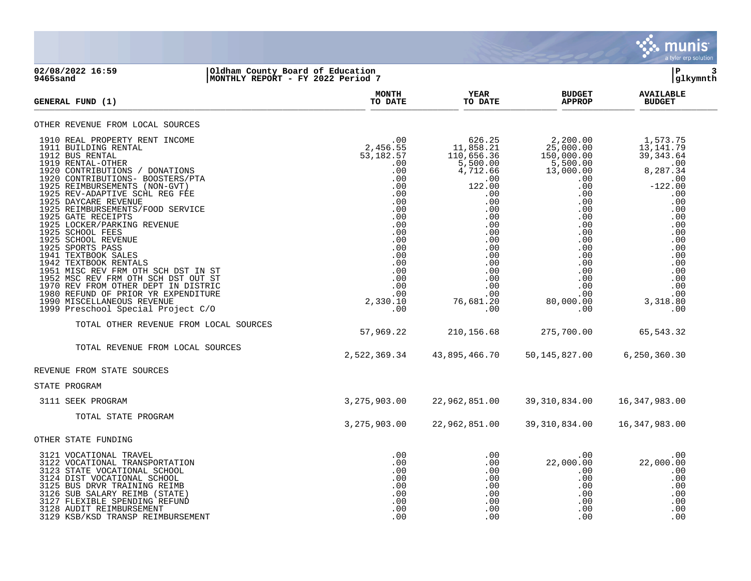**Oldham County Board of Education**
**MONTHLY REPORT - FY 2022 Period 7**

| GENERAL FUND (1) | MONTH TO DATE | YEAR TO DATE | BUDGET APPROP | AVAILABLE BUDGET |
|---|---|---|---|---|
| OTHER REVENUE FROM LOCAL SOURCES | | | | |
| 1910 REAL PROPERTY RENT INCOME | .00 | 626.25 | 2,200.00 | 1,573.75 |
| 1911 BUILDING RENTAL | 2,456.55 | 11,858.21 | 25,000.00 | 13,141.79 |
| 1912 BUS RENTAL | 53,182.57 | 110,656.36 | 150,000.00 | 39,343.64 |
| 1919 RENTAL-OTHER | .00 | 5,500.00 | 5,500.00 | .00 |
| 1920 CONTRIBUTIONS / DONATIONS | .00 | 4,712.66 | 13,000.00 | 8,287.34 |
| 1920 CONTRIBUTIONS- BOOSTERS/PTA | .00 | .00 | .00 | .00 |
| 1925 REIMBURSEMENTS (NON-GVT) | .00 | 122.00 | .00 | -122.00 |
| 1925 REV-ADAPTIVE SCHL REG FEE | .00 | .00 | .00 | .00 |
| 1925 DAYCARE REVENUE | .00 | .00 | .00 | .00 |
| 1925 REIMBURSEMENTS/FOOD SERVICE | .00 | .00 | .00 | .00 |
| 1925 GATE RECEIPTS | .00 | .00 | .00 | .00 |
| 1925 LOCKER/PARKING REVENUE | .00 | .00 | .00 | .00 |
| 1925 SCHOOL FEES | .00 | .00 | .00 | .00 |
| 1925 SCHOOL REVENUE | .00 | .00 | .00 | .00 |
| 1925 SPORTS PASS | .00 | .00 | .00 | .00 |
| 1941 TEXTBOOK SALES | .00 | .00 | .00 | .00 |
| 1942 TEXTBOOK RENTALS | .00 | .00 | .00 | .00 |
| 1951 MISC REV FRM OTH SCH DST IN ST | .00 | .00 | .00 | .00 |
| 1952 MSC REV FRM OTH SCH DST OUT ST | .00 | .00 | .00 | .00 |
| 1970 REV FROM OTHER DEPT IN DISTRIC | .00 | .00 | .00 | .00 |
| 1980 REFUND OF PRIOR YR EXPENDITURE | .00 | .00 | .00 | .00 |
| 1990 MISCELLANEOUS REVENUE | 2,330.10 | 76,681.20 | 80,000.00 | 3,318.80 |
| 1999 Preschool Special Project C/O | .00 | .00 | .00 | .00 |
| TOTAL OTHER REVENUE FROM LOCAL SOURCES | 57,969.22 | 210,156.68 | 275,700.00 | 65,543.32 |
| TOTAL REVENUE FROM LOCAL SOURCES | 2,522,369.34 | 43,895,466.70 | 50,145,827.00 | 6,250,360.30 |
| REVENUE FROM STATE SOURCES | | | | |
| STATE PROGRAM | | | | |
| 3111 SEEK PROGRAM | 3,275,903.00 | 22,962,851.00 | 39,310,834.00 | 16,347,983.00 |
| TOTAL STATE PROGRAM | 3,275,903.00 | 22,962,851.00 | 39,310,834.00 | 16,347,983.00 |
| OTHER STATE FUNDING | | | | |
| 3121 VOCATIONAL TRAVEL | .00 | .00 | .00 | .00 |
| 3122 VOCATIONAL TRANSPORTATION | .00 | .00 | 22,000.00 | 22,000.00 |
| 3123 STATE VOCATIONAL SCHOOL | .00 | .00 | .00 | .00 |
| 3124 DIST VOCATIONAL SCHOOL | .00 | .00 | .00 | .00 |
| 3125 BUS DRVR TRAINING REIMB | .00 | .00 | .00 | .00 |
| 3126 SUB SALARY REIMB (STATE) | .00 | .00 | .00 | .00 |
| 3127 FLEXIBLE SPENDING REFUND | .00 | .00 | .00 | .00 |
| 3128 AUDIT REIMBURSEMENT | .00 | .00 | .00 | .00 |
| 3129 KSB/KSD TRANSP REIMBURSEMENT | .00 | .00 | .00 | .00 |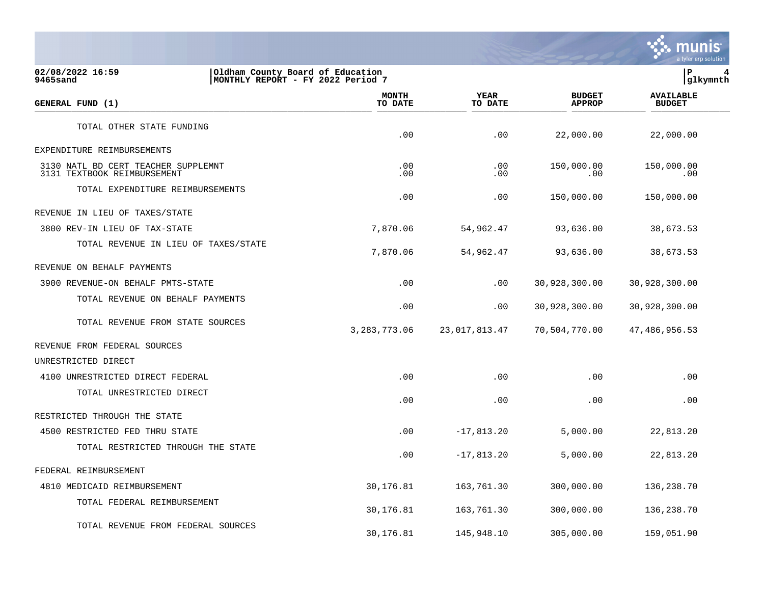Oldham County Board of Education
MONTHLY REPORT - FY 2022 Period 7

| GENERAL FUND (1) | MONTH TO DATE | YEAR TO DATE | BUDGET APPROP | AVAILABLE BUDGET |
|---|---|---|---|---|
| TOTAL OTHER STATE FUNDING | .00 | .00 | 22,000.00 | 22,000.00 |
| EXPENDITURE REIMBURSEMENTS | | | | |
| 3130 NATL BD CERT TEACHER SUPPLEMNT | .00 | .00 | 150,000.00 | 150,000.00 |
| 3131 TEXTBOOK REIMBURSEMENT | .00 | .00 | .00 | .00 |
| TOTAL EXPENDITURE REIMBURSEMENTS | .00 | .00 | 150,000.00 | 150,000.00 |
| REVENUE IN LIEU OF TAXES/STATE | | | | |
| 3800 REV-IN LIEU OF TAX-STATE | 7,870.06 | 54,962.47 | 93,636.00 | 38,673.53 |
| TOTAL REVENUE IN LIEU OF TAXES/STATE | 7,870.06 | 54,962.47 | 93,636.00 | 38,673.53 |
| REVENUE ON BEHALF PAYMENTS | | | | |
| 3900 REVENUE-ON BEHALF PMTS-STATE | .00 | .00 | 30,928,300.00 | 30,928,300.00 |
| TOTAL REVENUE ON BEHALF PAYMENTS | .00 | .00 | 30,928,300.00 | 30,928,300.00 |
| TOTAL REVENUE FROM STATE SOURCES | 3,283,773.06 | 23,017,813.47 | 70,504,770.00 | 47,486,956.53 |
| REVENUE FROM FEDERAL SOURCES | | | | |
| UNRESTRICTED DIRECT | | | | |
| 4100 UNRESTRICTED DIRECT FEDERAL | .00 | .00 | .00 | .00 |
| TOTAL UNRESTRICTED DIRECT | .00 | .00 | .00 | .00 |
| RESTRICTED THROUGH THE STATE | | | | |
| 4500 RESTRICTED FED THRU STATE | .00 | -17,813.20 | 5,000.00 | 22,813.20 |
| TOTAL RESTRICTED THROUGH THE STATE | .00 | -17,813.20 | 5,000.00 | 22,813.20 |
| FEDERAL REIMBURSEMENT | | | | |
| 4810 MEDICAID REIMBURSEMENT | 30,176.81 | 163,761.30 | 300,000.00 | 136,238.70 |
| TOTAL FEDERAL REIMBURSEMENT | 30,176.81 | 163,761.30 | 300,000.00 | 136,238.70 |
| TOTAL REVENUE FROM FEDERAL SOURCES | 30,176.81 | 145,948.10 | 305,000.00 | 159,051.90 |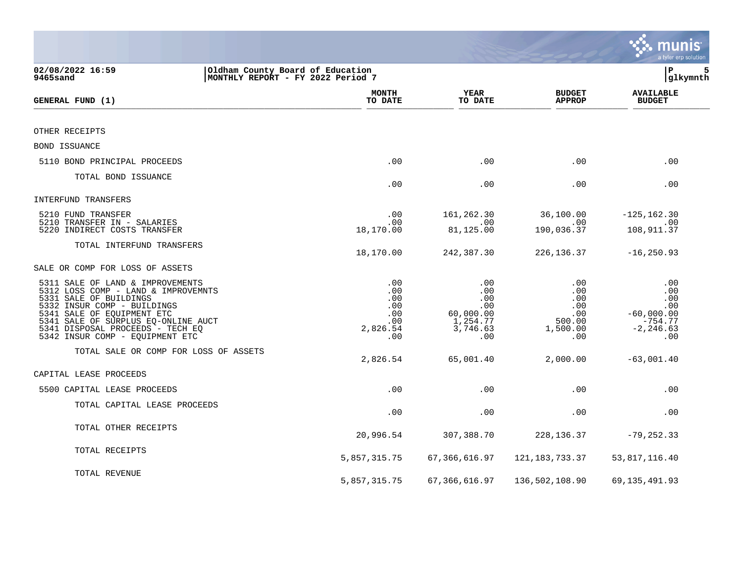**02/08/2022 16:59**
**9465sand**

**Oldham County Board of Education**
**MONTHLY REPORT - FY 2022 Period 7**

**P 5**
**glkymnth**

| GENERAL FUND (1) | MONTH TO DATE | YEAR TO DATE | BUDGET APPROP | AVAILABLE BUDGET |
|---|---|---|---|---|
| OTHER RECEIPTS | | | | |
| BOND ISSUANCE | | | | |
| 5110 BOND PRINCIPAL PROCEEDS | .00 | .00 | .00 | .00 |
| TOTAL BOND ISSUANCE | .00 | .00 | .00 | .00 |
| INTERFUND TRANSFERS | | | | |
| 5210 FUND TRANSFER | .00 | 161,262.30 | 36,100.00 | -125,162.30 |
| 5210 TRANSFER IN - SALARIES | .00 | .00 | .00 | .00 |
| 5220 INDIRECT COSTS TRANSFER | 18,170.00 | 81,125.00 | 190,036.37 | 108,911.37 |
| TOTAL INTERFUND TRANSFERS | 18,170.00 | 242,387.30 | 226,136.37 | -16,250.93 |
| SALE OR COMP FOR LOSS OF ASSETS | | | | |
| 5311 SALE OF LAND & IMPROVEMENTS | .00 | .00 | .00 | .00 |
| 5312 LOSS COMP - LAND & IMPROVEMNTS | .00 | .00 | .00 | .00 |
| 5331 SALE OF BUILDINGS | .00 | .00 | .00 | .00 |
| 5332 INSUR COMP - BUILDINGS | .00 | .00 | .00 | .00 |
| 5341 SALE OF EQUIPMENT ETC | .00 | 60,000.00 | .00 | -60,000.00 |
| 5341 SALE OF SURPLUS EQ-ONLINE AUCT | .00 | 1,254.77 | 500.00 | -754.77 |
| 5341 DISPOSAL PROCEEDS - TECH EQ | 2,826.54 | 3,746.63 | 1,500.00 | -2,246.63 |
| 5342 INSUR COMP - EQUIPMENT ETC | .00 | .00 | .00 | .00 |
| TOTAL SALE OR COMP FOR LOSS OF ASSETS | 2,826.54 | 65,001.40 | 2,000.00 | -63,001.40 |
| CAPITAL LEASE PROCEEDS | | | | |
| 5500 CAPITAL LEASE PROCEEDS | .00 | .00 | .00 | .00 |
| TOTAL CAPITAL LEASE PROCEEDS | .00 | .00 | .00 | .00 |
| TOTAL OTHER RECEIPTS | 20,996.54 | 307,388.70 | 228,136.37 | -79,252.33 |
| TOTAL RECEIPTS | 5,857,315.75 | 67,366,616.97 | 121,183,733.37 | 53,817,116.40 |
| TOTAL REVENUE | 5,857,315.75 | 67,366,616.97 | 136,502,108.90 | 69,135,491.93 |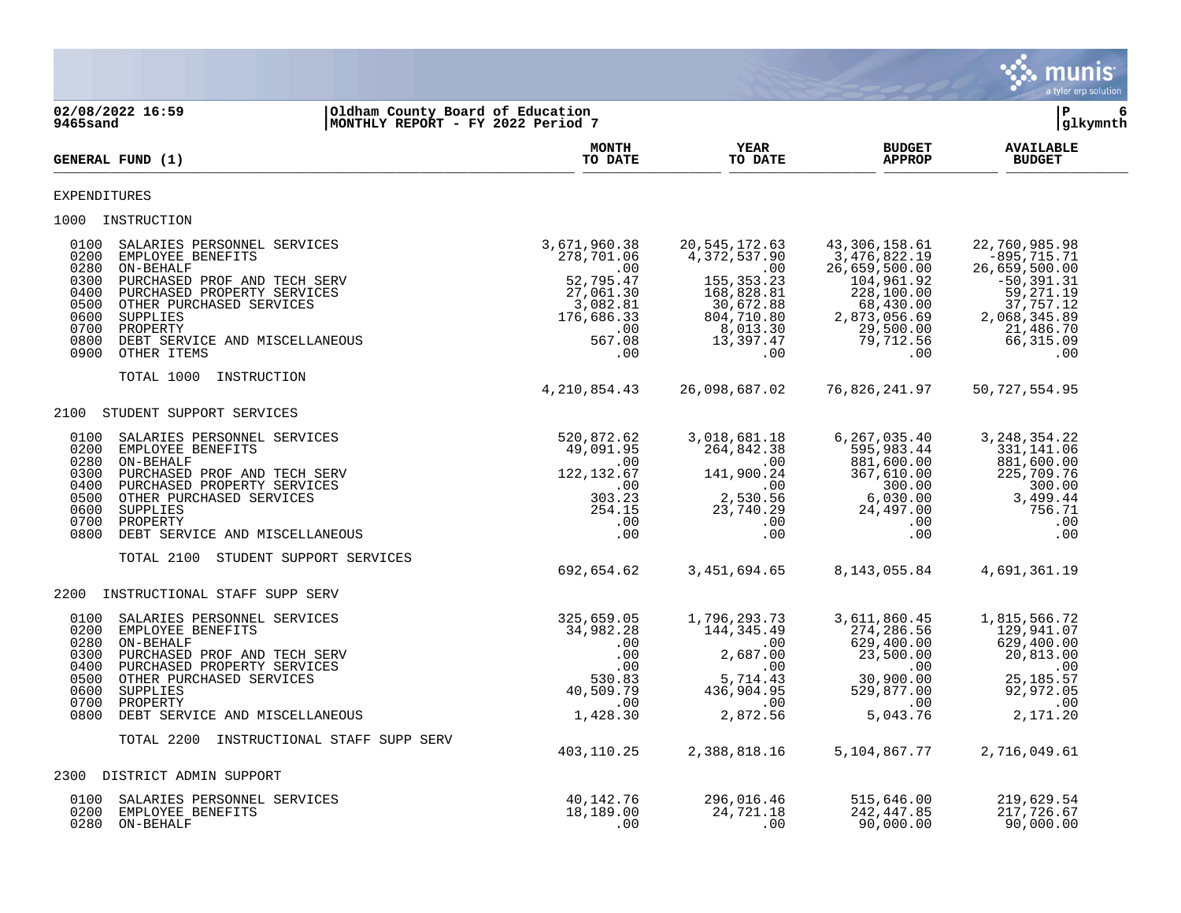02/08/2022 16:59 9465sand

Oldham County Board of Education
MONTHLY REPORT - FY 2022 Period 7

P 6 glkymnth

| GENERAL FUND (1) | MONTH TO DATE | YEAR TO DATE | BUDGET APPROP | AVAILABLE BUDGET |
|---|---|---|---|---|
| **EXPENDITURES** | | | | |
| **1000 INSTRUCTION** | | | | |
| 0100 SALARIES PERSONNEL SERVICES | 3,671,960.38 | 20,545,172.63 | 43,306,158.61 | 22,760,985.98 |
| 0200 EMPLOYEE BENEFITS | 278,701.06 | 4,372,537.90 | 3,476,822.19 | -895,715.71 |
| 0280 ON-BEHALF | .00 | .00 | 26,659,500.00 | 26,659,500.00 |
| 0300 PURCHASED PROF AND TECH SERV | 52,795.47 | 155,353.23 | 104,961.92 | -50,391.31 |
| 0400 PURCHASED PROPERTY SERVICES | 27,061.30 | 168,828.81 | 228,100.00 | 59,271.19 |
| 0500 OTHER PURCHASED SERVICES | 3,082.81 | 30,672.88 | 68,430.00 | 37,757.12 |
| 0600 SUPPLIES | 176,686.33 | 804,710.80 | 2,873,056.69 | 2,068,345.89 |
| 0700 PROPERTY | .00 | 8,013.30 | 29,500.00 | 21,486.70 |
| 0800 DEBT SERVICE AND MISCELLANEOUS | 567.08 | 13,397.47 | 79,712.56 | 66,315.09 |
| 0900 OTHER ITEMS | .00 | .00 | .00 | .00 |
| TOTAL 1000 INSTRUCTION | 4,210,854.43 | 26,098,687.02 | 76,826,241.97 | 50,727,554.95 |
| **2100 STUDENT SUPPORT SERVICES** | | | | |
| 0100 SALARIES PERSONNEL SERVICES | 520,872.62 | 3,018,681.18 | 6,267,035.40 | 3,248,354.22 |
| 0200 EMPLOYEE BENEFITS | 49,091.95 | 264,842.38 | 595,983.44 | 331,141.06 |
| 0280 ON-BEHALF | .00 | .00 | 881,600.00 | 881,600.00 |
| 0300 PURCHASED PROF AND TECH SERV | 122,132.67 | 141,900.24 | 367,610.00 | 225,709.76 |
| 0400 PURCHASED PROPERTY SERVICES | .00 | .00 | 300.00 | 300.00 |
| 0500 OTHER PURCHASED SERVICES | 303.23 | 2,530.56 | 6,030.00 | 3,499.44 |
| 0600 SUPPLIES | 254.15 | 23,740.29 | 24,497.00 | 756.71 |
| 0700 PROPERTY | .00 | .00 | .00 | .00 |
| 0800 DEBT SERVICE AND MISCELLANEOUS | .00 | .00 | .00 | .00 |
| TOTAL 2100 STUDENT SUPPORT SERVICES | 692,654.62 | 3,451,694.65 | 8,143,055.84 | 4,691,361.19 |
| **2200 INSTRUCTIONAL STAFF SUPP SERV** | | | | |
| 0100 SALARIES PERSONNEL SERVICES | 325,659.05 | 1,796,293.73 | 3,611,860.45 | 1,815,566.72 |
| 0200 EMPLOYEE BENEFITS | 34,982.28 | 144,345.49 | 274,286.56 | 129,941.07 |
| 0280 ON-BEHALF | .00 | .00 | 629,400.00 | 629,400.00 |
| 0300 PURCHASED PROF AND TECH SERV | .00 | 2,687.00 | 23,500.00 | 20,813.00 |
| 0400 PURCHASED PROPERTY SERVICES | .00 | .00 | .00 | .00 |
| 0500 OTHER PURCHASED SERVICES | 530.83 | 5,714.43 | 30,900.00 | 25,185.57 |
| 0600 SUPPLIES | 40,509.79 | 436,904.95 | 529,877.00 | 92,972.05 |
| 0700 PROPERTY | .00 | .00 | .00 | .00 |
| 0800 DEBT SERVICE AND MISCELLANEOUS | 1,428.30 | 2,872.56 | 5,043.76 | 2,171.20 |
| TOTAL 2200 INSTRUCTIONAL STAFF SUPP SERV | 403,110.25 | 2,388,818.16 | 5,104,867.77 | 2,716,049.61 |
| **2300 DISTRICT ADMIN SUPPORT** | | | | |
| 0100 SALARIES PERSONNEL SERVICES | 40,142.76 | 296,016.46 | 515,646.00 | 219,629.54 |
| 0200 EMPLOYEE BENEFITS | 18,189.00 | 24,721.18 | 242,447.85 | 217,726.67 |
| 0280 ON-BEHALF | .00 | .00 | 90,000.00 | 90,000.00 |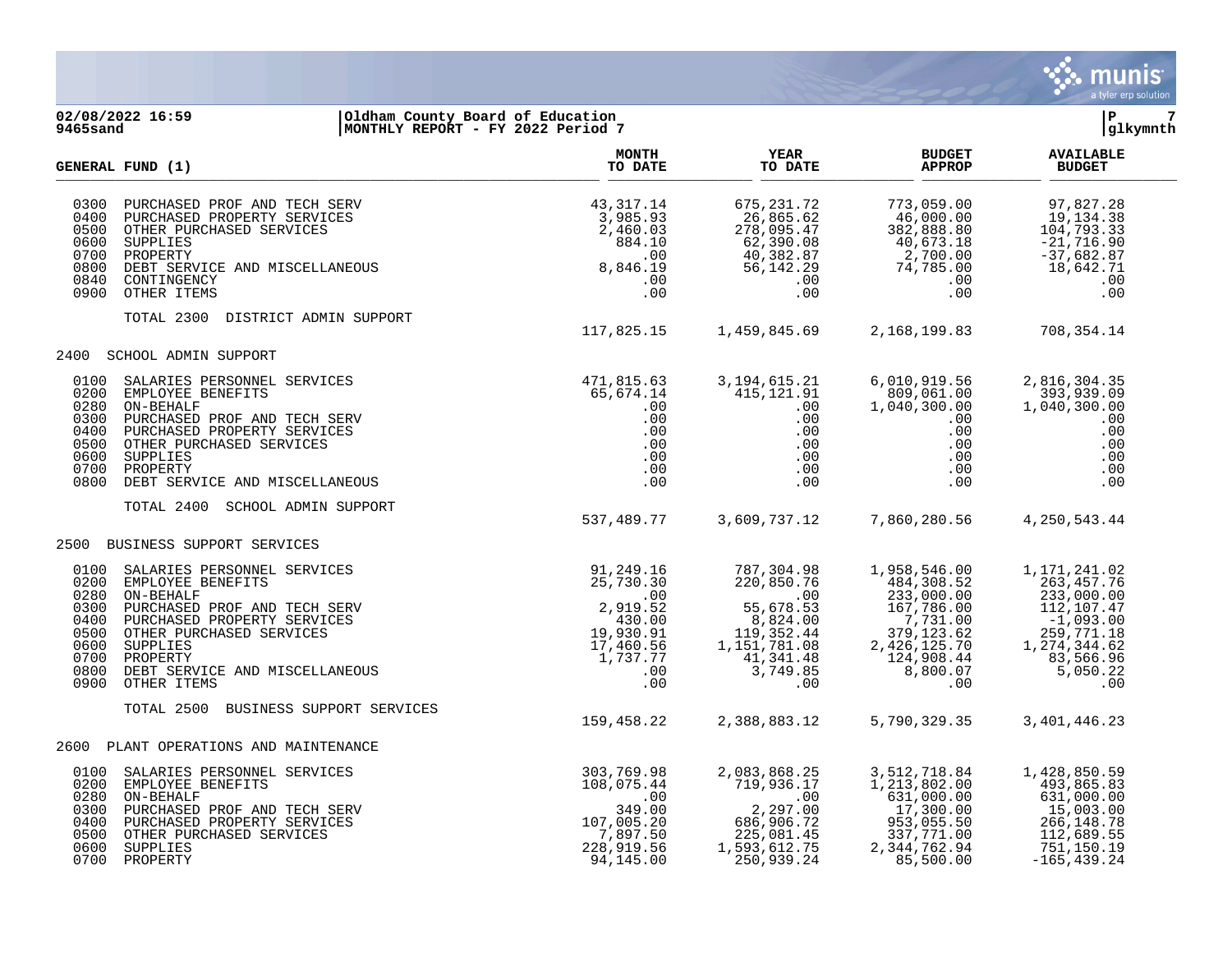02/08/2022 16:59 | Oldham County Board of Education
9465sand | MONTHLY REPORT - FY 2022 Period 7

| GENERAL FUND (1) | MONTH TO DATE | YEAR TO DATE | BUDGET APPROP | AVAILABLE BUDGET |
|---|---|---|---|---|
| 0300 PURCHASED PROF AND TECH SERV | 43,317.14 | 675,231.72 | 773,059.00 | 97,827.28 |
| 0400 PURCHASED PROPERTY SERVICES | 3,985.93 | 26,865.62 | 46,000.00 | 19,134.38 |
| 0500 OTHER PURCHASED SERVICES | 2,460.03 | 278,095.47 | 382,888.80 | 104,793.33 |
| 0600 SUPPLIES | 884.10 | 62,390.08 | 40,673.18 | -21,716.90 |
| 0700 PROPERTY | .00 | 40,382.87 | 2,700.00 | -37,682.87 |
| 0800 DEBT SERVICE AND MISCELLANEOUS | 8,846.19 | 56,142.29 | 74,785.00 | 18,642.71 |
| 0840 CONTINGENCY | .00 | .00 | .00 | .00 |
| 0900 OTHER ITEMS | .00 | .00 | .00 | .00 |
| TOTAL 2300 DISTRICT ADMIN SUPPORT | 117,825.15 | 1,459,845.69 | 2,168,199.83 | 708,354.14 |
| **2400 SCHOOL ADMIN SUPPORT** | | | | |
| 0100 SALARIES PERSONNEL SERVICES | 471,815.63 | 3,194,615.21 | 6,010,919.56 | 2,816,304.35 |
| 0200 EMPLOYEE BENEFITS | 65,674.14 | 415,121.91 | 809,061.00 | 393,939.09 |
| 0280 ON-BEHALF | .00 | .00 | 1,040,300.00 | 1,040,300.00 |
| 0300 PURCHASED PROF AND TECH SERV | .00 | .00 | .00 | .00 |
| 0400 PURCHASED PROPERTY SERVICES | .00 | .00 | .00 | .00 |
| 0500 OTHER PURCHASED SERVICES | .00 | .00 | .00 | .00 |
| 0600 SUPPLIES | .00 | .00 | .00 | .00 |
| 0700 PROPERTY | .00 | .00 | .00 | .00 |
| 0800 DEBT SERVICE AND MISCELLANEOUS | .00 | .00 | .00 | .00 |
| TOTAL 2400 SCHOOL ADMIN SUPPORT | 537,489.77 | 3,609,737.12 | 7,860,280.56 | 4,250,543.44 |
| **2500 BUSINESS SUPPORT SERVICES** | | | | |
| 0100 SALARIES PERSONNEL SERVICES | 91,249.16 | 787,304.98 | 1,958,546.00 | 1,171,241.02 |
| 0200 EMPLOYEE BENEFITS | 25,730.30 | 220,850.76 | 484,308.52 | 263,457.76 |
| 0280 ON-BEHALF | .00 | .00 | 233,000.00 | 233,000.00 |
| 0300 PURCHASED PROF AND TECH SERV | 2,919.52 | 55,678.53 | 167,786.00 | 112,107.47 |
| 0400 PURCHASED PROPERTY SERVICES | 430.00 | 8,824.00 | 7,731.00 | -1,093.00 |
| 0500 OTHER PURCHASED SERVICES | 19,930.91 | 119,352.44 | 379,123.62 | 259,771.18 |
| 0600 SUPPLIES | 17,460.56 | 1,151,781.08 | 2,426,125.70 | 1,274,344.62 |
| 0700 PROPERTY | 1,737.77 | 41,341.48 | 124,908.44 | 83,566.96 |
| 0800 DEBT SERVICE AND MISCELLANEOUS | .00 | 3,749.85 | 8,800.07 | 5,050.22 |
| 0900 OTHER ITEMS | .00 | .00 | .00 | .00 |
| TOTAL 2500 BUSINESS SUPPORT SERVICES | 159,458.22 | 2,388,883.12 | 5,790,329.35 | 3,401,446.23 |
| **2600 PLANT OPERATIONS AND MAINTENANCE** | | | | |
| 0100 SALARIES PERSONNEL SERVICES | 303,769.98 | 2,083,868.25 | 3,512,718.84 | 1,428,850.59 |
| 0200 EMPLOYEE BENEFITS | 108,075.44 | 719,936.17 | 1,213,802.00 | 493,865.83 |
| 0280 ON-BEHALF | .00 | .00 | 631,000.00 | 631,000.00 |
| 0300 PURCHASED PROF AND TECH SERV | 349.00 | 2,297.00 | 17,300.00 | 15,003.00 |
| 0400 PURCHASED PROPERTY SERVICES | 107,005.20 | 686,906.72 | 953,055.50 | 266,148.78 |
| 0500 OTHER PURCHASED SERVICES | 7,897.50 | 225,081.45 | 337,771.00 | 112,689.55 |
| 0600 SUPPLIES | 228,919.56 | 1,593,612.75 | 2,344,762.94 | 751,150.19 |
| 0700 PROPERTY | 94,145.00 | 250,939.24 | 85,500.00 | -165,439.24 |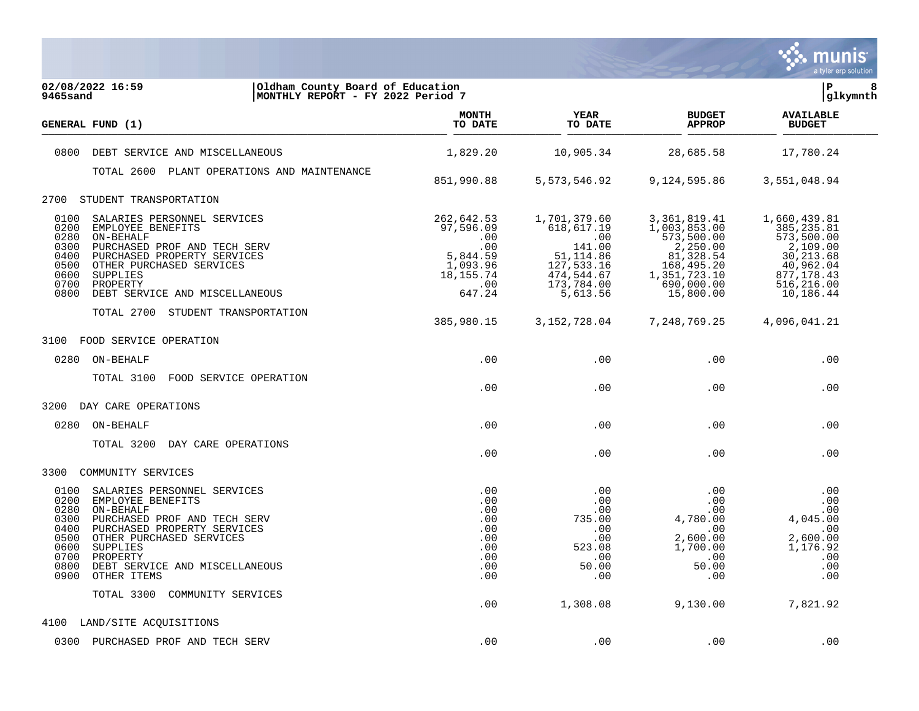02/08/2022 16:59 | Oldham County Board of Education
9465sand | MONTHLY REPORT - FY 2022 Period 7

| GENERAL FUND (1) | MONTH TO DATE | YEAR TO DATE | BUDGET APPROP | AVAILABLE BUDGET |
|---|---|---|---|---|
| 0800 DEBT SERVICE AND MISCELLANEOUS | 1,829.20 | 10,905.34 | 28,685.58 | 17,780.24 |
| TOTAL 2600 PLANT OPERATIONS AND MAINTENANCE | 851,990.88 | 5,573,546.92 | 9,124,595.86 | 3,551,048.94 |
| **2700 STUDENT TRANSPORTATION** | | | | |
| 0100 SALARIES PERSONNEL SERVICES | 262,642.53 | 1,701,379.60 | 3,361,819.41 | 1,660,439.81 |
| 0200 EMPLOYEE BENEFITS | 97,596.09 | 618,617.19 | 1,003,853.00 | 385,235.81 |
| 0280 ON-BEHALF | .00 | .00 | 573,500.00 | 573,500.00 |
| 0300 PURCHASED PROF AND TECH SERV | .00 | 141.00 | 2,250.00 | 2,109.00 |
| 0400 PURCHASED PROPERTY SERVICES | 5,844.59 | 51,114.86 | 81,328.54 | 30,213.68 |
| 0500 OTHER PURCHASED SERVICES | 1,093.96 | 127,533.16 | 168,495.20 | 40,962.04 |
| 0600 SUPPLIES | 18,155.74 | 474,544.67 | 1,351,723.10 | 877,178.43 |
| 0700 PROPERTY | .00 | 173,784.00 | 690,000.00 | 516,216.00 |
| 0800 DEBT SERVICE AND MISCELLANEOUS | 647.24 | 5,613.56 | 15,800.00 | 10,186.44 |
| TOTAL 2700 STUDENT TRANSPORTATION | 385,980.15 | 3,152,728.04 | 7,248,769.25 | 4,096,041.21 |
| **3100 FOOD SERVICE OPERATION** | | | | |
| 0280 ON-BEHALF | .00 | .00 | .00 | .00 |
| TOTAL 3100 FOOD SERVICE OPERATION | .00 | .00 | .00 | .00 |
| **3200 DAY CARE OPERATIONS** | | | | |
| 0280 ON-BEHALF | .00 | .00 | .00 | .00 |
| TOTAL 3200 DAY CARE OPERATIONS | .00 | .00 | .00 | .00 |
| **3300 COMMUNITY SERVICES** | | | | |
| 0100 SALARIES PERSONNEL SERVICES | .00 | .00 | .00 | .00 |
| 0200 EMPLOYEE BENEFITS | .00 | .00 | .00 | .00 |
| 0280 ON-BEHALF | .00 | .00 | .00 | .00 |
| 0300 PURCHASED PROF AND TECH SERV | .00 | 735.00 | 4,780.00 | 4,045.00 |
| 0400 PURCHASED PROPERTY SERVICES | .00 | .00 | .00 | .00 |
| 0500 OTHER PURCHASED SERVICES | .00 | .00 | 2,600.00 | 2,600.00 |
| 0600 SUPPLIES | .00 | 523.08 | 1,700.00 | 1,176.92 |
| 0700 PROPERTY | .00 | .00 | .00 | .00 |
| 0800 DEBT SERVICE AND MISCELLANEOUS | .00 | 50.00 | 50.00 | .00 |
| 0900 OTHER ITEMS | .00 | .00 | .00 | .00 |
| TOTAL 3300 COMMUNITY SERVICES | .00 | 1,308.08 | 9,130.00 | 7,821.92 |
| **4100 LAND/SITE ACQUISITIONS** | | | | |
| 0300 PURCHASED PROF AND TECH SERV | .00 | .00 | .00 | .00 |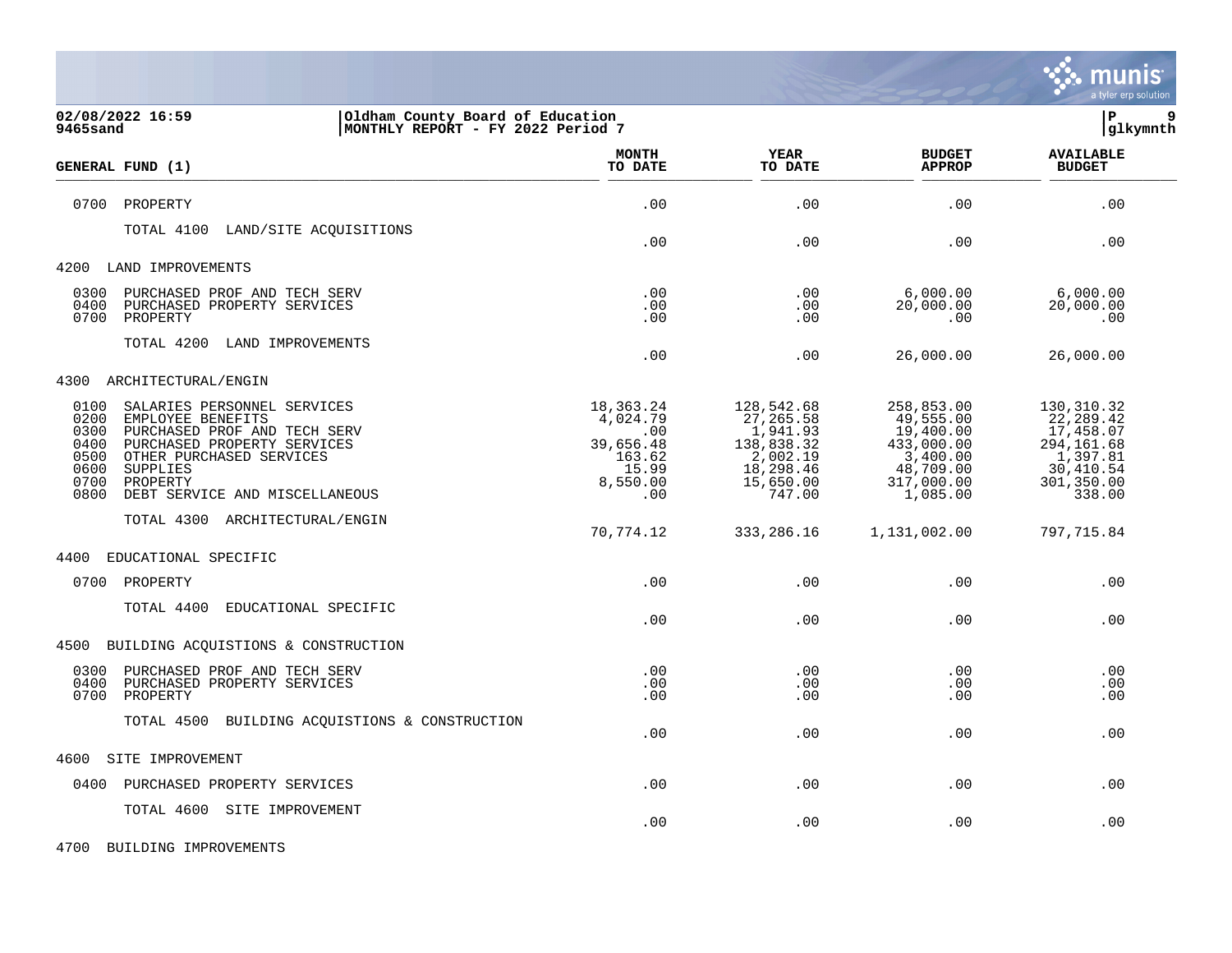**Oldham County Board of Education**
**MONTHLY REPORT - FY 2022 Period 7**

| GENERAL FUND (1) | MONTH TO DATE | YEAR TO DATE | BUDGET APPROP | AVAILABLE BUDGET |
|---|---|---|---|---|
| 0700 PROPERTY | .00 | .00 | .00 | .00 |
| TOTAL 4100 LAND/SITE ACQUISITIONS | .00 | .00 | .00 | .00 |
| **4200 LAND IMPROVEMENTS** | | | | |
| 0300 PURCHASED PROF AND TECH SERV | .00 | .00 | 6,000.00 | 6,000.00 |
| 0400 PURCHASED PROPERTY SERVICES | .00 | .00 | 20,000.00 | 20,000.00 |
| 0700 PROPERTY | .00 | .00 | .00 | .00 |
| TOTAL 4200 LAND IMPROVEMENTS | .00 | .00 | 26,000.00 | 26,000.00 |
| **4300 ARCHITECTURAL/ENGIN** | | | | |
| 0100 SALARIES PERSONNEL SERVICES | 18,363.24 | 128,542.68 | 258,853.00 | 130,310.32 |
| 0200 EMPLOYEE BENEFITS | 4,024.79 | 27,265.58 | 49,555.00 | 22,289.42 |
| 0300 PURCHASED PROF AND TECH SERV | .00 | 1,941.93 | 19,400.00 | 17,458.07 |
| 0400 PURCHASED PROPERTY SERVICES | 39,656.48 | 138,838.32 | 433,000.00 | 294,161.68 |
| 0500 OTHER PURCHASED SERVICES | 163.62 | 2,002.19 | 3,400.00 | 1,397.81 |
| 0600 SUPPLIES | 15.99 | 18,298.46 | 48,709.00 | 30,410.54 |
| 0700 PROPERTY | 8,550.00 | 15,650.00 | 317,000.00 | 301,350.00 |
| 0800 DEBT SERVICE AND MISCELLANEOUS | .00 | 747.00 | 1,085.00 | 338.00 |
| TOTAL 4300 ARCHITECTURAL/ENGIN | 70,774.12 | 333,286.16 | 1,131,002.00 | 797,715.84 |
| **4400 EDUCATIONAL SPECIFIC** | | | | |
| 0700 PROPERTY | .00 | .00 | .00 | .00 |
| TOTAL 4400 EDUCATIONAL SPECIFIC | .00 | .00 | .00 | .00 |
| **4500 BUILDING ACQUISTIONS & CONSTRUCTION** | | | | |
| 0300 PURCHASED PROF AND TECH SERV | .00 | .00 | .00 | .00 |
| 0400 PURCHASED PROPERTY SERVICES | .00 | .00 | .00 | .00 |
| 0700 PROPERTY | .00 | .00 | .00 | .00 |
| TOTAL 4500 BUILDING ACQUISTIONS & CONSTRUCTION | .00 | .00 | .00 | .00 |
| **4600 SITE IMPROVEMENT** | | | | |
| 0400 PURCHASED PROPERTY SERVICES | .00 | .00 | .00 | .00 |
| TOTAL 4600 SITE IMPROVEMENT | .00 | .00 | .00 | .00 |
| **4700 BUILDING IMPROVEMENTS** | | | | |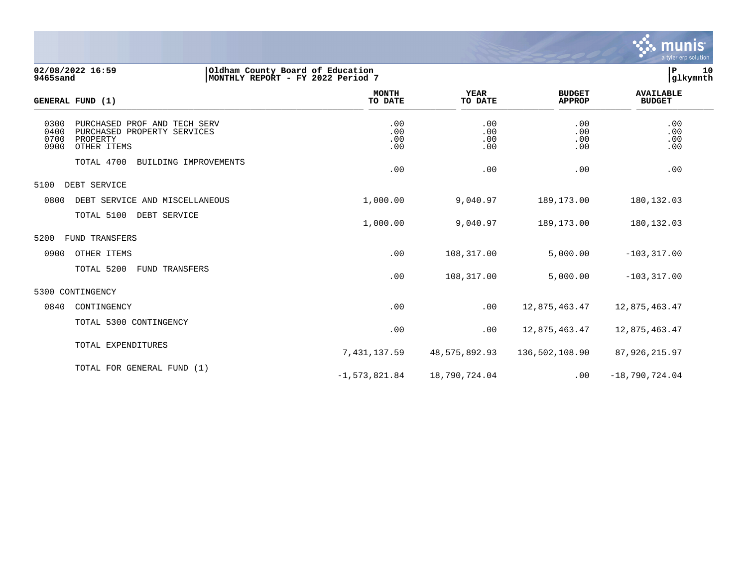02/08/2022 16:59
9465sand

Oldham County Board of Education
MONTHLY REPORT - FY 2022 Period 7

glkymnth

| GENERAL FUND (1) | MONTH TO DATE | YEAR TO DATE | BUDGET APPROP | AVAILABLE BUDGET |
|---|---|---|---|---|
| 0300 PURCHASED PROF AND TECH SERV | .00 | .00 | .00 | .00 |
| 0400 PURCHASED PROPERTY SERVICES | .00 | .00 | .00 | .00 |
| 0700 PROPERTY | .00 | .00 | .00 | .00 |
| 0900 OTHER ITEMS | .00 | .00 | .00 | .00 |
| TOTAL 4700 BUILDING IMPROVEMENTS | .00 | .00 | .00 | .00 |
| 5100 DEBT SERVICE | | | | |
| 0800 DEBT SERVICE AND MISCELLANEOUS | 1,000.00 | 9,040.97 | 189,173.00 | 180,132.03 |
| TOTAL 5100 DEBT SERVICE | 1,000.00 | 9,040.97 | 189,173.00 | 180,132.03 |
| 5200 FUND TRANSFERS | | | | |
| 0900 OTHER ITEMS | .00 | 108,317.00 | 5,000.00 | -103,317.00 |
| TOTAL 5200 FUND TRANSFERS | .00 | 108,317.00 | 5,000.00 | -103,317.00 |
| 5300 CONTINGENCY | | | | |
| 0840 CONTINGENCY | .00 | .00 | 12,875,463.47 | 12,875,463.47 |
| TOTAL 5300 CONTINGENCY | .00 | .00 | 12,875,463.47 | 12,875,463.47 |
| TOTAL EXPENDITURES | 7,431,137.59 | 48,575,892.93 | 136,502,108.90 | 87,926,215.97 |
| TOTAL FOR GENERAL FUND (1) | -1,573,821.84 | 18,790,724.04 | .00 | -18,790,724.04 |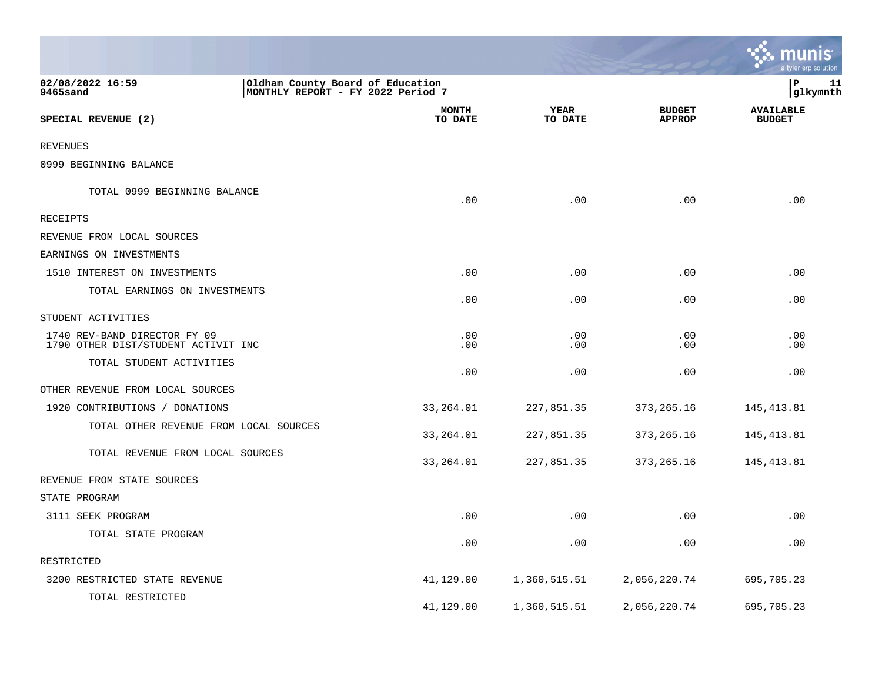02/08/2022 16:59
9465sand

Oldham County Board of Education
MONTHLY REPORT - FY 2022 Period 7

| SPECIAL REVENUE (2) | MONTH TO DATE | YEAR TO DATE | BUDGET APPROP | AVAILABLE BUDGET |
|---|---|---|---|---|
| REVENUES | | | | |
| 0999 BEGINNING BALANCE | | | | |
| TOTAL 0999 BEGINNING BALANCE | .00 | .00 | .00 | .00 |
| RECEIPTS | | | | |
| REVENUE FROM LOCAL SOURCES | | | | |
| EARNINGS ON INVESTMENTS | | | | |
| 1510 INTEREST ON INVESTMENTS | .00 | .00 | .00 | .00 |
| TOTAL EARNINGS ON INVESTMENTS | .00 | .00 | .00 | .00 |
| STUDENT ACTIVITIES | | | | |
| 1740 REV-BAND DIRECTOR FY 09 | .00 | .00 | .00 | .00 |
| 1790 OTHER DIST/STUDENT ACTIVIT INC | .00 | .00 | .00 | .00 |
| TOTAL STUDENT ACTIVITIES | .00 | .00 | .00 | .00 |
| OTHER REVENUE FROM LOCAL SOURCES | | | | |
| 1920 CONTRIBUTIONS / DONATIONS | 33,264.01 | 227,851.35 | 373,265.16 | 145,413.81 |
| TOTAL OTHER REVENUE FROM LOCAL SOURCES | 33,264.01 | 227,851.35 | 373,265.16 | 145,413.81 |
| TOTAL REVENUE FROM LOCAL SOURCES | 33,264.01 | 227,851.35 | 373,265.16 | 145,413.81 |
| REVENUE FROM STATE SOURCES | | | | |
| STATE PROGRAM | | | | |
| 3111 SEEK PROGRAM | .00 | .00 | .00 | .00 |
| TOTAL STATE PROGRAM | .00 | .00 | .00 | .00 |
| RESTRICTED | | | | |
| 3200 RESTRICTED STATE REVENUE | 41,129.00 | 1,360,515.51 | 2,056,220.74 | 695,705.23 |
| TOTAL RESTRICTED | 41,129.00 | 1,360,515.51 | 2,056,220.74 | 695,705.23 |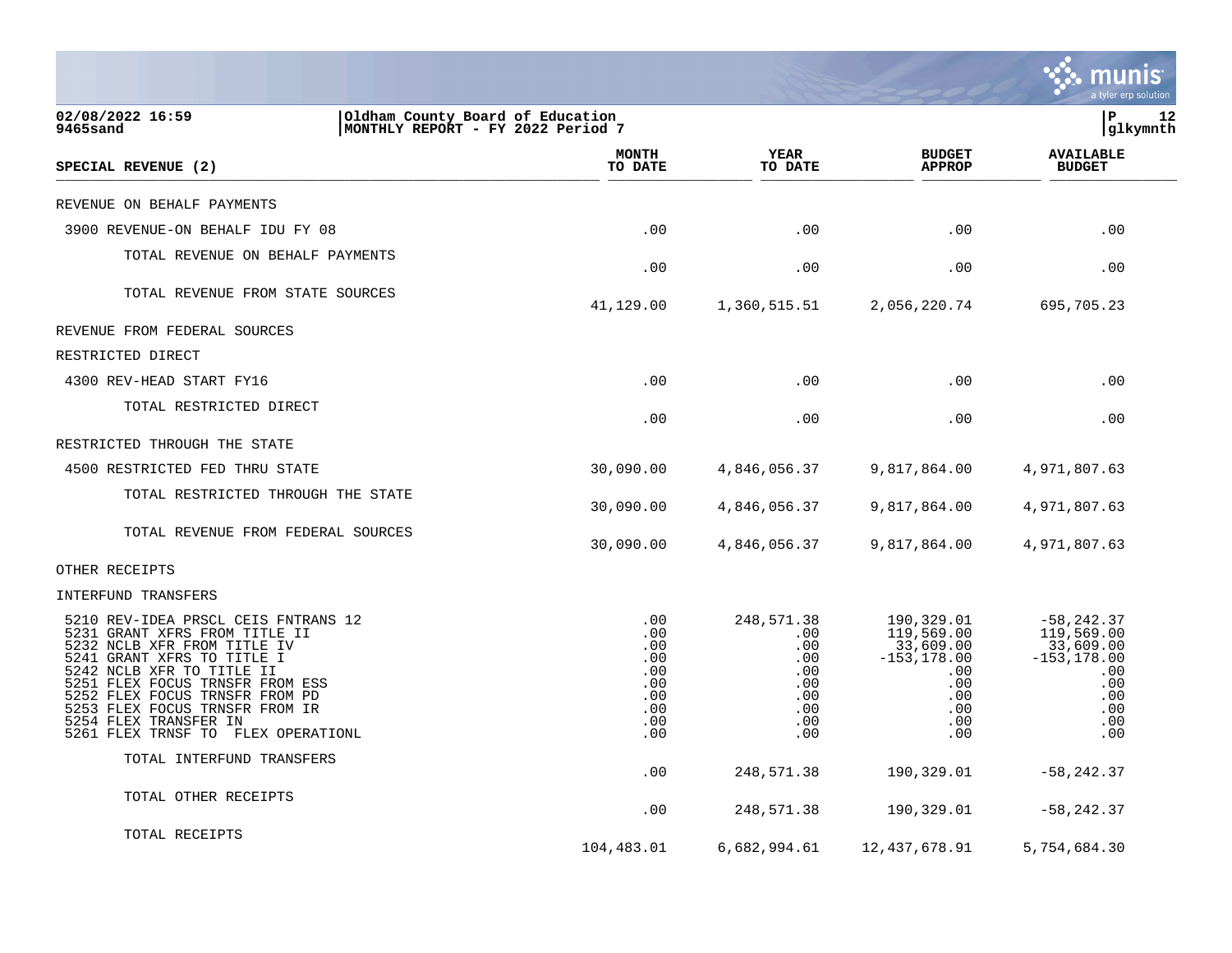02/08/2022 16:59 | Oldham County Board of Education
9465sand | MONTHLY REPORT - FY 2022 Period 7

| SPECIAL REVENUE (2) | MONTH TO DATE | YEAR TO DATE | BUDGET APPROP | AVAILABLE BUDGET |
|---|---|---|---|---|
| REVENUE ON BEHALF PAYMENTS | | | | |
| 3900 REVENUE-ON BEHALF IDU FY 08 | .00 | .00 | .00 | .00 |
| TOTAL REVENUE ON BEHALF PAYMENTS | .00 | .00 | .00 | .00 |
| TOTAL REVENUE FROM STATE SOURCES | 41,129.00 | 1,360,515.51 | 2,056,220.74 | 695,705.23 |
| REVENUE FROM FEDERAL SOURCES | | | | |
| RESTRICTED DIRECT | | | | |
| 4300 REV-HEAD START FY16 | .00 | .00 | .00 | .00 |
| TOTAL RESTRICTED DIRECT | .00 | .00 | .00 | .00 |
| RESTRICTED THROUGH THE STATE | | | | |
| 4500 RESTRICTED FED THRU STATE | 30,090.00 | 4,846,056.37 | 9,817,864.00 | 4,971,807.63 |
| TOTAL RESTRICTED THROUGH THE STATE | 30,090.00 | 4,846,056.37 | 9,817,864.00 | 4,971,807.63 |
| TOTAL REVENUE FROM FEDERAL SOURCES | 30,090.00 | 4,846,056.37 | 9,817,864.00 | 4,971,807.63 |
| OTHER RECEIPTS | | | | |
| INTERFUND TRANSFERS | | | | |
| 5210 REV-IDEA PRSCL CEIS FNTRANS 12 | .00 | 248,571.38 | 190,329.01 | -58,242.37 |
| 5231 GRANT XFRS FROM TITLE II | .00 | .00 | 119,569.00 | 119,569.00 |
| 5232 NCLB XFR FROM TITLE IV | .00 | .00 | 33,609.00 | 33,609.00 |
| 5241 GRANT XFRS TO TITLE I | .00 | .00 | -153,178.00 | -153,178.00 |
| 5242 NCLB XFR TO TITLE II | .00 | .00 | .00 | .00 |
| 5251 FLEX FOCUS TRNSFR FROM ESS | .00 | .00 | .00 | .00 |
| 5252 FLEX FOCUS TRNSFR FROM PD | .00 | .00 | .00 | .00 |
| 5253 FLEX FOCUS TRNSFR FROM IR | .00 | .00 | .00 | .00 |
| 5254 FLEX TRANSFER IN | .00 | .00 | .00 | .00 |
| 5261 FLEX TRNSF TO FLEX OPERATIONL | .00 | .00 | .00 | .00 |
| TOTAL INTERFUND TRANSFERS | .00 | 248,571.38 | 190,329.01 | -58,242.37 |
| TOTAL OTHER RECEIPTS | .00 | 248,571.38 | 190,329.01 | -58,242.37 |
| TOTAL RECEIPTS | 104,483.01 | 6,682,994.61 | 12,437,678.91 | 5,754,684.30 |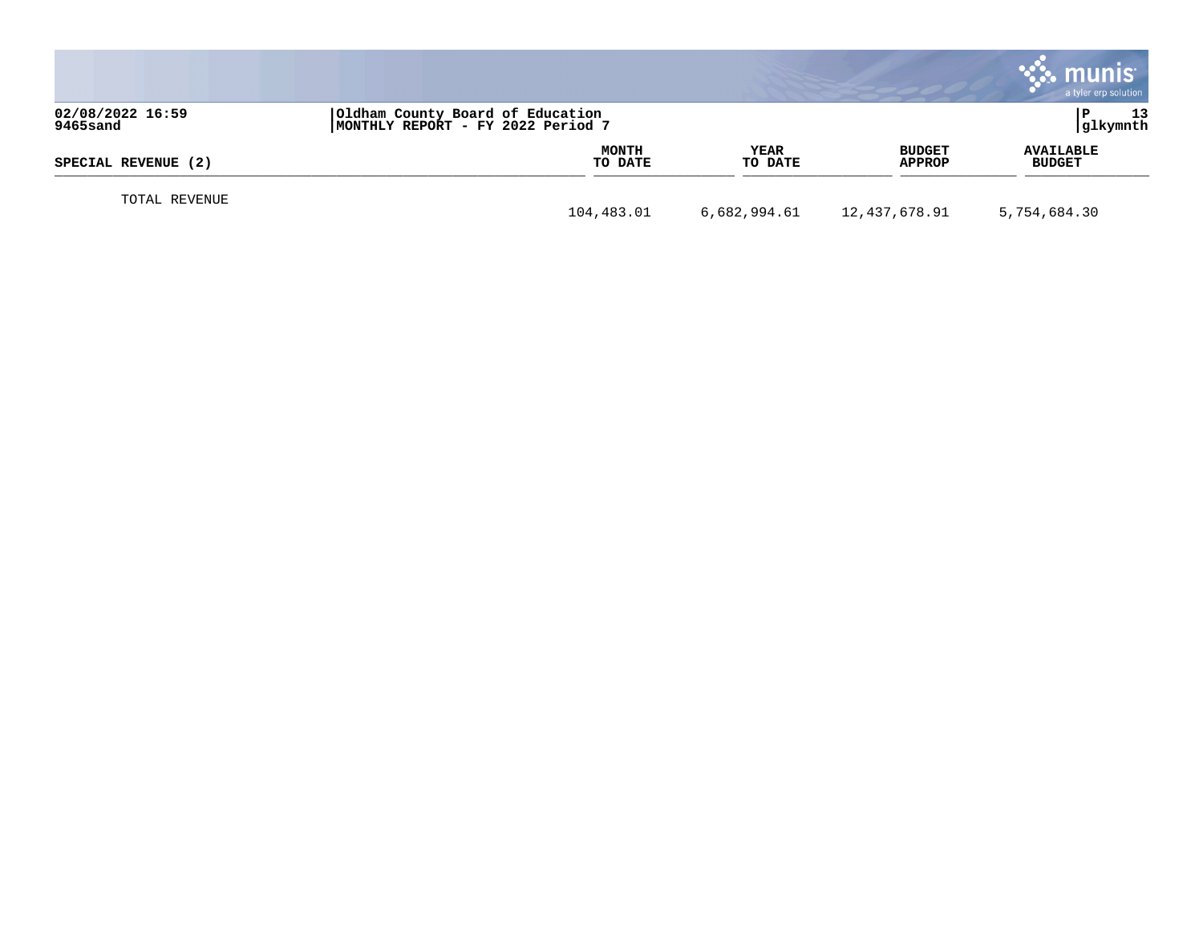| SPECIAL REVENUE (2) | MONTH TO DATE | YEAR TO DATE | BUDGET APPROP | AVAILABLE BUDGET |
|---|---|---|---|---|
| TOTAL REVENUE | 104,483.01 | 6,682,994.61 | 12,437,678.91 | 5,754,684.30 |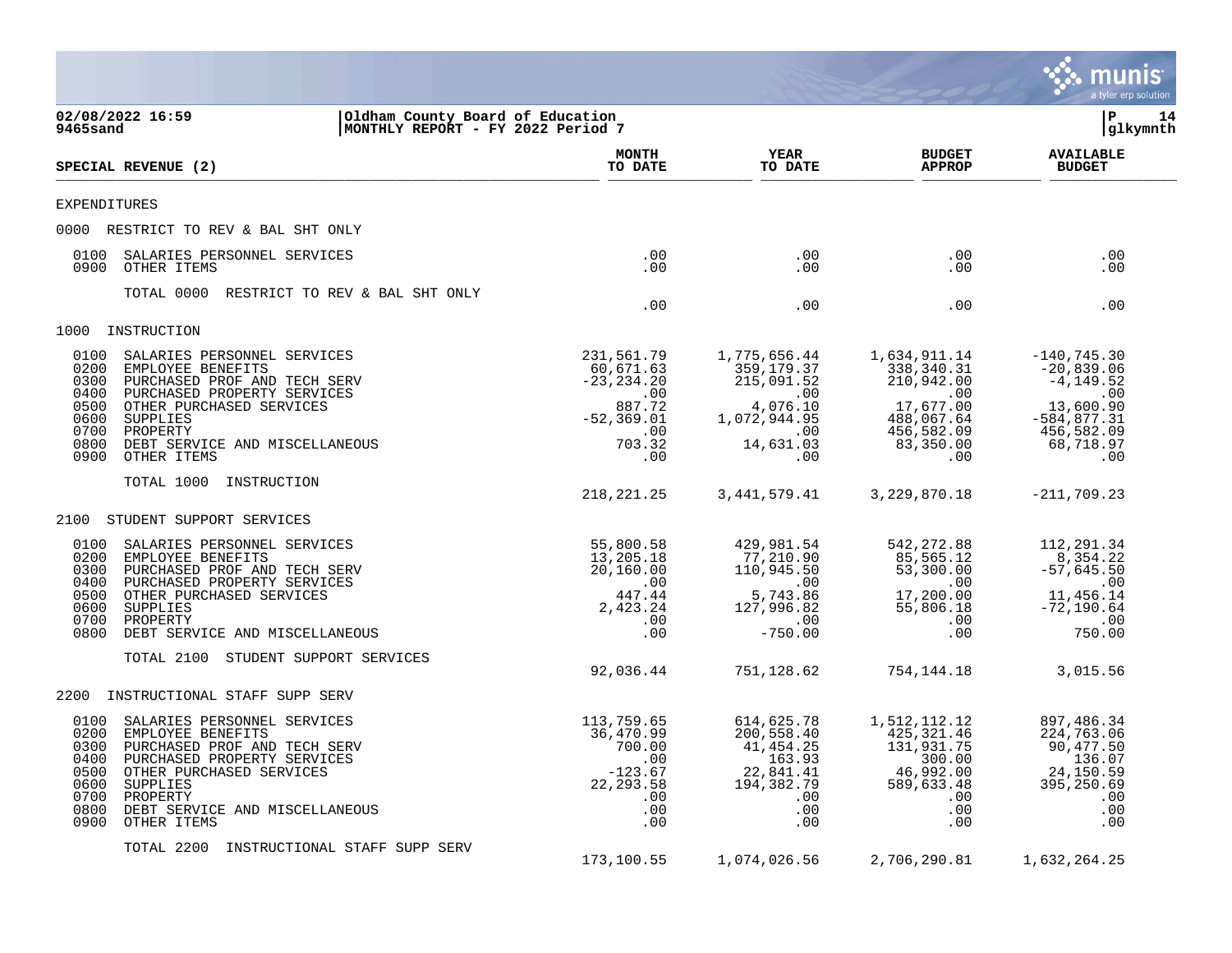02/08/2022 16:59 | Oldham County Board of Education | P 14
9465sand | MONTHLY REPORT - FY 2022 Period 7 | glkymnth

| SPECIAL REVENUE (2) | MONTH TO DATE | YEAR TO DATE | BUDGET APPROP | AVAILABLE BUDGET |
|---|---|---|---|---|
| EXPENDITURES | | | | |
| 0000 RESTRICT TO REV & BAL SHT ONLY | | | | |
| 0100 SALARIES PERSONNEL SERVICES | .00 | .00 | .00 | .00 |
| 0900 OTHER ITEMS | .00 | .00 | .00 | .00 |
| TOTAL 0000 RESTRICT TO REV & BAL SHT ONLY | .00 | .00 | .00 | .00 |
| 1000 INSTRUCTION | | | | |
| 0100 SALARIES PERSONNEL SERVICES | 231,561.79 | 1,775,656.44 | 1,634,911.14 | -140,745.30 |
| 0200 EMPLOYEE BENEFITS | 60,671.63 | 359,179.37 | 338,340.31 | -20,839.06 |
| 0300 PURCHASED PROF AND TECH SERV | -23,234.20 | 215,091.52 | 210,942.00 | -4,149.52 |
| 0400 PURCHASED PROPERTY SERVICES | .00 | .00 | .00 | .00 |
| 0500 OTHER PURCHASED SERVICES | 887.72 | 4,076.10 | 17,677.00 | 13,600.90 |
| 0600 SUPPLIES | -52,369.01 | 1,072,944.95 | 488,067.64 | -584,877.31 |
| 0700 PROPERTY | .00 | .00 | 456,582.09 | 456,582.09 |
| 0800 DEBT SERVICE AND MISCELLANEOUS | 703.32 | 14,631.03 | 83,350.00 | 68,718.97 |
| 0900 OTHER ITEMS | .00 | .00 | .00 | .00 |
| TOTAL 1000 INSTRUCTION | 218,221.25 | 3,441,579.41 | 3,229,870.18 | -211,709.23 |
| 2100 STUDENT SUPPORT SERVICES | | | | |
| 0100 SALARIES PERSONNEL SERVICES | 55,800.58 | 429,981.54 | 542,272.88 | 112,291.34 |
| 0200 EMPLOYEE BENEFITS | 13,205.18 | 77,210.90 | 85,565.12 | 8,354.22 |
| 0300 PURCHASED PROF AND TECH SERV | 20,160.00 | 110,945.50 | 53,300.00 | -57,645.50 |
| 0400 PURCHASED PROPERTY SERVICES | .00 | .00 | .00 | .00 |
| 0500 OTHER PURCHASED SERVICES | 447.44 | 5,743.86 | 17,200.00 | 11,456.14 |
| 0600 SUPPLIES | 2,423.24 | 127,996.82 | 55,806.18 | -72,190.64 |
| 0700 PROPERTY | .00 | .00 | .00 | .00 |
| 0800 DEBT SERVICE AND MISCELLANEOUS | .00 | -750.00 | .00 | 750.00 |
| TOTAL 2100 STUDENT SUPPORT SERVICES | 92,036.44 | 751,128.62 | 754,144.18 | 3,015.56 |
| 2200 INSTRUCTIONAL STAFF SUPP SERV | | | | |
| 0100 SALARIES PERSONNEL SERVICES | 113,759.65 | 614,625.78 | 1,512,112.12 | 897,486.34 |
| 0200 EMPLOYEE BENEFITS | 36,470.99 | 200,558.40 | 425,321.46 | 224,763.06 |
| 0300 PURCHASED PROF AND TECH SERV | 700.00 | 41,454.25 | 131,931.75 | 90,477.50 |
| 0400 PURCHASED PROPERTY SERVICES | .00 | 163.93 | 300.00 | 136.07 |
| 0500 OTHER PURCHASED SERVICES | -123.67 | 22,841.41 | 46,992.00 | 24,150.59 |
| 0600 SUPPLIES | 22,293.58 | 194,382.79 | 589,633.48 | 395,250.69 |
| 0700 PROPERTY | .00 | .00 | .00 | .00 |
| 0800 DEBT SERVICE AND MISCELLANEOUS | .00 | .00 | .00 | .00 |
| 0900 OTHER ITEMS | .00 | .00 | .00 | .00 |
| TOTAL 2200 INSTRUCTIONAL STAFF SUPP SERV | 173,100.55 | 1,074,026.56 | 2,706,290.81 | 1,632,264.25 |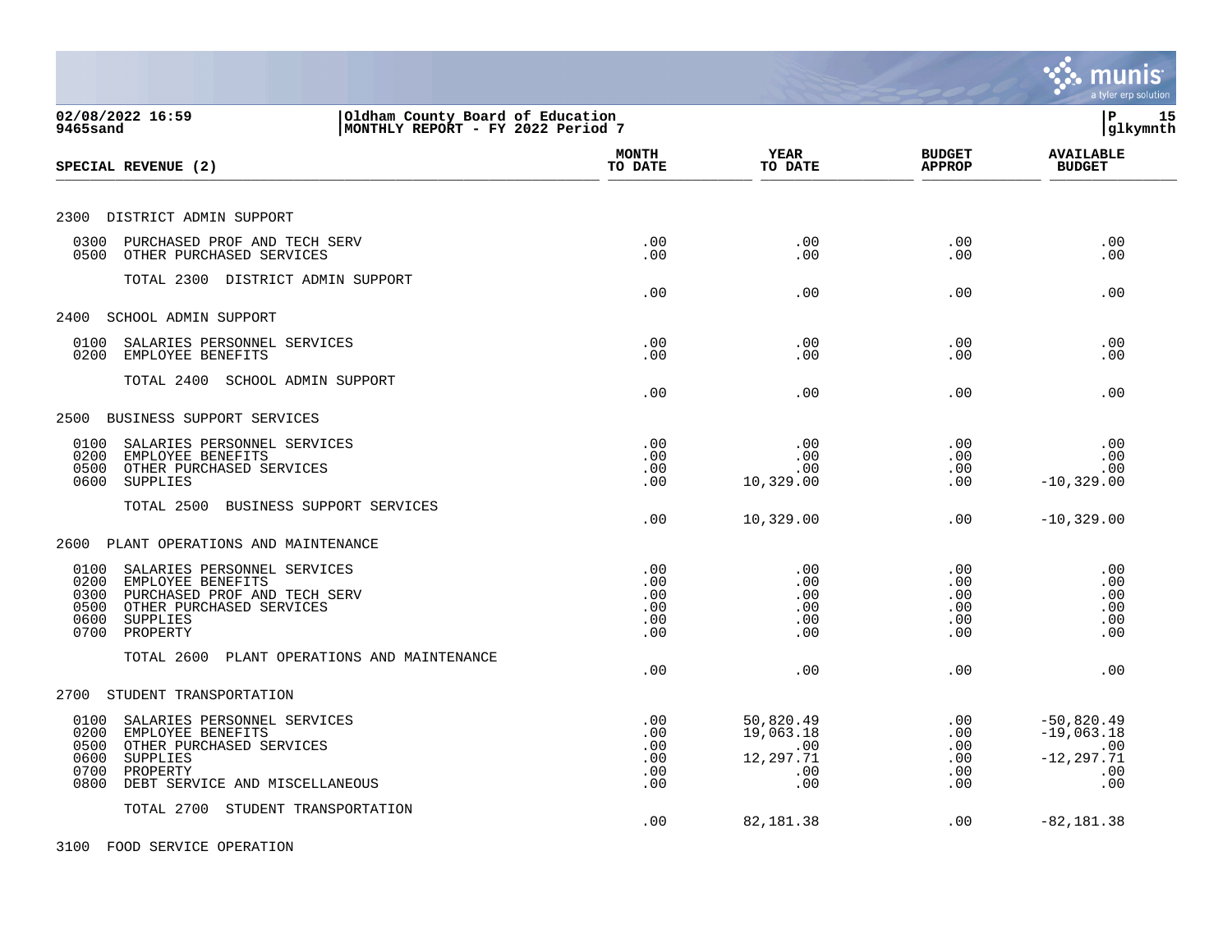02/08/2022 16:59
9465sand

Oldham County Board of Education
MONTHLY REPORT - FY 2022 Period 7

| SPECIAL REVENUE (2) | MONTH TO DATE | YEAR TO DATE | BUDGET APPROP | AVAILABLE BUDGET |
|---|---|---|---|---|
| 2300 DISTRICT ADMIN SUPPORT | | | | |
| 0300 PURCHASED PROF AND TECH SERV | .00 | .00 | .00 | .00 |
| 0500 OTHER PURCHASED SERVICES | .00 | .00 | .00 | .00 |
| TOTAL 2300 DISTRICT ADMIN SUPPORT | .00 | .00 | .00 | .00 |
| 2400 SCHOOL ADMIN SUPPORT | | | | |
| 0100 SALARIES PERSONNEL SERVICES | .00 | .00 | .00 | .00 |
| 0200 EMPLOYEE BENEFITS | .00 | .00 | .00 | .00 |
| TOTAL 2400 SCHOOL ADMIN SUPPORT | .00 | .00 | .00 | .00 |
| 2500 BUSINESS SUPPORT SERVICES | | | | |
| 0100 SALARIES PERSONNEL SERVICES | .00 | .00 | .00 | .00 |
| 0200 EMPLOYEE BENEFITS | .00 | .00 | .00 | .00 |
| 0500 OTHER PURCHASED SERVICES | .00 | .00 | .00 | .00 |
| 0600 SUPPLIES | .00 | 10,329.00 | .00 | -10,329.00 |
| TOTAL 2500 BUSINESS SUPPORT SERVICES | .00 | 10,329.00 | .00 | -10,329.00 |
| 2600 PLANT OPERATIONS AND MAINTENANCE | | | | |
| 0100 SALARIES PERSONNEL SERVICES | .00 | .00 | .00 | .00 |
| 0200 EMPLOYEE BENEFITS | .00 | .00 | .00 | .00 |
| 0300 PURCHASED PROF AND TECH SERV | .00 | .00 | .00 | .00 |
| 0500 OTHER PURCHASED SERVICES | .00 | .00 | .00 | .00 |
| 0600 SUPPLIES | .00 | .00 | .00 | .00 |
| 0700 PROPERTY | .00 | .00 | .00 | .00 |
| TOTAL 2600 PLANT OPERATIONS AND MAINTENANCE | .00 | .00 | .00 | .00 |
| 2700 STUDENT TRANSPORTATION | | | | |
| 0100 SALARIES PERSONNEL SERVICES | .00 | 50,820.49 | .00 | -50,820.49 |
| 0200 EMPLOYEE BENEFITS | .00 | 19,063.18 | .00 | -19,063.18 |
| 0500 OTHER PURCHASED SERVICES | .00 | .00 | .00 | .00 |
| 0600 SUPPLIES | .00 | 12,297.71 | .00 | -12,297.71 |
| 0700 PROPERTY | .00 | .00 | .00 | .00 |
| 0800 DEBT SERVICE AND MISCELLANEOUS | .00 | .00 | .00 | .00 |
| TOTAL 2700 STUDENT TRANSPORTATION | .00 | 82,181.38 | .00 | -82,181.38 |
| 3100 FOOD SERVICE OPERATION | | | | |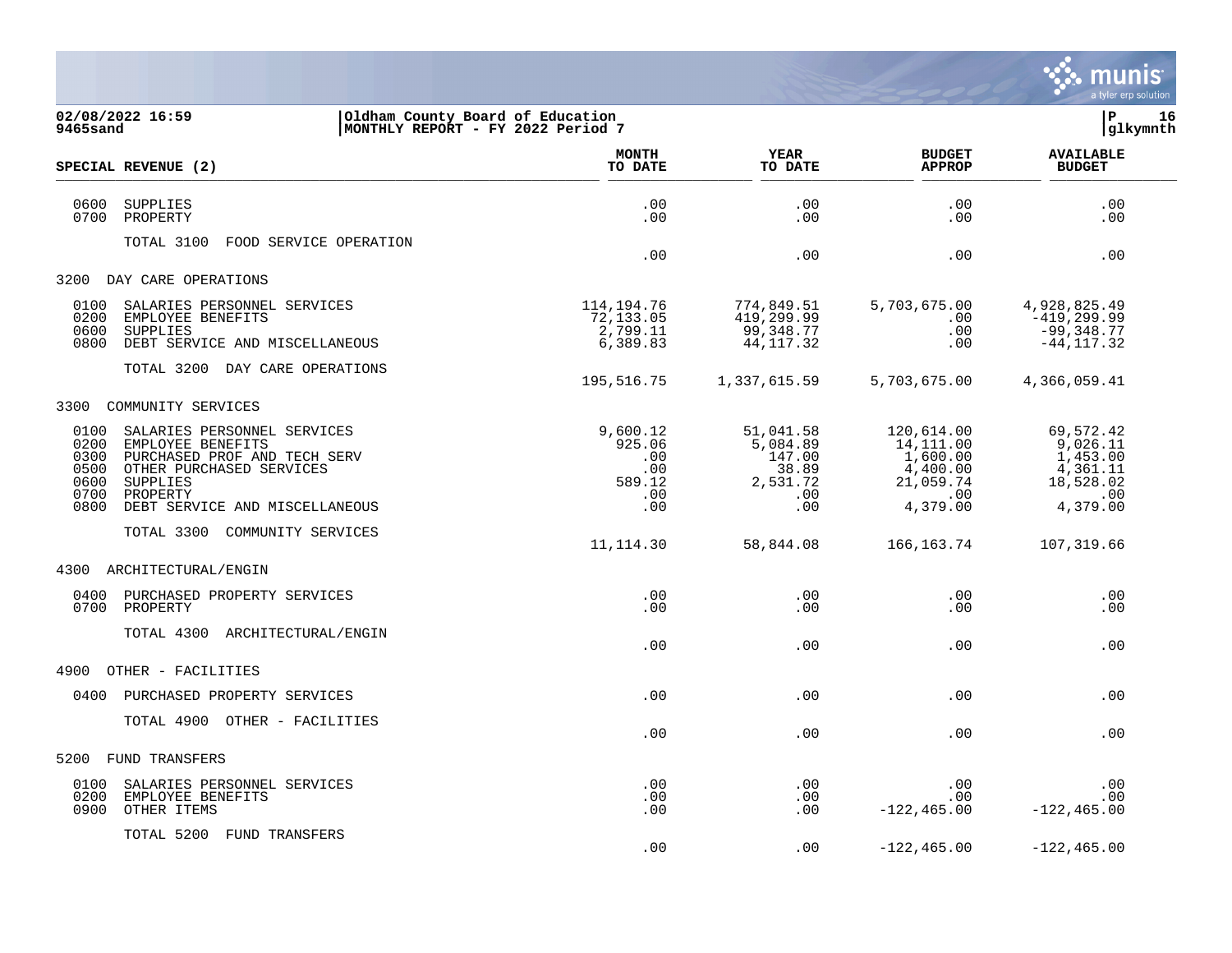**02/08/2022 16:59** | **Oldham County Board of Education**
**9465sand** | **MONTHLY REPORT - FY 2022 Period 7**

| SPECIAL REVENUE (2) | MONTH TO DATE | YEAR TO DATE | BUDGET APPROP | AVAILABLE BUDGET |
|---|---|---|---|---|
| 0600 SUPPLIES | .00 | .00 | .00 | .00 |
| 0700 PROPERTY | .00 | .00 | .00 | .00 |
| TOTAL 3100 FOOD SERVICE OPERATION | .00 | .00 | .00 | .00 |
| **3200 DAY CARE OPERATIONS** | | | | |
| 0100 SALARIES PERSONNEL SERVICES | 114,194.76 | 774,849.51 | 5,703,675.00 | 4,928,825.49 |
| 0200 EMPLOYEE BENEFITS | 72,133.05 | 419,299.99 | .00 | -419,299.99 |
| 0600 SUPPLIES | 2,799.11 | 99,348.77 | .00 | -99,348.77 |
| 0800 DEBT SERVICE AND MISCELLANEOUS | 6,389.83 | 44,117.32 | .00 | -44,117.32 |
| TOTAL 3200 DAY CARE OPERATIONS | 195,516.75 | 1,337,615.59 | 5,703,675.00 | 4,366,059.41 |
| **3300 COMMUNITY SERVICES** | | | | |
| 0100 SALARIES PERSONNEL SERVICES | 9,600.12 | 51,041.58 | 120,614.00 | 69,572.42 |
| 0200 EMPLOYEE BENEFITS | 925.06 | 5,084.89 | 14,111.00 | 9,026.11 |
| 0300 PURCHASED PROF AND TECH SERV | .00 | 147.00 | 1,600.00 | 1,453.00 |
| 0500 OTHER PURCHASED SERVICES | .00 | 38.89 | 4,400.00 | 4,361.11 |
| 0600 SUPPLIES | 589.12 | 2,531.72 | 21,059.74 | 18,528.02 |
| 0700 PROPERTY | .00 | .00 | .00 | .00 |
| 0800 DEBT SERVICE AND MISCELLANEOUS | .00 | .00 | 4,379.00 | 4,379.00 |
| TOTAL 3300 COMMUNITY SERVICES | 11,114.30 | 58,844.08 | 166,163.74 | 107,319.66 |
| **4300 ARCHITECTURAL/ENGIN** | | | | |
| 0400 PURCHASED PROPERTY SERVICES | .00 | .00 | .00 | .00 |
| 0700 PROPERTY | .00 | .00 | .00 | .00 |
| TOTAL 4300 ARCHITECTURAL/ENGIN | .00 | .00 | .00 | .00 |
| **4900 OTHER - FACILITIES** | | | | |
| 0400 PURCHASED PROPERTY SERVICES | .00 | .00 | .00 | .00 |
| TOTAL 4900 OTHER - FACILITIES | .00 | .00 | .00 | .00 |
| **5200 FUND TRANSFERS** | | | | |
| 0100 SALARIES PERSONNEL SERVICES | .00 | .00 | .00 | .00 |
| 0200 EMPLOYEE BENEFITS | .00 | .00 | .00 | .00 |
| 0900 OTHER ITEMS | .00 | .00 | -122,465.00 | -122,465.00 |
| TOTAL 5200 FUND TRANSFERS | .00 | .00 | -122,465.00 | -122,465.00 |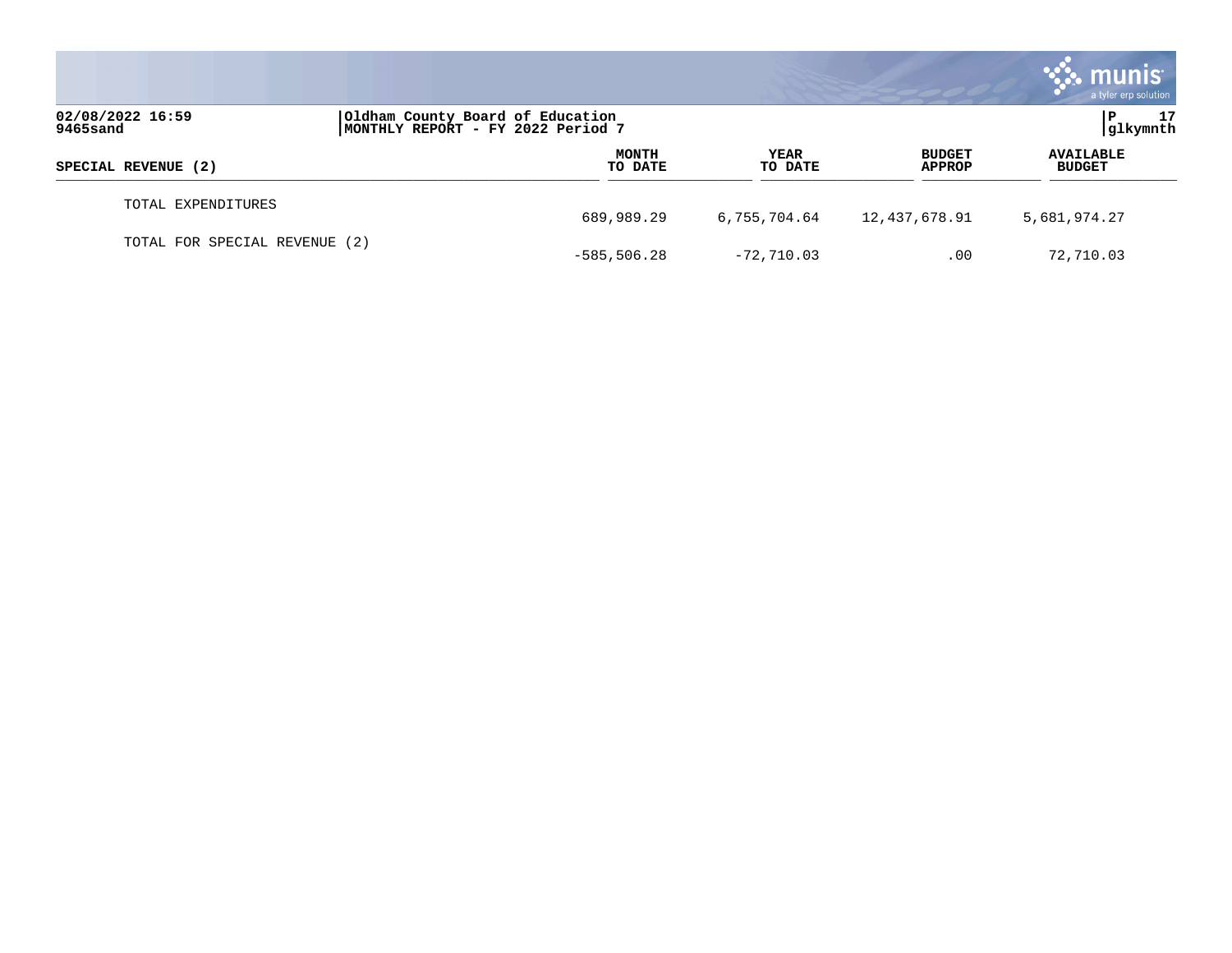02/08/2022 16:59 | Oldham County Board of Education | P 17
9465sand | MONTHLY REPORT - FY 2022 Period 7 | glkymnth

| SPECIAL REVENUE (2) | MONTH TO DATE | YEAR TO DATE | BUDGET APPROP | AVAILABLE BUDGET |
|---|---|---|---|---|
| TOTAL EXPENDITURES | 689,989.29 | 6,755,704.64 | 12,437,678.91 | 5,681,974.27 |
| TOTAL FOR SPECIAL REVENUE (2) | -585,506.28 | -72,710.03 | .00 | 72,710.03 |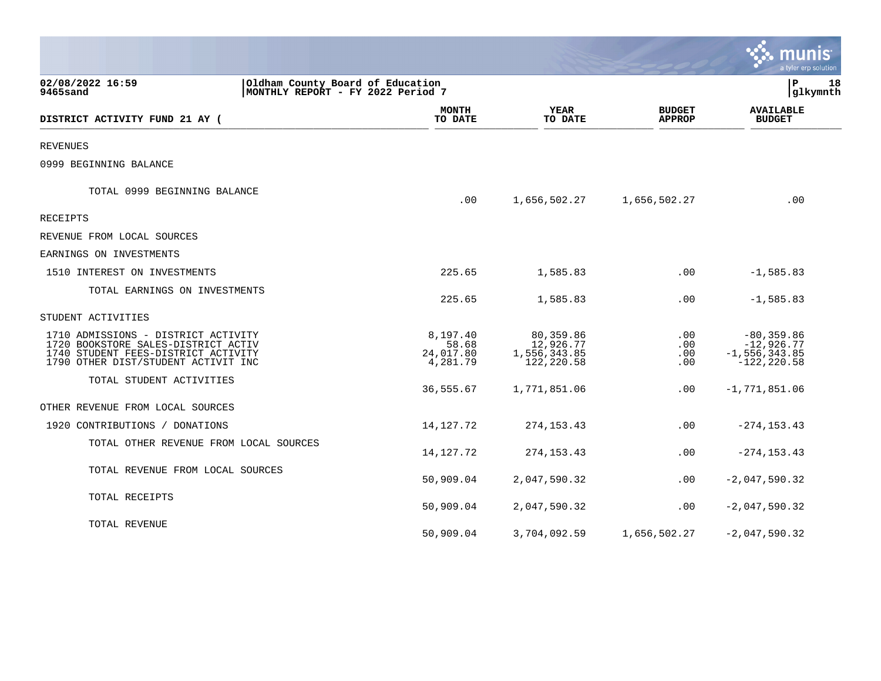02/08/2022 16:59 | Oldham County Board of Education
9465sand | MONTHLY REPORT - FY 2022 Period 7

| DISTRICT ACTIVITY FUND 21 AY ( | MONTH TO DATE | YEAR TO DATE | BUDGET APPROP | AVAILABLE BUDGET |
|---|---|---|---|---|
| REVENUES | | | | |
| 0999 BEGINNING BALANCE | | | | |
| TOTAL 0999 BEGINNING BALANCE | .00 | 1,656,502.27 | 1,656,502.27 | .00 |
| RECEIPTS | | | | |
| REVENUE FROM LOCAL SOURCES | | | | |
| EARNINGS ON INVESTMENTS | | | | |
| 1510 INTEREST ON INVESTMENTS | 225.65 | 1,585.83 | .00 | -1,585.83 |
| TOTAL EARNINGS ON INVESTMENTS | 225.65 | 1,585.83 | .00 | -1,585.83 |
| STUDENT ACTIVITIES | | | | |
| 1710 ADMISSIONS - DISTRICT ACTIVITY | 8,197.40 | 80,359.86 | .00 | -80,359.86 |
| 1720 BOOKSTORE SALES-DISTRICT ACTIV | 58.68 | 12,926.77 | .00 | -12,926.77 |
| 1740 STUDENT FEES-DISTRICT ACTIVITY | 24,017.80 | 1,556,343.85 | .00 | -1,556,343.85 |
| 1790 OTHER DIST/STUDENT ACTIVIT INC | 4,281.79 | 122,220.58 | .00 | -122,220.58 |
| TOTAL STUDENT ACTIVITIES | 36,555.67 | 1,771,851.06 | .00 | -1,771,851.06 |
| OTHER REVENUE FROM LOCAL SOURCES | | | | |
| 1920 CONTRIBUTIONS / DONATIONS | 14,127.72 | 274,153.43 | .00 | -274,153.43 |
| TOTAL OTHER REVENUE FROM LOCAL SOURCES | 14,127.72 | 274,153.43 | .00 | -274,153.43 |
| TOTAL REVENUE FROM LOCAL SOURCES | 50,909.04 | 2,047,590.32 | .00 | -2,047,590.32 |
| TOTAL RECEIPTS | 50,909.04 | 2,047,590.32 | .00 | -2,047,590.32 |
| TOTAL REVENUE | 50,909.04 | 3,704,092.59 | 1,656,502.27 | -2,047,590.32 |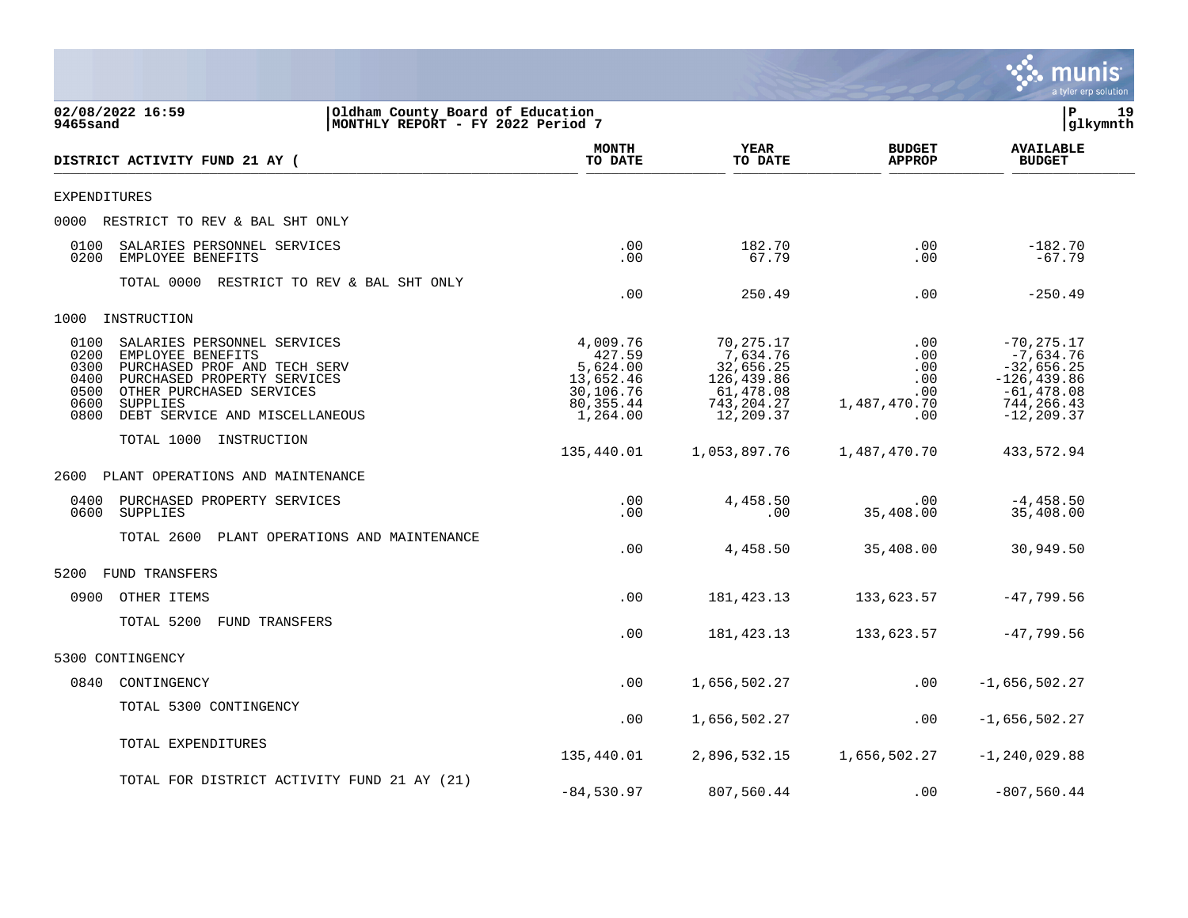02/08/2022 16:59 | Oldham County Board of Education
9465sand | MONTHLY REPORT - FY 2022 Period 7

| DISTRICT ACTIVITY FUND 21 AY ( | MONTH TO DATE | YEAR TO DATE | BUDGET APPROP | AVAILABLE BUDGET |
|---|---|---|---|---|
| EXPENDITURES | | | | |
| 0000 RESTRICT TO REV & BAL SHT ONLY | | | | |
| 0100 SALARIES PERSONNEL SERVICES | .00 | 182.70 | .00 | -182.70 |
| 0200 EMPLOYEE BENEFITS | .00 | 67.79 | .00 | -67.79 |
| TOTAL 0000 RESTRICT TO REV & BAL SHT ONLY | .00 | 250.49 | .00 | -250.49 |
| 1000 INSTRUCTION | | | | |
| 0100 SALARIES PERSONNEL SERVICES | 4,009.76 | 70,275.17 | .00 | -70,275.17 |
| 0200 EMPLOYEE BENEFITS | 427.59 | 7,634.76 | .00 | -7,634.76 |
| 0300 PURCHASED PROF AND TECH SERV | 5,624.00 | 32,656.25 | .00 | -32,656.25 |
| 0400 PURCHASED PROPERTY SERVICES | 13,652.46 | 126,439.86 | .00 | -126,439.86 |
| 0500 OTHER PURCHASED SERVICES | 30,106.76 | 61,478.08 | .00 | -61,478.08 |
| 0600 SUPPLIES | 80,355.44 | 743,204.27 | 1,487,470.70 | 744,266.43 |
| 0800 DEBT SERVICE AND MISCELLANEOUS | 1,264.00 | 12,209.37 | .00 | -12,209.37 |
| TOTAL 1000 INSTRUCTION | 135,440.01 | 1,053,897.76 | 1,487,470.70 | 433,572.94 |
| 2600 PLANT OPERATIONS AND MAINTENANCE | | | | |
| 0400 PURCHASED PROPERTY SERVICES | .00 | 4,458.50 | .00 | -4,458.50 |
| 0600 SUPPLIES | .00 | .00 | 35,408.00 | 35,408.00 |
| TOTAL 2600 PLANT OPERATIONS AND MAINTENANCE | .00 | 4,458.50 | 35,408.00 | 30,949.50 |
| 5200 FUND TRANSFERS | | | | |
| 0900 OTHER ITEMS | .00 | 181,423.13 | 133,623.57 | -47,799.56 |
| TOTAL 5200 FUND TRANSFERS | .00 | 181,423.13 | 133,623.57 | -47,799.56 |
| 5300 CONTINGENCY | | | | |
| 0840 CONTINGENCY | .00 | 1,656,502.27 | .00 | -1,656,502.27 |
| TOTAL 5300 CONTINGENCY | .00 | 1,656,502.27 | .00 | -1,656,502.27 |
| TOTAL EXPENDITURES | 135,440.01 | 2,896,532.15 | 1,656,502.27 | -1,240,029.88 |
| TOTAL FOR DISTRICT ACTIVITY FUND 21 AY (21) | -84,530.97 | 807,560.44 | .00 | -807,560.44 |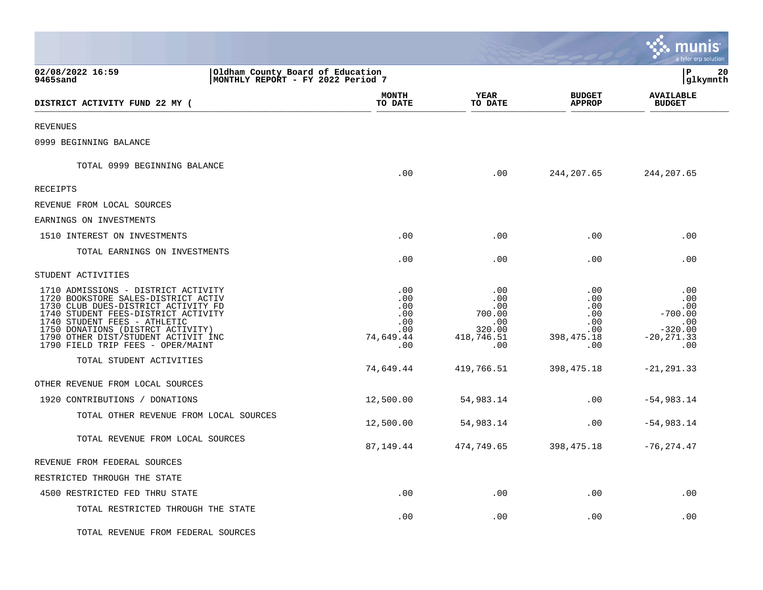02/08/2022 16:59 | Oldham County Board of Education
9465sand | MONTHLY REPORT - FY 2022 Period 7

P 20
glkymnth

| DISTRICT ACTIVITY FUND 22 MY ( | MONTH TO DATE | YEAR TO DATE | BUDGET APPROP | AVAILABLE BUDGET |
|---|---|---|---|---|
| REVENUES | | | | |
| 0999 BEGINNING BALANCE | | | | |
| TOTAL 0999 BEGINNING BALANCE | .00 | .00 | 244,207.65 | 244,207.65 |
| RECEIPTS | | | | |
| REVENUE FROM LOCAL SOURCES | | | | |
| EARNINGS ON INVESTMENTS | | | | |
| 1510 INTEREST ON INVESTMENTS | .00 | .00 | .00 | .00 |
| TOTAL EARNINGS ON INVESTMENTS | .00 | .00 | .00 | .00 |
| STUDENT ACTIVITIES | | | | |
| 1710 ADMISSIONS - DISTRICT ACTIVITY | .00 | .00 | .00 | .00 |
| 1720 BOOKSTORE SALES-DISTRICT ACTIV | .00 | .00 | .00 | .00 |
| 1730 CLUB DUES-DISTRICT ACTIVITY FD | .00 | .00 | .00 | .00 |
| 1740 STUDENT FEES-DISTRICT ACTIVITY | .00 | 700.00 | .00 | -700.00 |
| 1740 STUDENT FEES - ATHLETIC | .00 | .00 | .00 | .00 |
| 1750 DONATIONS (DISTRCT ACTIVITY) | .00 | 320.00 | .00 | -320.00 |
| 1790 OTHER DIST/STUDENT ACTIVIT INC | 74,649.44 | 418,746.51 | 398,475.18 | -20,271.33 |
| 1790 FIELD TRIP FEES - OPER/MAINT | .00 | .00 | .00 | .00 |
| TOTAL STUDENT ACTIVITIES | 74,649.44 | 419,766.51 | 398,475.18 | -21,291.33 |
| OTHER REVENUE FROM LOCAL SOURCES | | | | |
| 1920 CONTRIBUTIONS / DONATIONS | 12,500.00 | 54,983.14 | .00 | -54,983.14 |
| TOTAL OTHER REVENUE FROM LOCAL SOURCES | 12,500.00 | 54,983.14 | .00 | -54,983.14 |
| TOTAL REVENUE FROM LOCAL SOURCES | 87,149.44 | 474,749.65 | 398,475.18 | -76,274.47 |
| REVENUE FROM FEDERAL SOURCES | | | | |
| RESTRICTED THROUGH THE STATE | | | | |
| 4500 RESTRICTED FED THRU STATE | .00 | .00 | .00 | .00 |
| TOTAL RESTRICTED THROUGH THE STATE | .00 | .00 | .00 | .00 |
| TOTAL REVENUE FROM FEDERAL SOURCES | | | | |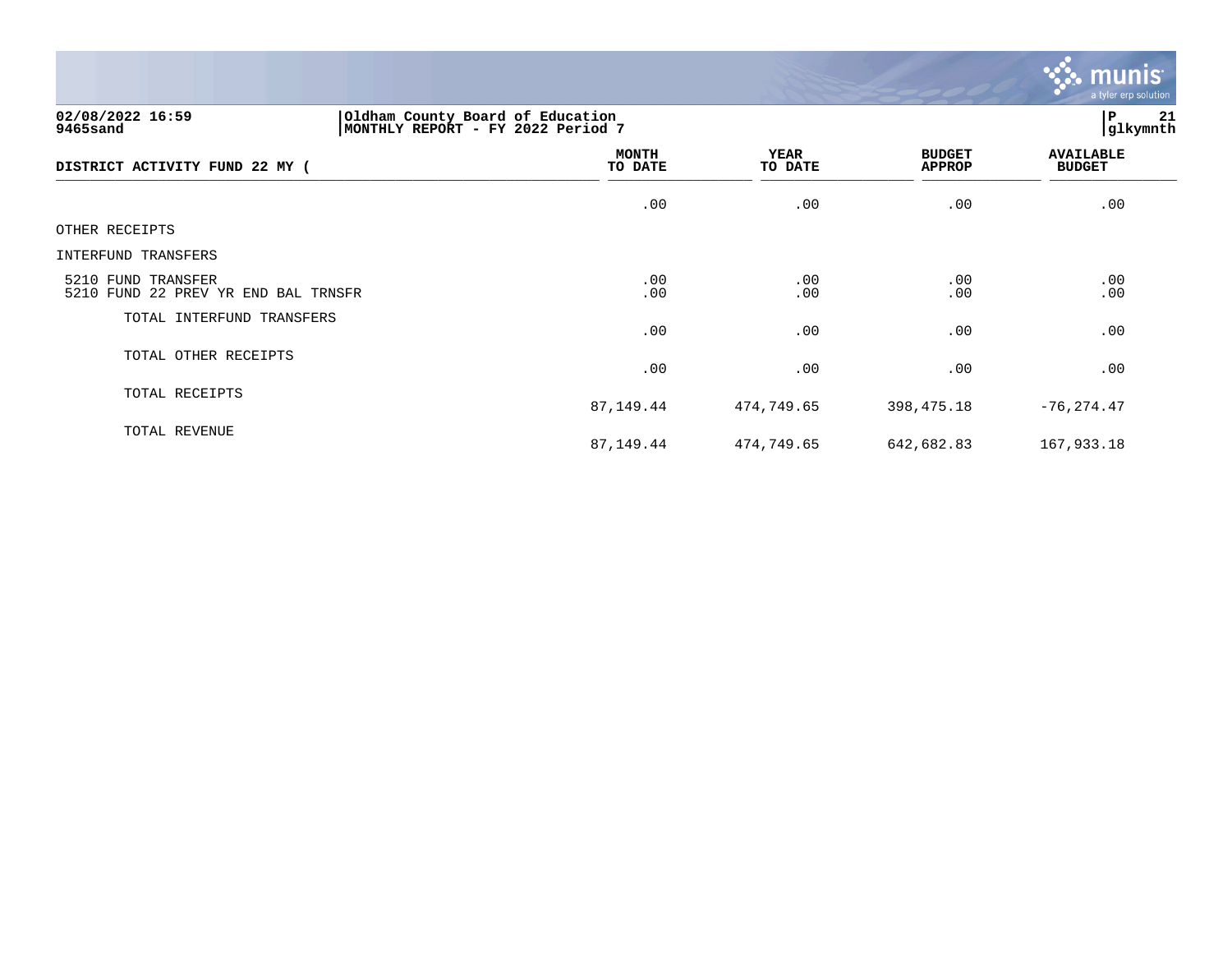02/08/2022 16:59
9465sand

Oldham County Board of Education
MONTHLY REPORT - FY 2022 Period 7

P 21
glkymnth

| DISTRICT ACTIVITY FUND 22 MY ( | MONTH TO DATE | YEAR TO DATE | BUDGET APPROP | AVAILABLE BUDGET |
|---|---|---|---|---|
| | .00 | .00 | .00 | .00 |
| OTHER RECEIPTS | | | | |
| INTERFUND TRANSFERS | | | | |
| 5210 FUND TRANSFER | .00 | .00 | .00 | .00 |
| 5210 FUND 22 PREV YR END BAL TRNSFR | .00 | .00 | .00 | .00 |
| TOTAL INTERFUND TRANSFERS | .00 | .00 | .00 | .00 |
| TOTAL OTHER RECEIPTS | .00 | .00 | .00 | .00 |
| TOTAL RECEIPTS | 87,149.44 | 474,749.65 | 398,475.18 | -76,274.47 |
| TOTAL REVENUE | 87,149.44 | 474,749.65 | 642,682.83 | 167,933.18 |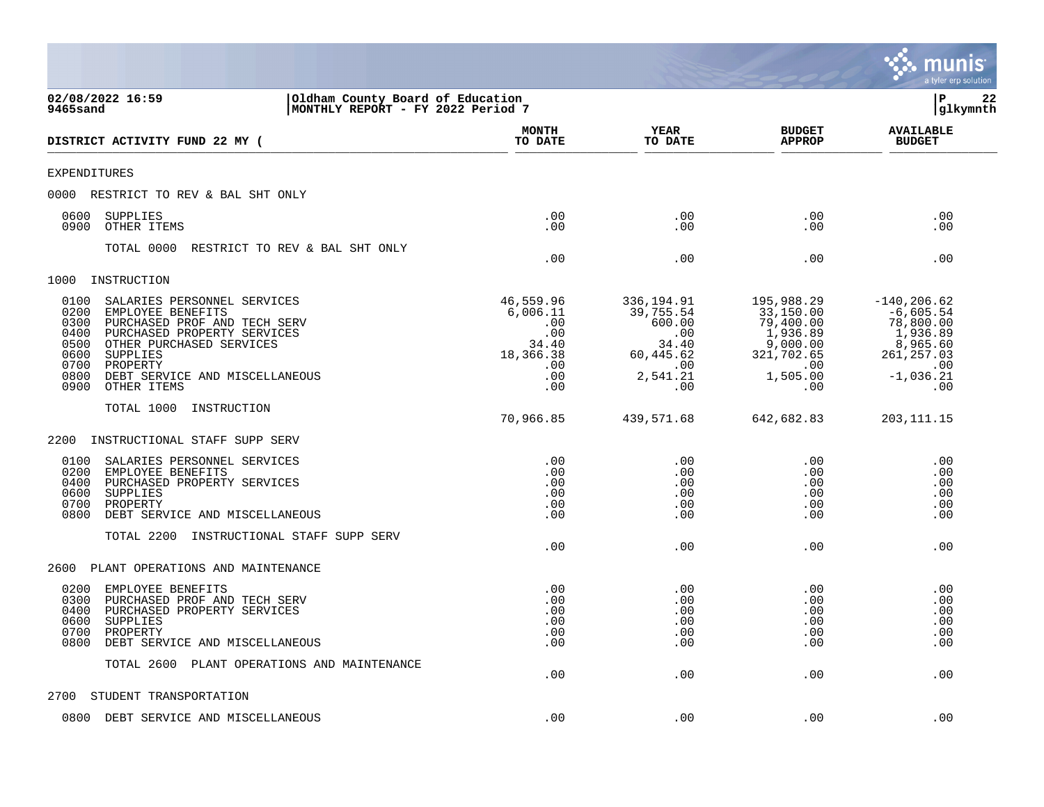02/08/2022 16:59 | Oldham County Board of Education | P 22
9465sand | MONTHLY REPORT - FY 2022 Period 7 | glkymnth

| DISTRICT ACTIVITY FUND 22 MY ( | MONTH TO DATE | YEAR TO DATE | BUDGET APPROP | AVAILABLE BUDGET |
|---|---|---|---|---|
| EXPENDITURES | | | | |
| 0000 RESTRICT TO REV & BAL SHT ONLY | | | | |
| 0600 SUPPLIES | .00 | .00 | .00 | .00 |
| 0900 OTHER ITEMS | .00 | .00 | .00 | .00 |
| TOTAL 0000 RESTRICT TO REV & BAL SHT ONLY | .00 | .00 | .00 | .00 |
| 1000 INSTRUCTION | | | | |
| 0100 SALARIES PERSONNEL SERVICES | 46,559.96 | 336,194.91 | 195,988.29 | -140,206.62 |
| 0200 EMPLOYEE BENEFITS | 6,006.11 | 39,755.54 | 33,150.00 | -6,605.54 |
| 0300 PURCHASED PROF AND TECH SERV | .00 | 600.00 | 79,400.00 | 78,800.00 |
| 0400 PURCHASED PROPERTY SERVICES | .00 | .00 | 1,936.89 | 1,936.89 |
| 0500 OTHER PURCHASED SERVICES | 34.40 | 34.40 | 9,000.00 | 8,965.60 |
| 0600 SUPPLIES | 18,366.38 | 60,445.62 | 321,702.65 | 261,257.03 |
| 0700 PROPERTY | .00 | .00 | .00 | .00 |
| 0800 DEBT SERVICE AND MISCELLANEOUS | .00 | 2,541.21 | 1,505.00 | -1,036.21 |
| 0900 OTHER ITEMS | .00 | .00 | .00 | .00 |
| TOTAL 1000 INSTRUCTION | 70,966.85 | 439,571.68 | 642,682.83 | 203,111.15 |
| 2200 INSTRUCTIONAL STAFF SUPP SERV | | | | |
| 0100 SALARIES PERSONNEL SERVICES | .00 | .00 | .00 | .00 |
| 0200 EMPLOYEE BENEFITS | .00 | .00 | .00 | .00 |
| 0400 PURCHASED PROPERTY SERVICES | .00 | .00 | .00 | .00 |
| 0600 SUPPLIES | .00 | .00 | .00 | .00 |
| 0700 PROPERTY | .00 | .00 | .00 | .00 |
| 0800 DEBT SERVICE AND MISCELLANEOUS | .00 | .00 | .00 | .00 |
| TOTAL 2200 INSTRUCTIONAL STAFF SUPP SERV | .00 | .00 | .00 | .00 |
| 2600 PLANT OPERATIONS AND MAINTENANCE | | | | |
| 0200 EMPLOYEE BENEFITS | .00 | .00 | .00 | .00 |
| 0300 PURCHASED PROF AND TECH SERV | .00 | .00 | .00 | .00 |
| 0400 PURCHASED PROPERTY SERVICES | .00 | .00 | .00 | .00 |
| 0600 SUPPLIES | .00 | .00 | .00 | .00 |
| 0700 PROPERTY | .00 | .00 | .00 | .00 |
| 0800 DEBT SERVICE AND MISCELLANEOUS | .00 | .00 | .00 | .00 |
| TOTAL 2600 PLANT OPERATIONS AND MAINTENANCE | .00 | .00 | .00 | .00 |
| 2700 STUDENT TRANSPORTATION | | | | |
| 0800 DEBT SERVICE AND MISCELLANEOUS | .00 | .00 | .00 | .00 |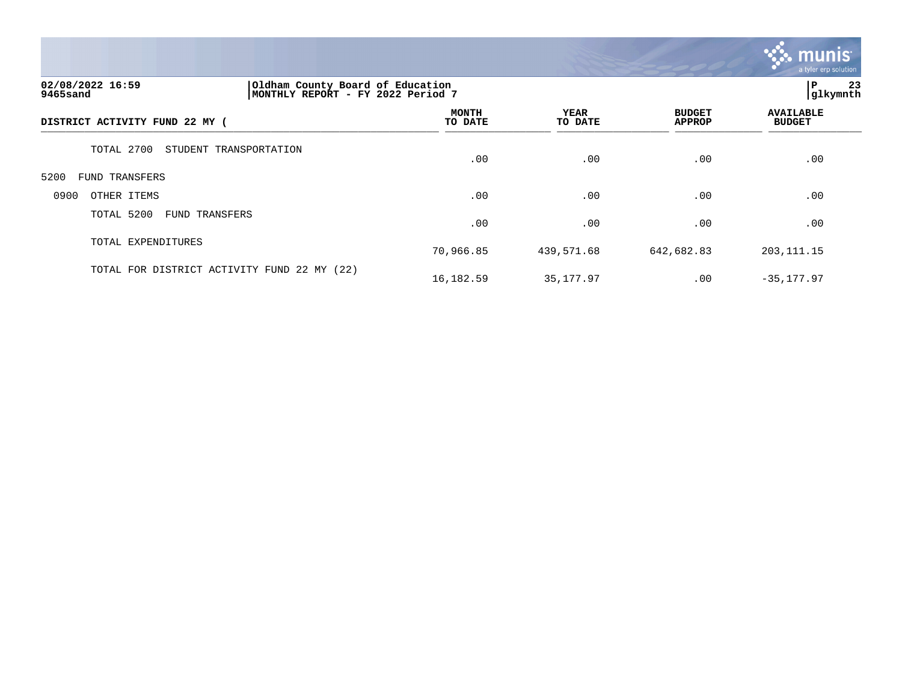02/08/2022 16:59 | Oldham County Board of Education | P 23
9465sand | MONTHLY REPORT - FY 2022 Period 7 | glkymnth

| DISTRICT ACTIVITY FUND 22 MY ( | MONTH TO DATE | YEAR TO DATE | BUDGET APPROP | AVAILABLE BUDGET |
|---|---|---|---|---|
| TOTAL 2700 STUDENT TRANSPORTATION | .00 | .00 | .00 | .00 |
| 5200 FUND TRANSFERS | | | | |
| 0900 OTHER ITEMS | .00 | .00 | .00 | .00 |
| TOTAL 5200 FUND TRANSFERS | .00 | .00 | .00 | .00 |
| TOTAL EXPENDITURES | 70,966.85 | 439,571.68 | 642,682.83 | 203,111.15 |
| TOTAL FOR DISTRICT ACTIVITY FUND 22 MY (22) | 16,182.59 | 35,177.97 | .00 | -35,177.97 |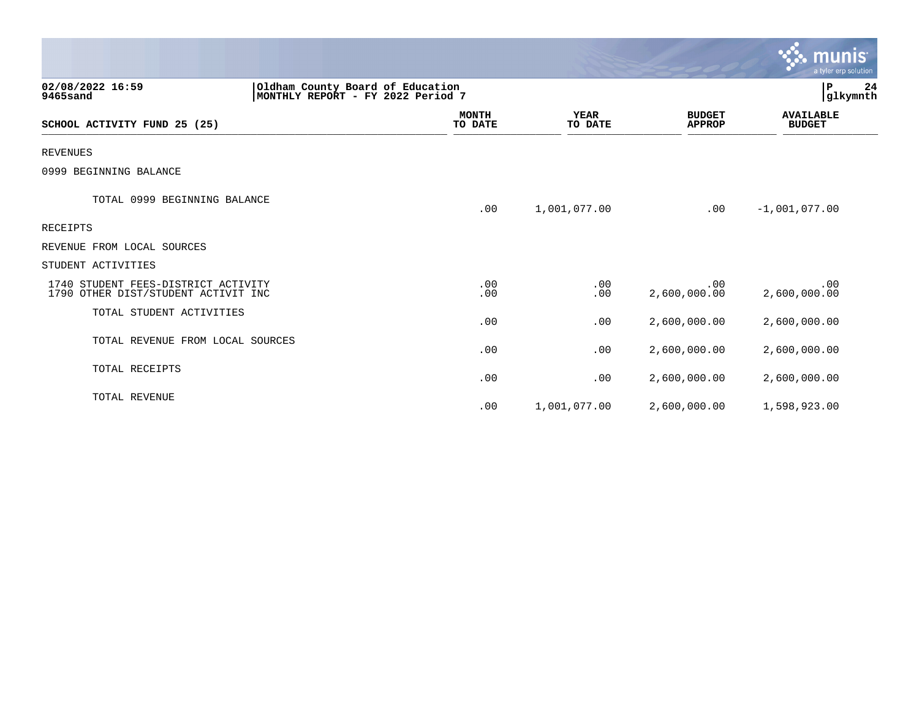02/08/2022 16:59
9465sand

Oldham County Board of Education
MONTHLY REPORT - FY 2022 Period 7

glkymnth

| SCHOOL ACTIVITY FUND 25 (25) | MONTH TO DATE | YEAR TO DATE | BUDGET APPROP | AVAILABLE BUDGET |
|---|---|---|---|---|
| REVENUES | | | | |
| 0999 BEGINNING BALANCE | | | | |
| TOTAL 0999 BEGINNING BALANCE | .00 | 1,001,077.00 | .00 | -1,001,077.00 |
| RECEIPTS | | | | |
| REVENUE FROM LOCAL SOURCES | | | | |
| STUDENT ACTIVITIES | | | | |
| 1740 STUDENT FEES-DISTRICT ACTIVITY | .00 | .00 | .00 | .00 |
| 1790 OTHER DIST/STUDENT ACTIVIT INC | .00 | .00 | 2,600,000.00 | 2,600,000.00 |
| TOTAL STUDENT ACTIVITIES | .00 | .00 | 2,600,000.00 | 2,600,000.00 |
| TOTAL REVENUE FROM LOCAL SOURCES | .00 | .00 | 2,600,000.00 | 2,600,000.00 |
| TOTAL RECEIPTS | .00 | .00 | 2,600,000.00 | 2,600,000.00 |
| TOTAL REVENUE | .00 | 1,001,077.00 | 2,600,000.00 | 1,598,923.00 |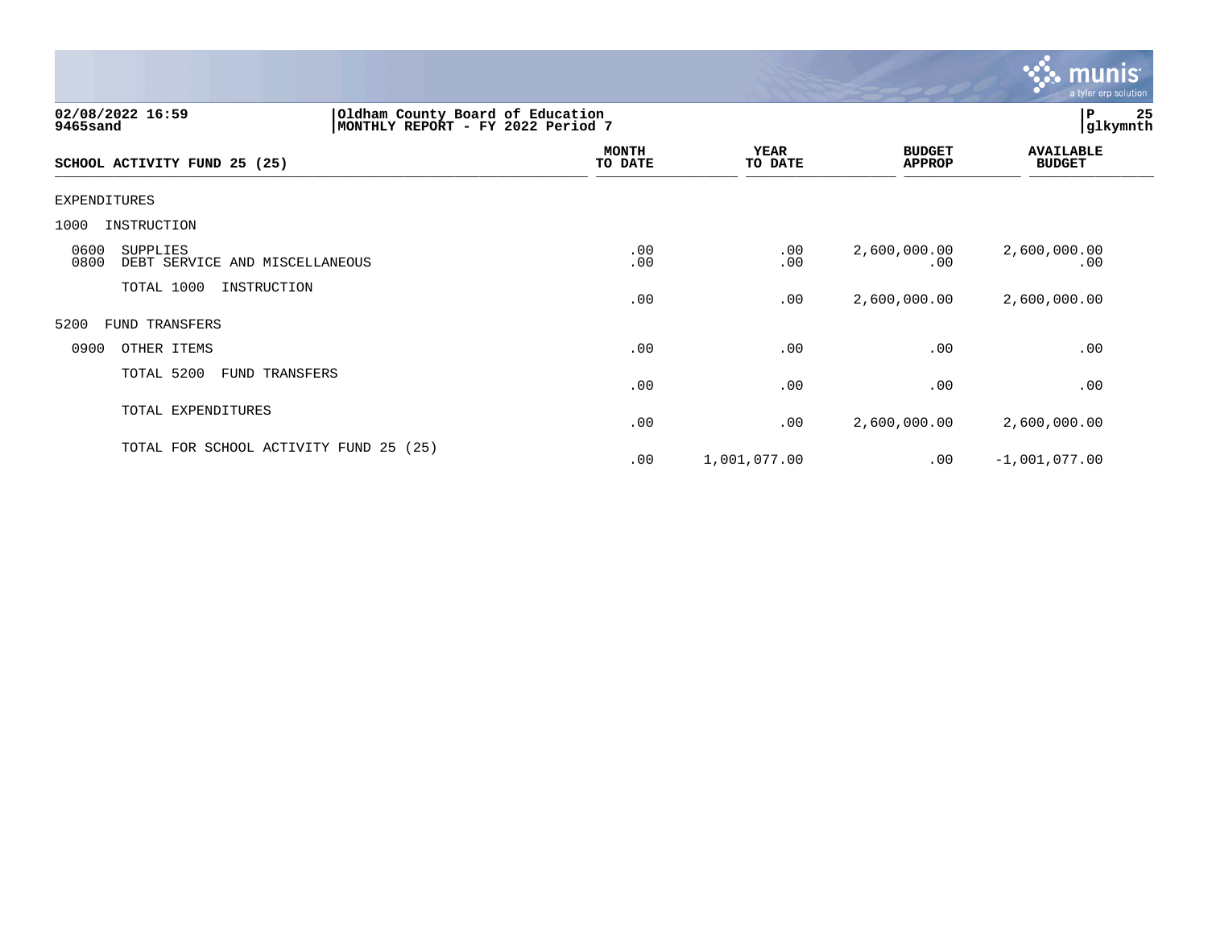02/08/2022 16:59
9465sand

Oldham County Board of Education
MONTHLY REPORT - FY 2022 Period 7

glkymnth

| SCHOOL ACTIVITY FUND 25 (25) | MONTH TO DATE | YEAR TO DATE | BUDGET APPROP | AVAILABLE BUDGET |
|---|---|---|---|---|
| EXPENDITURES | | | | |
| 1000 INSTRUCTION | | | | |
| 0600 SUPPLIES | .00 | .00 | 2,600,000.00 | 2,600,000.00 |
| 0800 DEBT SERVICE AND MISCELLANEOUS | .00 | .00 | .00 | .00 |
| TOTAL 1000 INSTRUCTION | .00 | .00 | 2,600,000.00 | 2,600,000.00 |
| 5200 FUND TRANSFERS | | | | |
| 0900 OTHER ITEMS | .00 | .00 | .00 | .00 |
| TOTAL 5200 FUND TRANSFERS | .00 | .00 | .00 | .00 |
| TOTAL EXPENDITURES | .00 | .00 | 2,600,000.00 | 2,600,000.00 |
| TOTAL FOR SCHOOL ACTIVITY FUND 25 (25) | .00 | 1,001,077.00 | .00 | -1,001,077.00 |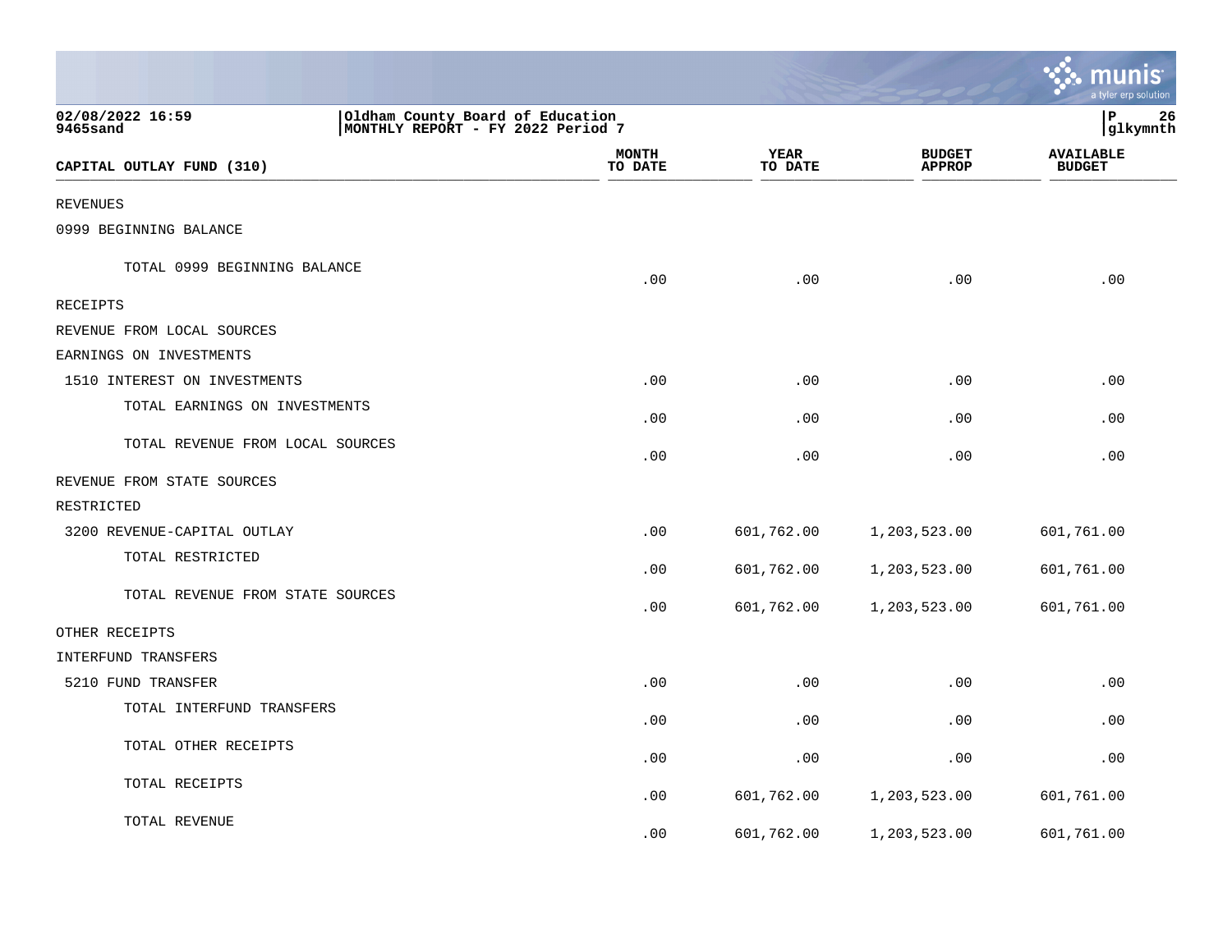02/08/2022 16:59 | Oldham County Board of Education
9465sand | MONTHLY REPORT - FY 2022 Period 7

glkymnth

| CAPITAL OUTLAY FUND (310) | MONTH TO DATE | YEAR TO DATE | BUDGET APPROP | AVAILABLE BUDGET |
|---|---|---|---|---|
| REVENUES | | | | |
| 0999 BEGINNING BALANCE | | | | |
| TOTAL 0999 BEGINNING BALANCE | .00 | .00 | .00 | .00 |
| RECEIPTS | | | | |
| REVENUE FROM LOCAL SOURCES | | | | |
| EARNINGS ON INVESTMENTS | | | | |
| 1510 INTEREST ON INVESTMENTS | .00 | .00 | .00 | .00 |
| TOTAL EARNINGS ON INVESTMENTS | .00 | .00 | .00 | .00 |
| TOTAL REVENUE FROM LOCAL SOURCES | .00 | .00 | .00 | .00 |
| REVENUE FROM STATE SOURCES | | | | |
| RESTRICTED | | | | |
| 3200 REVENUE-CAPITAL OUTLAY | .00 | 601,762.00 | 1,203,523.00 | 601,761.00 |
| TOTAL RESTRICTED | .00 | 601,762.00 | 1,203,523.00 | 601,761.00 |
| TOTAL REVENUE FROM STATE SOURCES | .00 | 601,762.00 | 1,203,523.00 | 601,761.00 |
| OTHER RECEIPTS | | | | |
| INTERFUND TRANSFERS | | | | |
| 5210 FUND TRANSFER | .00 | .00 | .00 | .00 |
| TOTAL INTERFUND TRANSFERS | .00 | .00 | .00 | .00 |
| TOTAL OTHER RECEIPTS | .00 | .00 | .00 | .00 |
| TOTAL RECEIPTS | .00 | 601,762.00 | 1,203,523.00 | 601,761.00 |
| TOTAL REVENUE | .00 | 601,762.00 | 1,203,523.00 | 601,761.00 |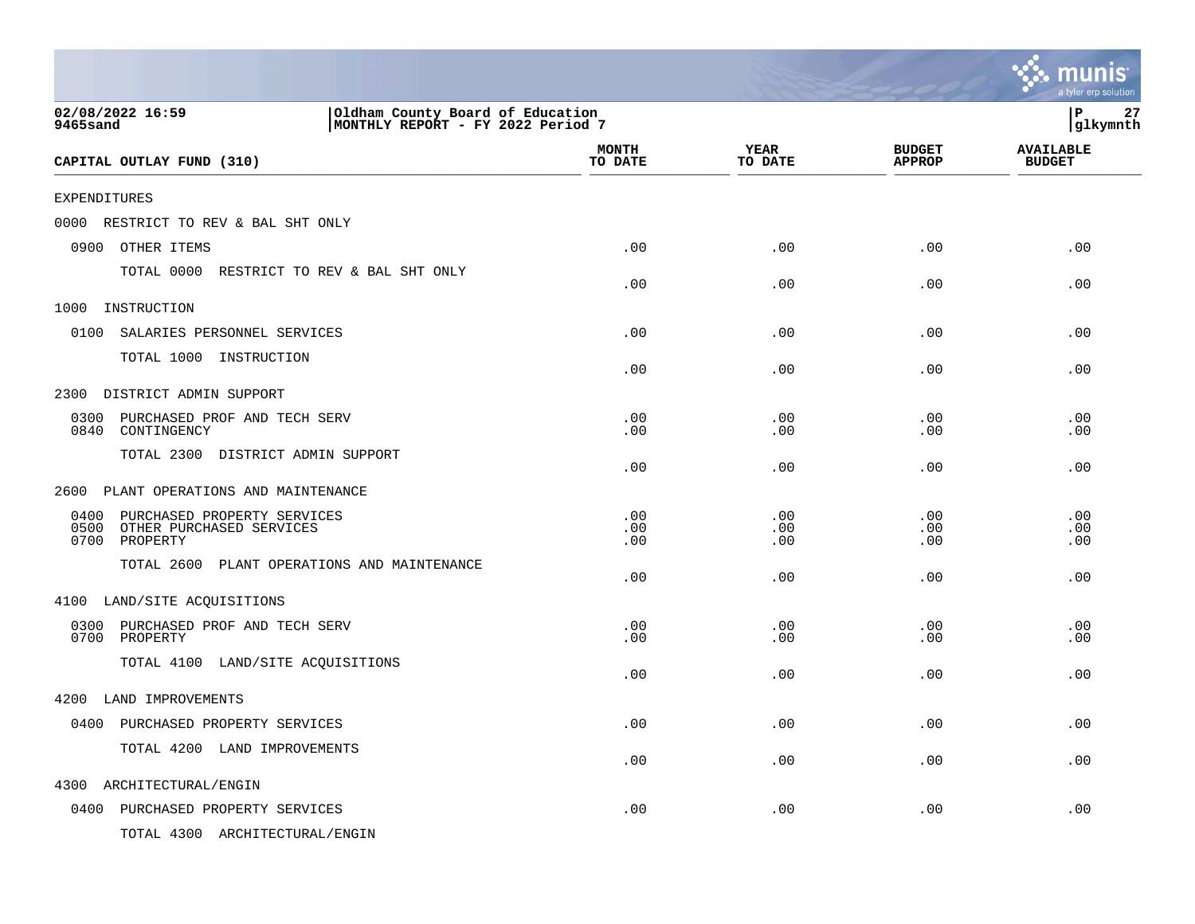02/08/2022 16:59
9465sand

Oldham County Board of Education
MONTHLY REPORT - FY 2022 Period 7

glkymnth

| CAPITAL OUTLAY FUND (310) | MONTH TO DATE | YEAR TO DATE | BUDGET APPROP | AVAILABLE BUDGET |
|---|---|---|---|---|
| EXPENDITURES | | | | |
| 0000 RESTRICT TO REV & BAL SHT ONLY | | | | |
| 0900 OTHER ITEMS | .00 | .00 | .00 | .00 |
| TOTAL 0000 RESTRICT TO REV & BAL SHT ONLY | .00 | .00 | .00 | .00 |
| 1000 INSTRUCTION | | | | |
| 0100 SALARIES PERSONNEL SERVICES | .00 | .00 | .00 | .00 |
| TOTAL 1000 INSTRUCTION | .00 | .00 | .00 | .00 |
| 2300 DISTRICT ADMIN SUPPORT | | | | |
| 0300 PURCHASED PROF AND TECH SERV | .00 | .00 | .00 | .00 |
| 0840 CONTINGENCY | .00 | .00 | .00 | .00 |
| TOTAL 2300 DISTRICT ADMIN SUPPORT | .00 | .00 | .00 | .00 |
| 2600 PLANT OPERATIONS AND MAINTENANCE | | | | |
| 0400 PURCHASED PROPERTY SERVICES | .00 | .00 | .00 | .00 |
| 0500 OTHER PURCHASED SERVICES | .00 | .00 | .00 | .00 |
| 0700 PROPERTY | .00 | .00 | .00 | .00 |
| TOTAL 2600 PLANT OPERATIONS AND MAINTENANCE | .00 | .00 | .00 | .00 |
| 4100 LAND/SITE ACQUISITIONS | | | | |
| 0300 PURCHASED PROF AND TECH SERV | .00 | .00 | .00 | .00 |
| 0700 PROPERTY | .00 | .00 | .00 | .00 |
| TOTAL 4100 LAND/SITE ACQUISITIONS | .00 | .00 | .00 | .00 |
| 4200 LAND IMPROVEMENTS | | | | |
| 0400 PURCHASED PROPERTY SERVICES | .00 | .00 | .00 | .00 |
| TOTAL 4200 LAND IMPROVEMENTS | .00 | .00 | .00 | .00 |
| 4300 ARCHITECTURAL/ENGIN | | | | |
| 0400 PURCHASED PROPERTY SERVICES | .00 | .00 | .00 | .00 |
| TOTAL 4300 ARCHITECTURAL/ENGIN | | | | |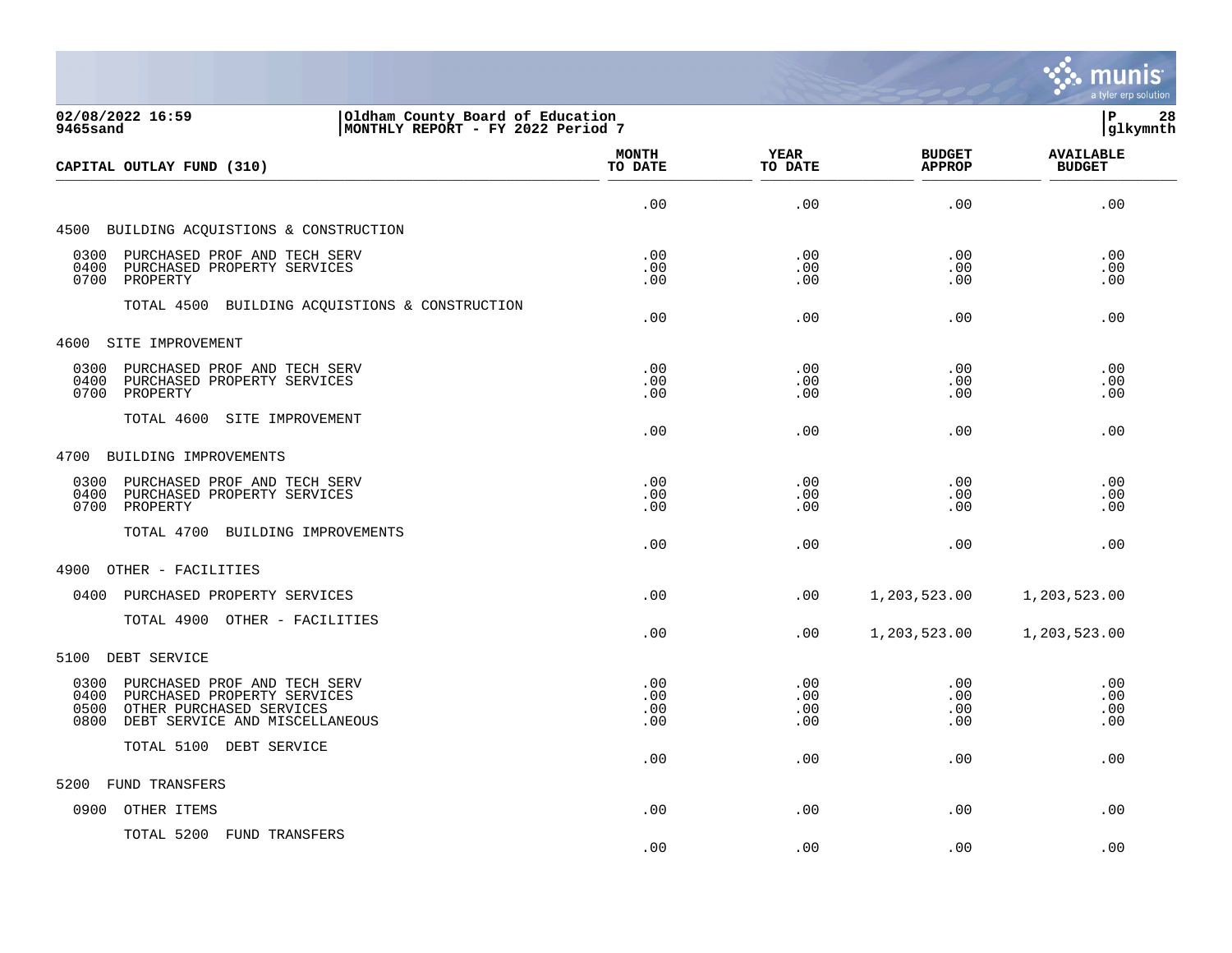02/08/2022 16:59
9465sand

Oldham County Board of Education
MONTHLY REPORT - FY 2022 Period 7

| CAPITAL OUTLAY FUND (310) | MONTH TO DATE | YEAR TO DATE | BUDGET APPROP | AVAILABLE BUDGET |
|---|---|---|---|---|
| | .00 | .00 | .00 | .00 |
| 4500 BUILDING ACQUISTIONS & CONSTRUCTION | | | | |
| 0300 PURCHASED PROF AND TECH SERV | .00 | .00 | .00 | .00 |
| 0400 PURCHASED PROPERTY SERVICES | .00 | .00 | .00 | .00 |
| 0700 PROPERTY | .00 | .00 | .00 | .00 |
| TOTAL 4500 BUILDING ACQUISTIONS & CONSTRUCTION | .00 | .00 | .00 | .00 |
| 4600 SITE IMPROVEMENT | | | | |
| 0300 PURCHASED PROF AND TECH SERV | .00 | .00 | .00 | .00 |
| 0400 PURCHASED PROPERTY SERVICES | .00 | .00 | .00 | .00 |
| 0700 PROPERTY | .00 | .00 | .00 | .00 |
| TOTAL 4600 SITE IMPROVEMENT | .00 | .00 | .00 | .00 |
| 4700 BUILDING IMPROVEMENTS | | | | |
| 0300 PURCHASED PROF AND TECH SERV | .00 | .00 | .00 | .00 |
| 0400 PURCHASED PROPERTY SERVICES | .00 | .00 | .00 | .00 |
| 0700 PROPERTY | .00 | .00 | .00 | .00 |
| TOTAL 4700 BUILDING IMPROVEMENTS | .00 | .00 | .00 | .00 |
| 4900 OTHER - FACILITIES | | | | |
| 0400 PURCHASED PROPERTY SERVICES | .00 | .00 | 1,203,523.00 | 1,203,523.00 |
| TOTAL 4900 OTHER - FACILITIES | .00 | .00 | 1,203,523.00 | 1,203,523.00 |
| 5100 DEBT SERVICE | | | | |
| 0300 PURCHASED PROF AND TECH SERV | .00 | .00 | .00 | .00 |
| 0400 PURCHASED PROPERTY SERVICES | .00 | .00 | .00 | .00 |
| 0500 OTHER PURCHASED SERVICES | .00 | .00 | .00 | .00 |
| 0800 DEBT SERVICE AND MISCELLANEOUS | .00 | .00 | .00 | .00 |
| TOTAL 5100 DEBT SERVICE | .00 | .00 | .00 | .00 |
| 5200 FUND TRANSFERS | | | | |
| 0900 OTHER ITEMS | .00 | .00 | .00 | .00 |
| TOTAL 5200 FUND TRANSFERS | .00 | .00 | .00 | .00 |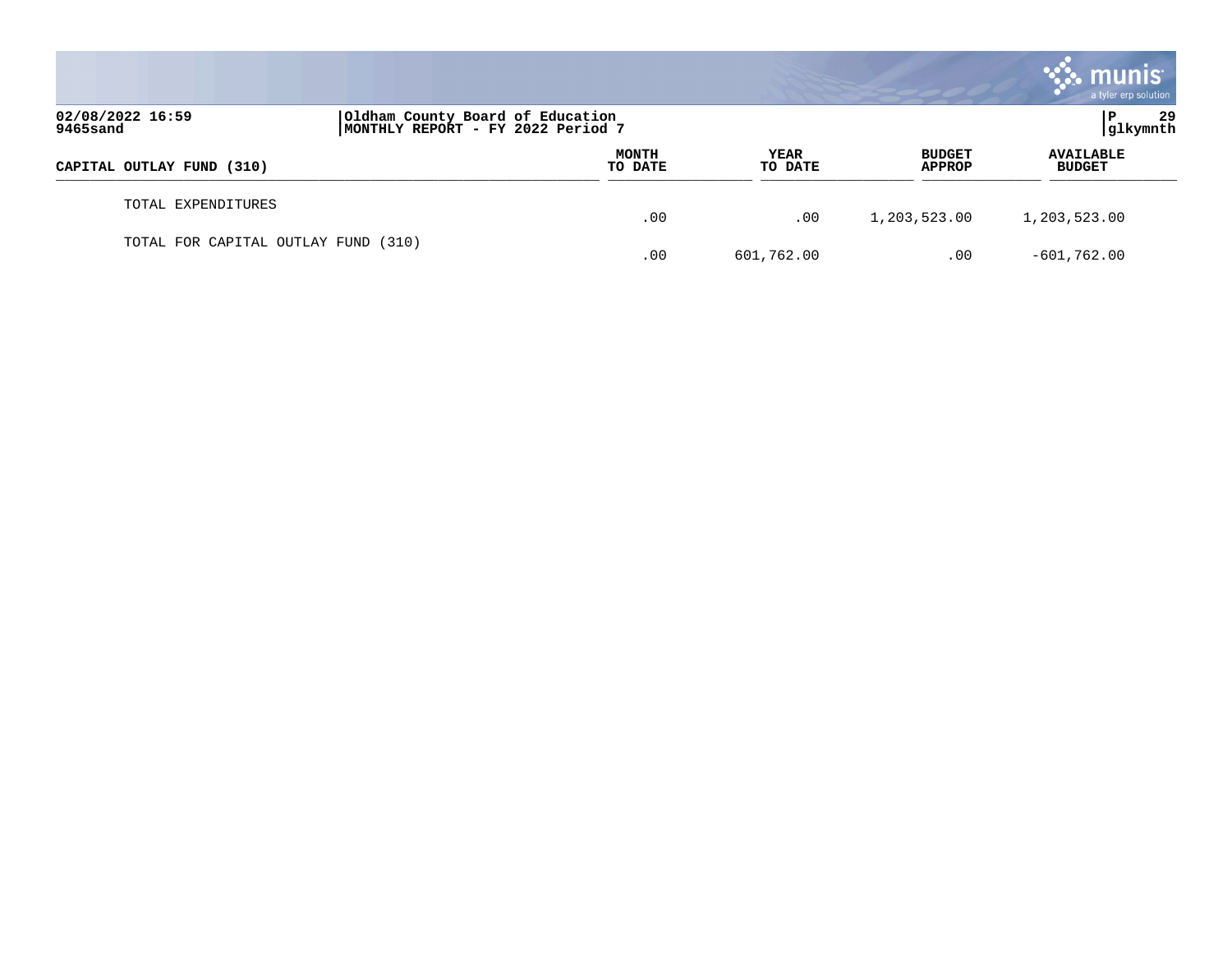**Oldham County Board of Education**
**MONTHLY REPORT - FY 2022 Period 7**

02/08/2022 16:59
9465sand

glkymnth

| CAPITAL OUTLAY FUND (310) | MONTH TO DATE | YEAR TO DATE | BUDGET APPROP | AVAILABLE BUDGET |
|---|---|---|---|---|
| TOTAL EXPENDITURES | .00 | .00 | 1,203,523.00 | 1,203,523.00 |
| TOTAL FOR CAPITAL OUTLAY FUND (310) | .00 | 601,762.00 | .00 | -601,762.00 |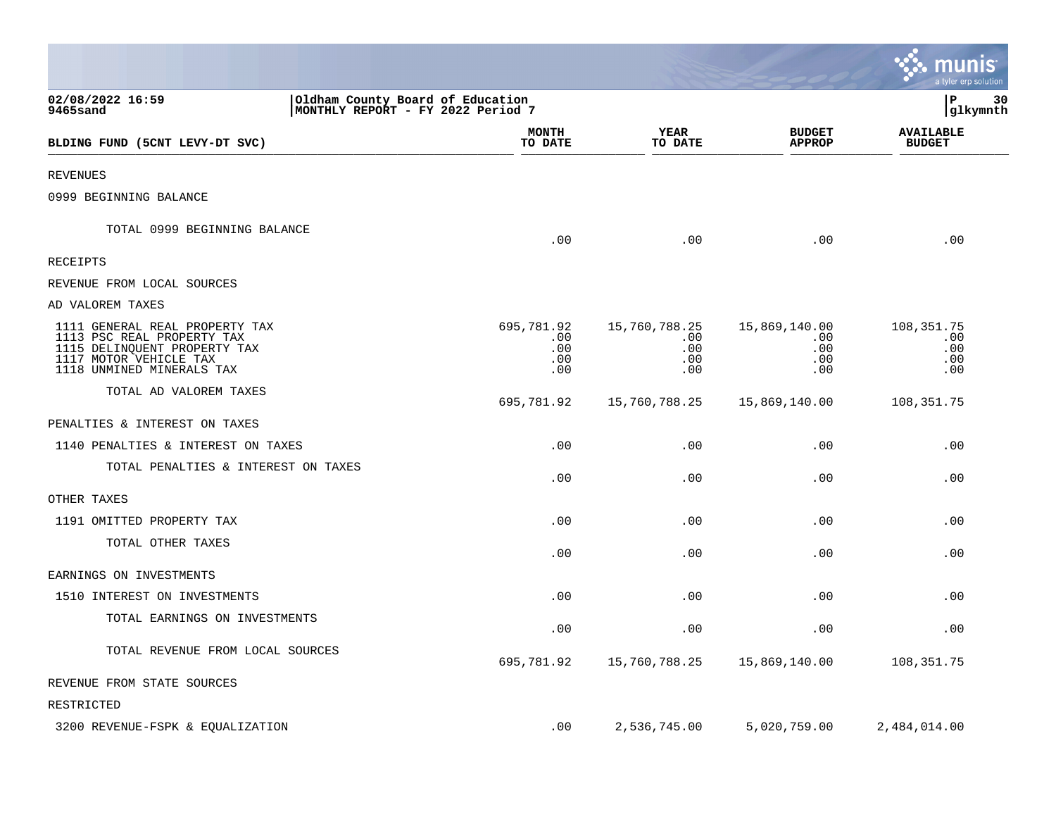02/08/2022 16:59
9465sand

Oldham County Board of Education
MONTHLY REPORT - FY 2022 Period 7

glkymnth

| BLDING FUND (5CNT LEVY-DT SVC) | MONTH TO DATE | YEAR TO DATE | BUDGET APPROP | AVAILABLE BUDGET |
|---|---|---|---|---|
| REVENUES | | | | |
| 0999 BEGINNING BALANCE | | | | |
| TOTAL 0999 BEGINNING BALANCE | .00 | .00 | .00 | .00 |
| RECEIPTS | | | | |
| REVENUE FROM LOCAL SOURCES | | | | |
| AD VALOREM TAXES | | | | |
| 1111 GENERAL REAL PROPERTY TAX | 695,781.92 | 15,760,788.25 | 15,869,140.00 | 108,351.75 |
| 1113 PSC REAL PROPERTY TAX | .00 | .00 | .00 | .00 |
| 1115 DELINQUENT PROPERTY TAX | .00 | .00 | .00 | .00 |
| 1117 MOTOR VEHICLE TAX | .00 | .00 | .00 | .00 |
| 1118 UNMINED MINERALS TAX | .00 | .00 | .00 | .00 |
| TOTAL AD VALOREM TAXES | 695,781.92 | 15,760,788.25 | 15,869,140.00 | 108,351.75 |
| PENALTIES & INTEREST ON TAXES | | | | |
| 1140 PENALTIES & INTEREST ON TAXES | .00 | .00 | .00 | .00 |
| TOTAL PENALTIES & INTEREST ON TAXES | .00 | .00 | .00 | .00 |
| OTHER TAXES | | | | |
| 1191 OMITTED PROPERTY TAX | .00 | .00 | .00 | .00 |
| TOTAL OTHER TAXES | .00 | .00 | .00 | .00 |
| EARNINGS ON INVESTMENTS | | | | |
| 1510 INTEREST ON INVESTMENTS | .00 | .00 | .00 | .00 |
| TOTAL EARNINGS ON INVESTMENTS | .00 | .00 | .00 | .00 |
| TOTAL REVENUE FROM LOCAL SOURCES | 695,781.92 | 15,760,788.25 | 15,869,140.00 | 108,351.75 |
| REVENUE FROM STATE SOURCES | | | | |
| RESTRICTED | | | | |
| 3200 REVENUE-FSPK & EQUALIZATION | .00 | 2,536,745.00 | 5,020,759.00 | 2,484,014.00 |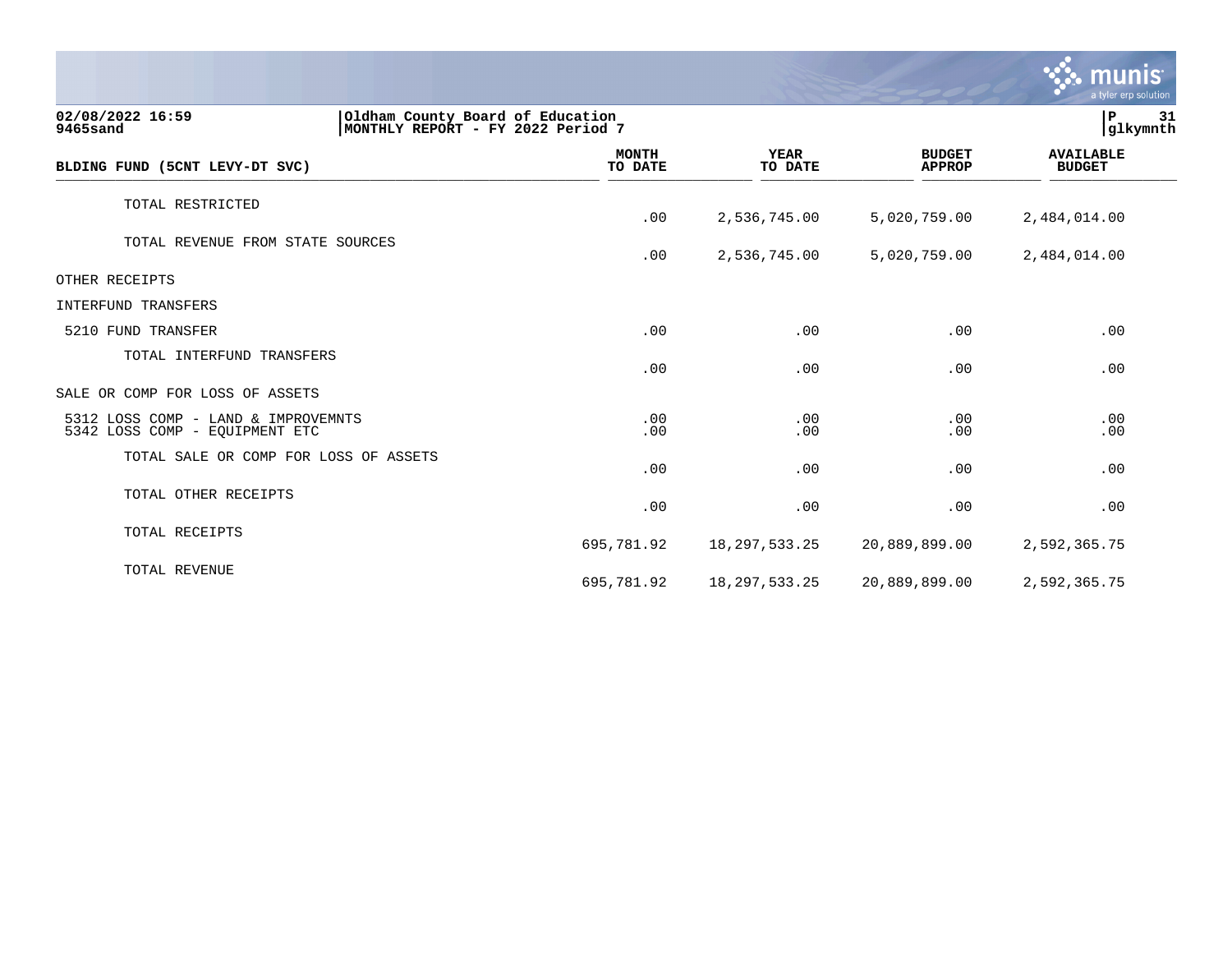02/08/2022 16:59
9465sand

Oldham County Board of Education
MONTHLY REPORT - FY 2022 Period 7

P 31
glkymnth

| BLDING FUND (5CNT LEVY-DT SVC) | MONTH TO DATE | YEAR TO DATE | BUDGET APPROP | AVAILABLE BUDGET |
|---|---|---|---|---|
| TOTAL RESTRICTED | .00 | 2,536,745.00 | 5,020,759.00 | 2,484,014.00 |
| TOTAL REVENUE FROM STATE SOURCES | .00 | 2,536,745.00 | 5,020,759.00 | 2,484,014.00 |
| OTHER RECEIPTS | | | | |
| INTERFUND TRANSFERS | | | | |
| 5210 FUND TRANSFER | .00 | .00 | .00 | .00 |
| TOTAL INTERFUND TRANSFERS | .00 | .00 | .00 | .00 |
| SALE OR COMP FOR LOSS OF ASSETS | | | | |
| 5312 LOSS COMP - LAND & IMPROVEMNTS | .00 | .00 | .00 | .00 |
| 5342 LOSS COMP - EQUIPMENT ETC | .00 | .00 | .00 | .00 |
| TOTAL SALE OR COMP FOR LOSS OF ASSETS | .00 | .00 | .00 | .00 |
| TOTAL OTHER RECEIPTS | .00 | .00 | .00 | .00 |
| TOTAL RECEIPTS | 695,781.92 | 18,297,533.25 | 20,889,899.00 | 2,592,365.75 |
| TOTAL REVENUE | 695,781.92 | 18,297,533.25 | 20,889,899.00 | 2,592,365.75 |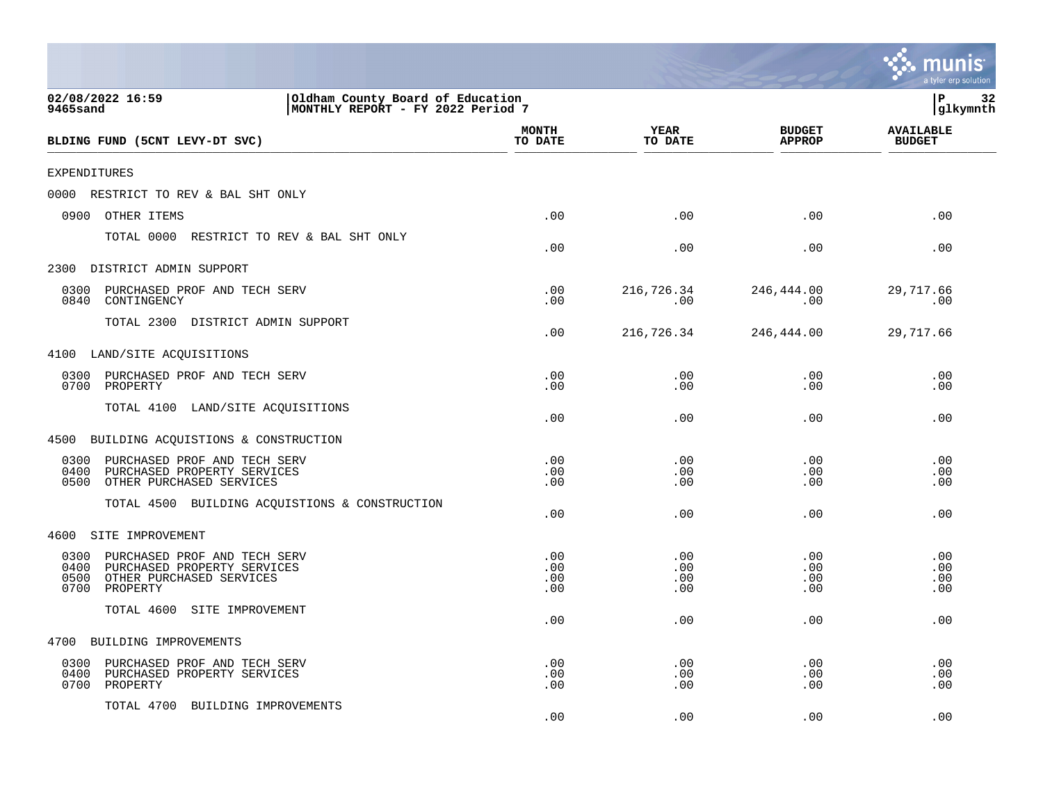02/08/2022 16:59
9465sand

Oldham County Board of Education
MONTHLY REPORT - FY 2022 Period 7

P 32
glkymnth

| BLDING FUND (5CNT LEVY-DT SVC) | MONTH TO DATE | YEAR TO DATE | BUDGET APPROP | AVAILABLE BUDGET |
|---|---|---|---|---|
| EXPENDITURES | | | | |
| 0000 RESTRICT TO REV & BAL SHT ONLY | | | | |
| 0900 OTHER ITEMS | .00 | .00 | .00 | .00 |
| TOTAL 0000 RESTRICT TO REV & BAL SHT ONLY | .00 | .00 | .00 | .00 |
| 2300 DISTRICT ADMIN SUPPORT | | | | |
| 0300 PURCHASED PROF AND TECH SERV | .00 | 216,726.34 | 246,444.00 | 29,717.66 |
| 0840 CONTINGENCY | .00 | .00 | .00 | .00 |
| TOTAL 2300 DISTRICT ADMIN SUPPORT | .00 | 216,726.34 | 246,444.00 | 29,717.66 |
| 4100 LAND/SITE ACQUISITIONS | | | | |
| 0300 PURCHASED PROF AND TECH SERV | .00 | .00 | .00 | .00 |
| 0700 PROPERTY | .00 | .00 | .00 | .00 |
| TOTAL 4100 LAND/SITE ACQUISITIONS | .00 | .00 | .00 | .00 |
| 4500 BUILDING ACQUISTIONS & CONSTRUCTION | | | | |
| 0300 PURCHASED PROF AND TECH SERV | .00 | .00 | .00 | .00 |
| 0400 PURCHASED PROPERTY SERVICES | .00 | .00 | .00 | .00 |
| 0500 OTHER PURCHASED SERVICES | .00 | .00 | .00 | .00 |
| TOTAL 4500 BUILDING ACQUISTIONS & CONSTRUCTION | .00 | .00 | .00 | .00 |
| 4600 SITE IMPROVEMENT | | | | |
| 0300 PURCHASED PROF AND TECH SERV | .00 | .00 | .00 | .00 |
| 0400 PURCHASED PROPERTY SERVICES | .00 | .00 | .00 | .00 |
| 0500 OTHER PURCHASED SERVICES | .00 | .00 | .00 | .00 |
| 0700 PROPERTY | .00 | .00 | .00 | .00 |
| TOTAL 4600 SITE IMPROVEMENT | .00 | .00 | .00 | .00 |
| 4700 BUILDING IMPROVEMENTS | | | | |
| 0300 PURCHASED PROF AND TECH SERV | .00 | .00 | .00 | .00 |
| 0400 PURCHASED PROPERTY SERVICES | .00 | .00 | .00 | .00 |
| 0700 PROPERTY | .00 | .00 | .00 | .00 |
| TOTAL 4700 BUILDING IMPROVEMENTS | .00 | .00 | .00 | .00 |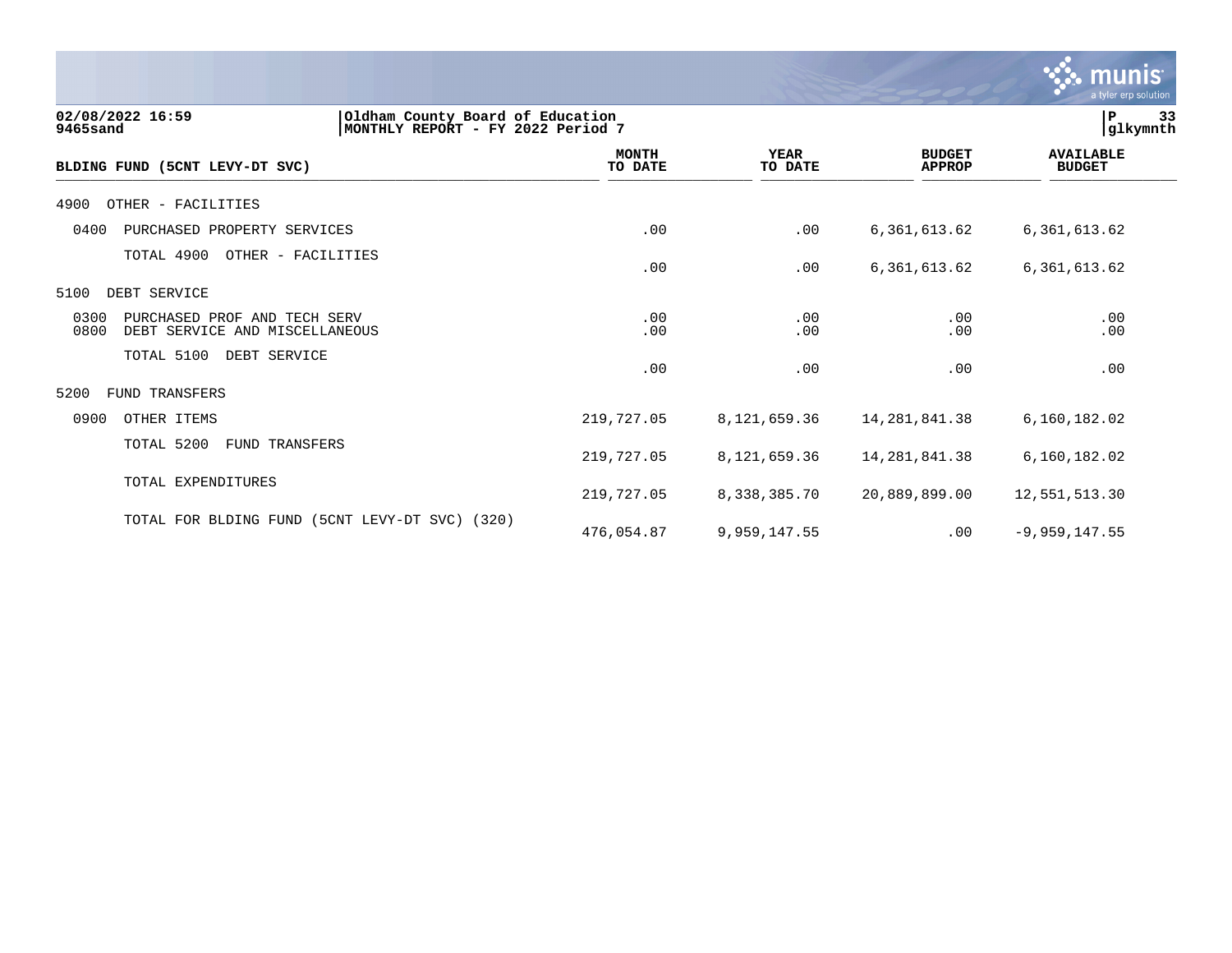02/08/2022 16:59
9465sand

Oldham County Board of Education
MONTHLY REPORT - FY 2022 Period 7

P 33
glkymnth

| BLDING FUND (5CNT LEVY-DT SVC) | MONTH TO DATE | YEAR TO DATE | BUDGET APPROP | AVAILABLE BUDGET |
|---|---|---|---|---|
| 4900 OTHER - FACILITIES | | | | |
| 0400 PURCHASED PROPERTY SERVICES | .00 | .00 | 6,361,613.62 | 6,361,613.62 |
| TOTAL 4900 OTHER - FACILITIES | .00 | .00 | 6,361,613.62 | 6,361,613.62 |
| 5100 DEBT SERVICE | | | | |
| 0300 PURCHASED PROF AND TECH SERV | .00 | .00 | .00 | .00 |
| 0800 DEBT SERVICE AND MISCELLANEOUS | .00 | .00 | .00 | .00 |
| TOTAL 5100 DEBT SERVICE | .00 | .00 | .00 | .00 |
| 5200 FUND TRANSFERS | | | | |
| 0900 OTHER ITEMS | 219,727.05 | 8,121,659.36 | 14,281,841.38 | 6,160,182.02 |
| TOTAL 5200 FUND TRANSFERS | 219,727.05 | 8,121,659.36 | 14,281,841.38 | 6,160,182.02 |
| TOTAL EXPENDITURES | 219,727.05 | 8,338,385.70 | 20,889,899.00 | 12,551,513.30 |
| TOTAL FOR BLDING FUND (5CNT LEVY-DT SVC) (320) | 476,054.87 | 9,959,147.55 | .00 | -9,959,147.55 |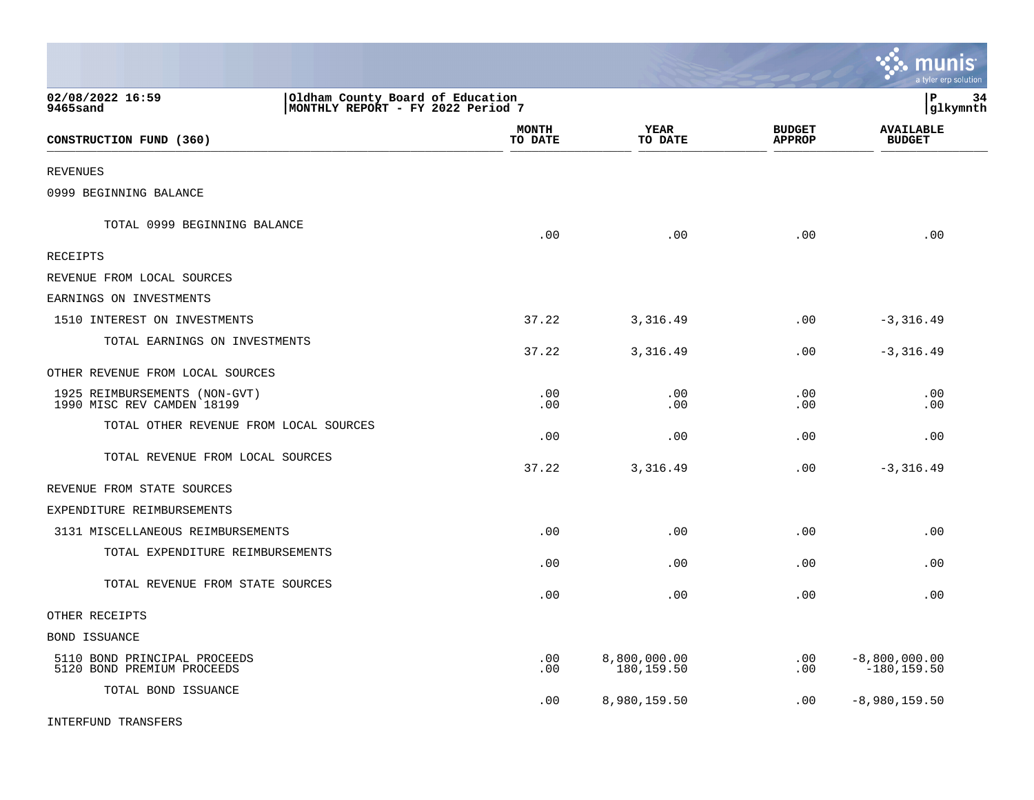02/08/2022 16:59
9465sand

Oldham County Board of Education
MONTHLY REPORT - FY 2022 Period 7

P 34
glkymnth

| CONSTRUCTION FUND (360) | MONTH TO DATE | YEAR TO DATE | BUDGET APPROP | AVAILABLE BUDGET |
|---|---|---|---|---|
| REVENUES | | | | |
| 0999 BEGINNING BALANCE | | | | |
| TOTAL 0999 BEGINNING BALANCE | .00 | .00 | .00 | .00 |
| RECEIPTS | | | | |
| REVENUE FROM LOCAL SOURCES | | | | |
| EARNINGS ON INVESTMENTS | | | | |
| 1510 INTEREST ON INVESTMENTS | 37.22 | 3,316.49 | .00 | -3,316.49 |
| TOTAL EARNINGS ON INVESTMENTS | 37.22 | 3,316.49 | .00 | -3,316.49 |
| OTHER REVENUE FROM LOCAL SOURCES | | | | |
| 1925 REIMBURSEMENTS (NON-GVT) | .00 | .00 | .00 | .00 |
| 1990 MISC REV CAMDEN 18199 | .00 | .00 | .00 | .00 |
| TOTAL OTHER REVENUE FROM LOCAL SOURCES | .00 | .00 | .00 | .00 |
| TOTAL REVENUE FROM LOCAL SOURCES | 37.22 | 3,316.49 | .00 | -3,316.49 |
| REVENUE FROM STATE SOURCES | | | | |
| EXPENDITURE REIMBURSEMENTS | | | | |
| 3131 MISCELLANEOUS REIMBURSEMENTS | .00 | .00 | .00 | .00 |
| TOTAL EXPENDITURE REIMBURSEMENTS | .00 | .00 | .00 | .00 |
| TOTAL REVENUE FROM STATE SOURCES | .00 | .00 | .00 | .00 |
| OTHER RECEIPTS | | | | |
| BOND ISSUANCE | | | | |
| 5110 BOND PRINCIPAL PROCEEDS | .00 | 8,800,000.00 | .00 | -8,800,000.00 |
| 5120 BOND PREMIUM PROCEEDS | .00 | 180,159.50 | .00 | -180,159.50 |
| TOTAL BOND ISSUANCE | .00 | 8,980,159.50 | .00 | -8,980,159.50 |
| INTERFUND TRANSFERS | | | | |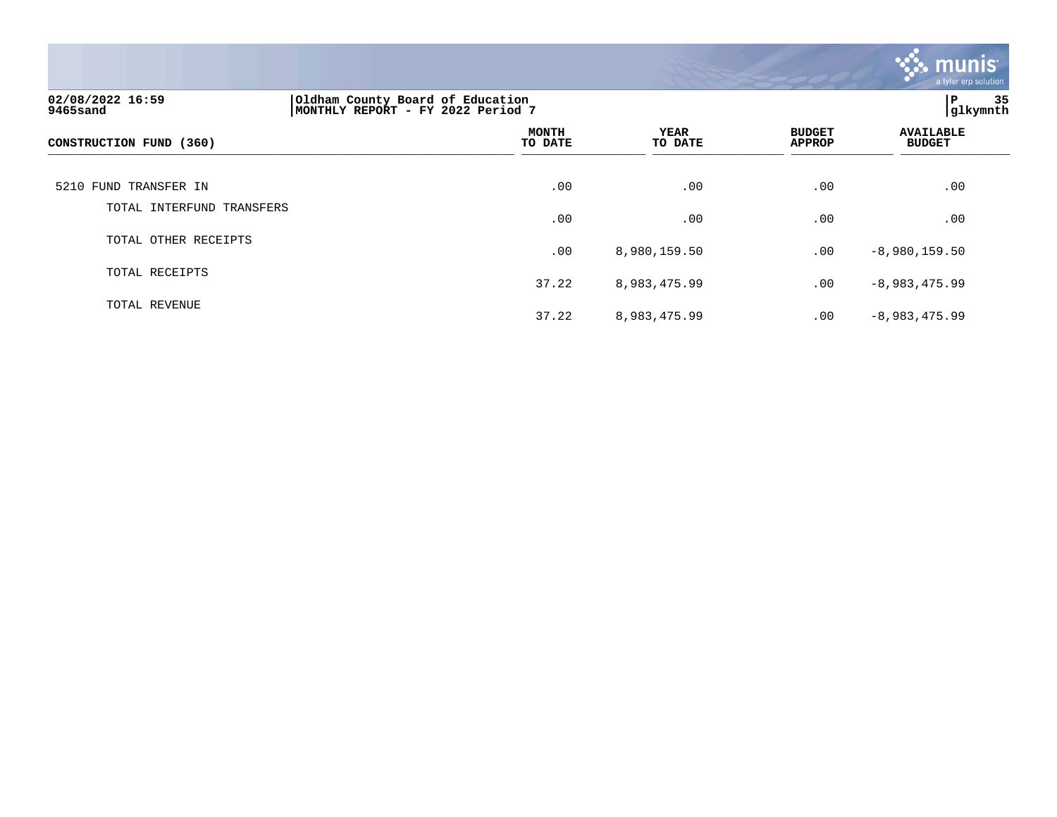02/08/2022 16:59 | Oldham County Board of Education
9465sand | MONTHLY REPORT - FY 2022 Period 7

| CONSTRUCTION FUND (360) | MONTH TO DATE | YEAR TO DATE | BUDGET APPROP | AVAILABLE BUDGET |
|---|---|---|---|---|
| 5210 FUND TRANSFER IN | .00 | .00 | .00 | .00 |
| TOTAL INTERFUND TRANSFERS | .00 | .00 | .00 | .00 |
| TOTAL OTHER RECEIPTS | .00 | 8,980,159.50 | .00 | -8,980,159.50 |
| TOTAL RECEIPTS | 37.22 | 8,983,475.99 | .00 | -8,983,475.99 |
| TOTAL REVENUE | 37.22 | 8,983,475.99 | .00 | -8,983,475.99 |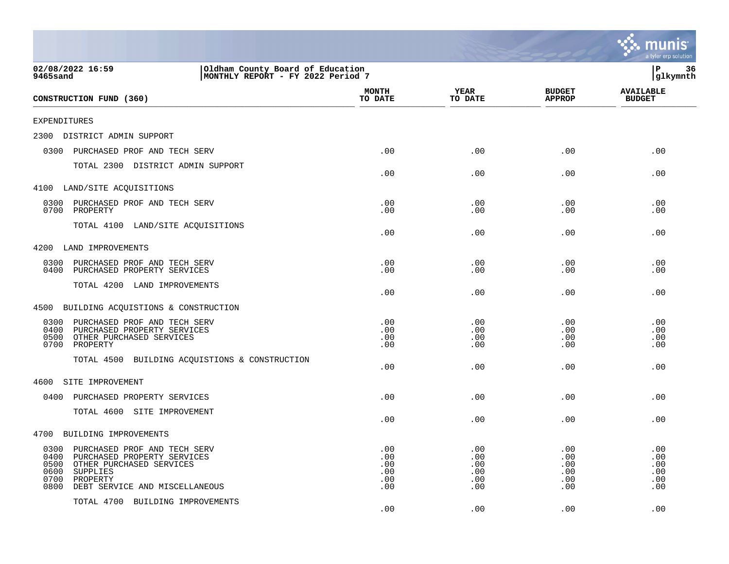02/08/2022 16:59
9465sand

Oldham County Board of Education
MONTHLY REPORT - FY 2022 Period 7

glkymnth

| CONSTRUCTION FUND (360) | MONTH TO DATE | YEAR TO DATE | BUDGET APPROP | AVAILABLE BUDGET |
|---|---|---|---|---|
| EXPENDITURES | | | | |
| 2300 DISTRICT ADMIN SUPPORT | | | | |
| 0300 PURCHASED PROF AND TECH SERV | .00 | .00 | .00 | .00 |
| TOTAL 2300 DISTRICT ADMIN SUPPORT | .00 | .00 | .00 | .00 |
| 4100 LAND/SITE ACQUISITIONS | | | | |
| 0300 PURCHASED PROF AND TECH SERV | .00 | .00 | .00 | .00 |
| 0700 PROPERTY | .00 | .00 | .00 | .00 |
| TOTAL 4100 LAND/SITE ACQUISITIONS | .00 | .00 | .00 | .00 |
| 4200 LAND IMPROVEMENTS | | | | |
| 0300 PURCHASED PROF AND TECH SERV | .00 | .00 | .00 | .00 |
| 0400 PURCHASED PROPERTY SERVICES | .00 | .00 | .00 | .00 |
| TOTAL 4200 LAND IMPROVEMENTS | .00 | .00 | .00 | .00 |
| 4500 BUILDING ACQUISTIONS & CONSTRUCTION | | | | |
| 0300 PURCHASED PROF AND TECH SERV | .00 | .00 | .00 | .00 |
| 0400 PURCHASED PROPERTY SERVICES | .00 | .00 | .00 | .00 |
| 0500 OTHER PURCHASED SERVICES | .00 | .00 | .00 | .00 |
| 0700 PROPERTY | .00 | .00 | .00 | .00 |
| TOTAL 4500 BUILDING ACQUISTIONS & CONSTRUCTION | .00 | .00 | .00 | .00 |
| 4600 SITE IMPROVEMENT | | | | |
| 0400 PURCHASED PROPERTY SERVICES | .00 | .00 | .00 | .00 |
| TOTAL 4600 SITE IMPROVEMENT | .00 | .00 | .00 | .00 |
| 4700 BUILDING IMPROVEMENTS | | | | |
| 0300 PURCHASED PROF AND TECH SERV | .00 | .00 | .00 | .00 |
| 0400 PURCHASED PROPERTY SERVICES | .00 | .00 | .00 | .00 |
| 0500 OTHER PURCHASED SERVICES | .00 | .00 | .00 | .00 |
| 0600 SUPPLIES | .00 | .00 | .00 | .00 |
| 0700 PROPERTY | .00 | .00 | .00 | .00 |
| 0800 DEBT SERVICE AND MISCELLANEOUS | .00 | .00 | .00 | .00 |
| TOTAL 4700 BUILDING IMPROVEMENTS | .00 | .00 | .00 | .00 |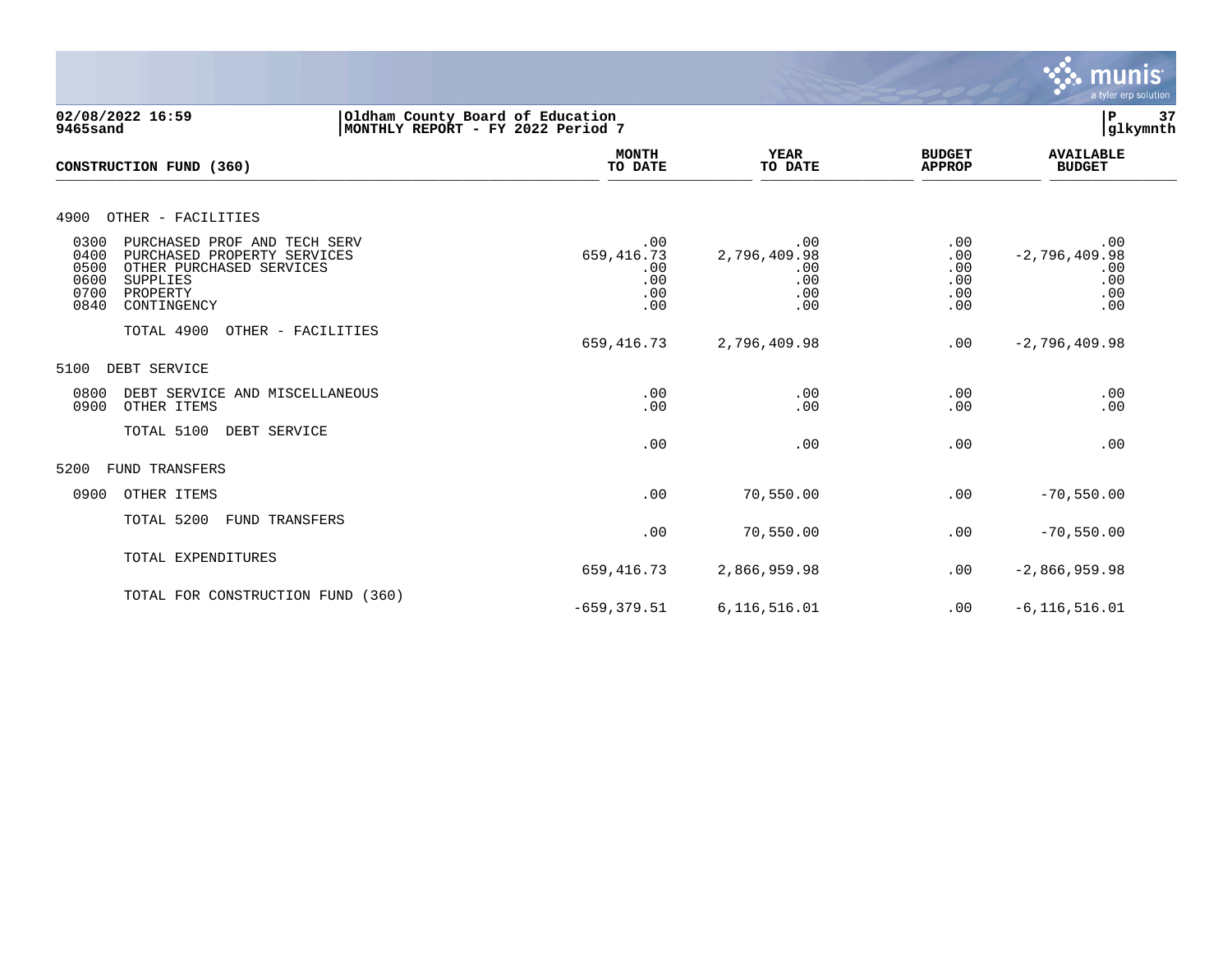02/08/2022 16:59 | Oldham County Board of Education | P 37
9465sand | MONTHLY REPORT - FY 2022 Period 7 | glkymnth

| CONSTRUCTION FUND (360) | MONTH TO DATE | YEAR TO DATE | BUDGET APPROP | AVAILABLE BUDGET |
|---|---|---|---|---|
| 4900 OTHER - FACILITIES | | | | |
| 0300 PURCHASED PROF AND TECH SERV | .00 | .00 | .00 | .00 |
| 0400 PURCHASED PROPERTY SERVICES | 659,416.73 | 2,796,409.98 | .00 | -2,796,409.98 |
| 0500 OTHER PURCHASED SERVICES | .00 | .00 | .00 | .00 |
| 0600 SUPPLIES | .00 | .00 | .00 | .00 |
| 0700 PROPERTY | .00 | .00 | .00 | .00 |
| 0840 CONTINGENCY | .00 | .00 | .00 | .00 |
| TOTAL 4900 OTHER - FACILITIES | 659,416.73 | 2,796,409.98 | .00 | -2,796,409.98 |
| 5100 DEBT SERVICE | | | | |
| 0800 DEBT SERVICE AND MISCELLANEOUS | .00 | .00 | .00 | .00 |
| 0900 OTHER ITEMS | .00 | .00 | .00 | .00 |
| TOTAL 5100 DEBT SERVICE | .00 | .00 | .00 | .00 |
| 5200 FUND TRANSFERS | | | | |
| 0900 OTHER ITEMS | .00 | 70,550.00 | .00 | -70,550.00 |
| TOTAL 5200 FUND TRANSFERS | .00 | 70,550.00 | .00 | -70,550.00 |
| TOTAL EXPENDITURES | 659,416.73 | 2,866,959.98 | .00 | -2,866,959.98 |
| TOTAL FOR CONSTRUCTION FUND (360) | -659,379.51 | 6,116,516.01 | .00 | -6,116,516.01 |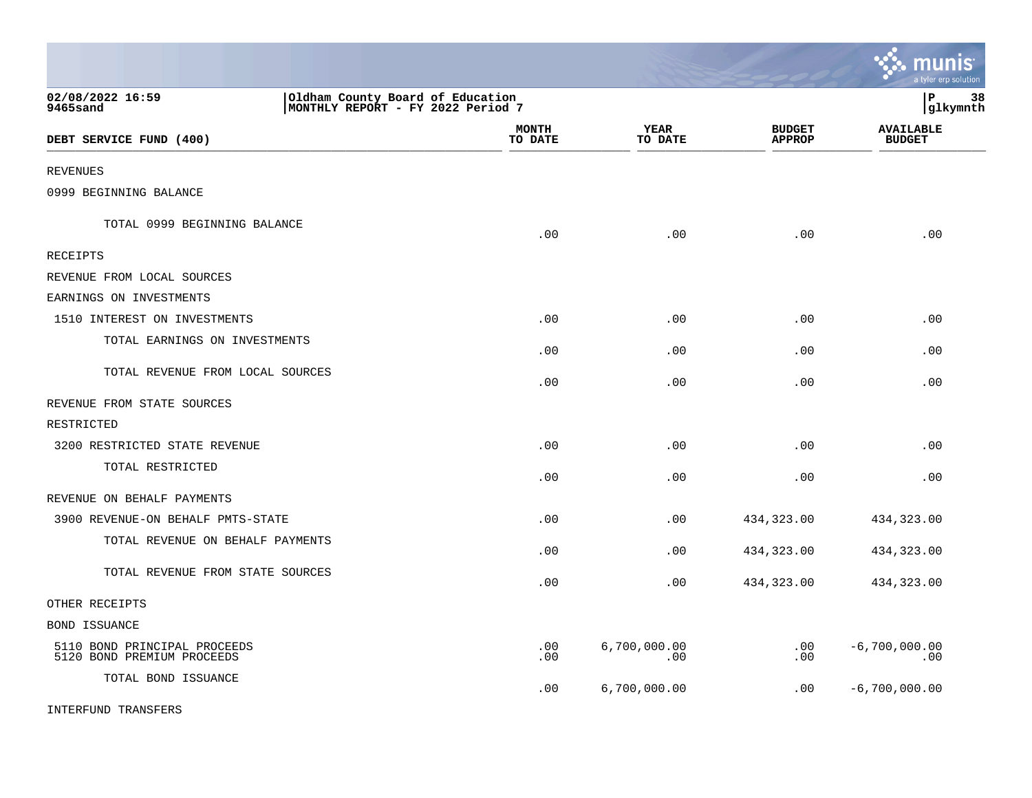02/08/2022 16:59
9465sand

Oldham County Board of Education
MONTHLY REPORT - FY 2022 Period 7

glkymnth

| DEBT SERVICE FUND (400) | MONTH TO DATE | YEAR TO DATE | BUDGET APPROP | AVAILABLE BUDGET |
|---|---|---|---|---|
| REVENUES | | | | |
| 0999 BEGINNING BALANCE | | | | |
| TOTAL 0999 BEGINNING BALANCE | .00 | .00 | .00 | .00 |
| RECEIPTS | | | | |
| REVENUE FROM LOCAL SOURCES | | | | |
| EARNINGS ON INVESTMENTS | | | | |
| 1510 INTEREST ON INVESTMENTS | .00 | .00 | .00 | .00 |
| TOTAL EARNINGS ON INVESTMENTS | .00 | .00 | .00 | .00 |
| TOTAL REVENUE FROM LOCAL SOURCES | .00 | .00 | .00 | .00 |
| REVENUE FROM STATE SOURCES | | | | |
| RESTRICTED | | | | |
| 3200 RESTRICTED STATE REVENUE | .00 | .00 | .00 | .00 |
| TOTAL RESTRICTED | .00 | .00 | .00 | .00 |
| REVENUE ON BEHALF PAYMENTS | | | | |
| 3900 REVENUE-ON BEHALF PMTS-STATE | .00 | .00 | 434,323.00 | 434,323.00 |
| TOTAL REVENUE ON BEHALF PAYMENTS | .00 | .00 | 434,323.00 | 434,323.00 |
| TOTAL REVENUE FROM STATE SOURCES | .00 | .00 | 434,323.00 | 434,323.00 |
| OTHER RECEIPTS | | | | |
| BOND ISSUANCE | | | | |
| 5110 BOND PRINCIPAL PROCEEDS | .00 | 6,700,000.00 | .00 | -6,700,000.00 |
| 5120 BOND PREMIUM PROCEEDS | .00 | .00 | .00 | .00 |
| TOTAL BOND ISSUANCE | .00 | 6,700,000.00 | .00 | -6,700,000.00 |
| INTERFUND TRANSFERS | | | | |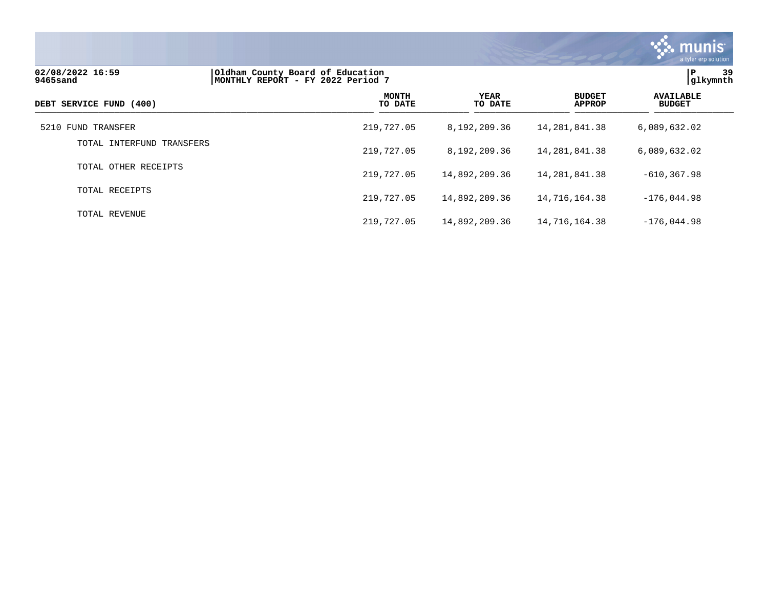**02/08/2022 16:59** | **Oldham County Board of Education**
**9465sand** | **MONTHLY REPORT - FY 2022 Period 7**

| DEBT SERVICE FUND (400) | MONTH TO DATE | YEAR TO DATE | BUDGET APPROP | AVAILABLE BUDGET |
|---|---|---|---|---|
| 5210 FUND TRANSFER | 219,727.05 | 8,192,209.36 | 14,281,841.38 | 6,089,632.02 |
| TOTAL INTERFUND TRANSFERS | 219,727.05 | 8,192,209.36 | 14,281,841.38 | 6,089,632.02 |
| TOTAL OTHER RECEIPTS | 219,727.05 | 14,892,209.36 | 14,281,841.38 | -610,367.98 |
| TOTAL RECEIPTS | 219,727.05 | 14,892,209.36 | 14,716,164.38 | -176,044.98 |
| TOTAL REVENUE | 219,727.05 | 14,892,209.36 | 14,716,164.38 | -176,044.98 |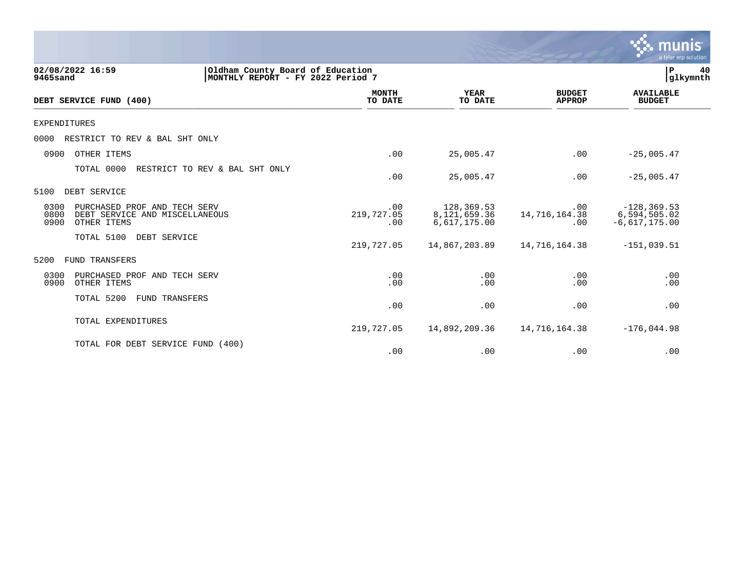02/08/2022 16:59 | Oldham County Board of Education
9465sand | MONTHLY REPORT - FY 2022 Period 7

| DEBT SERVICE FUND (400) | MONTH TO DATE | YEAR TO DATE | BUDGET APPROP | AVAILABLE BUDGET |
|---|---|---|---|---|
| EXPENDITURES | | | | |
| 0000 RESTRICT TO REV & BAL SHT ONLY | | | | |
| 0900 OTHER ITEMS | .00 | 25,005.47 | .00 | -25,005.47 |
| TOTAL 0000 RESTRICT TO REV & BAL SHT ONLY | .00 | 25,005.47 | .00 | -25,005.47 |
| 5100 DEBT SERVICE | | | | |
| 0300 PURCHASED PROF AND TECH SERV | .00 | 128,369.53 | .00 | -128,369.53 |
| 0800 DEBT SERVICE AND MISCELLANEOUS | 219,727.05 | 8,121,659.36 | 14,716,164.38 | 6,594,505.02 |
| 0900 OTHER ITEMS | .00 | 6,617,175.00 | .00 | -6,617,175.00 |
| TOTAL 5100 DEBT SERVICE | 219,727.05 | 14,867,203.89 | 14,716,164.38 | -151,039.51 |
| 5200 FUND TRANSFERS | | | | |
| 0300 PURCHASED PROF AND TECH SERV | .00 | .00 | .00 | .00 |
| 0900 OTHER ITEMS | .00 | .00 | .00 | .00 |
| TOTAL 5200 FUND TRANSFERS | .00 | .00 | .00 | .00 |
| TOTAL EXPENDITURES | 219,727.05 | 14,892,209.36 | 14,716,164.38 | -176,044.98 |
| TOTAL FOR DEBT SERVICE FUND (400) | .00 | .00 | .00 | .00 |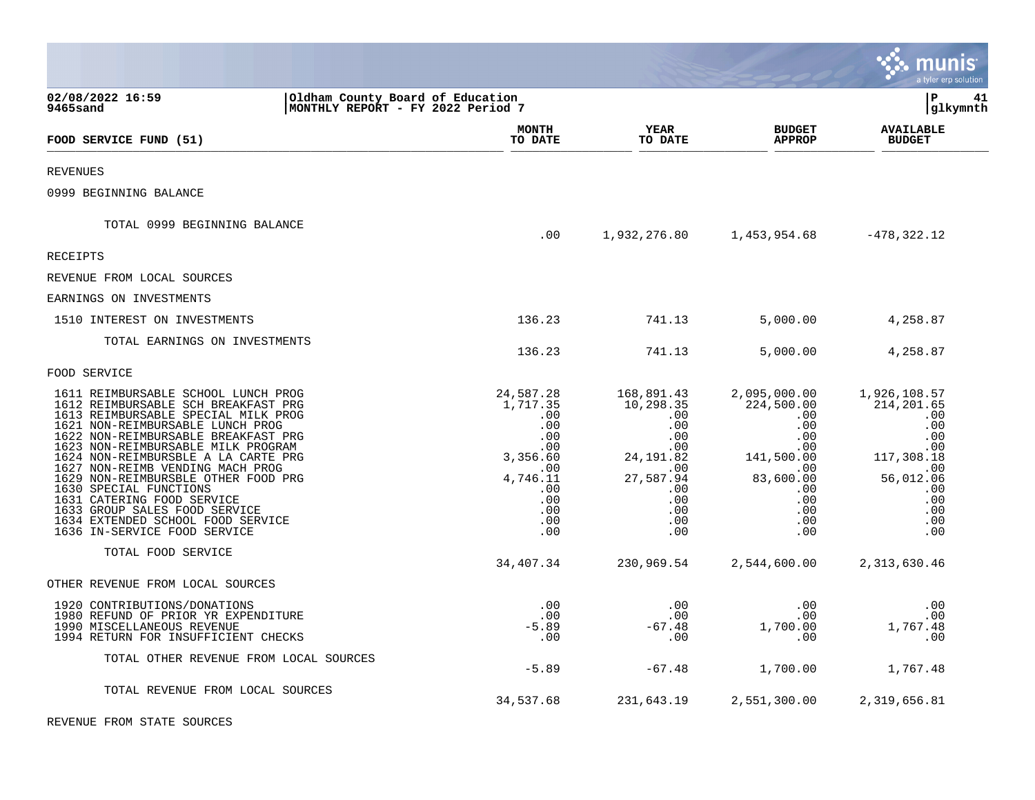02/08/2022 16:59 | Oldham County Board of Education | P 41
9465sand | MONTHLY REPORT - FY 2022 Period 7 | glkymnth

| FOOD SERVICE FUND (51) | MONTH TO DATE | YEAR TO DATE | BUDGET APPROP | AVAILABLE BUDGET |
|---|---|---|---|---|
| REVENUES | | | | |
| 0999 BEGINNING BALANCE | | | | |
| TOTAL 0999 BEGINNING BALANCE | .00 | 1,932,276.80 | 1,453,954.68 | -478,322.12 |
| RECEIPTS | | | | |
| REVENUE FROM LOCAL SOURCES | | | | |
| EARNINGS ON INVESTMENTS | | | | |
| 1510 INTEREST ON INVESTMENTS | 136.23 | 741.13 | 5,000.00 | 4,258.87 |
| TOTAL EARNINGS ON INVESTMENTS | 136.23 | 741.13 | 5,000.00 | 4,258.87 |
| FOOD SERVICE | | | | |
| 1611 REIMBURSABLE SCHOOL LUNCH PROG | 24,587.28 | 168,891.43 | 2,095,000.00 | 1,926,108.57 |
| 1612 REIMBURSABLE SCH BREAKFAST PRG | 1,717.35 | 10,298.35 | 224,500.00 | 214,201.65 |
| 1613 REIMBURSABLE SPECIAL MILK PROG | .00 | .00 | .00 | .00 |
| 1621 NON-REIMBURSABLE LUNCH PROG | .00 | .00 | .00 | .00 |
| 1622 NON-REIMBURSABLE BREAKFAST PRG | .00 | .00 | .00 | .00 |
| 1623 NON-REIMBURSABLE MILK PROGRAM | .00 | .00 | .00 | .00 |
| 1624 NON-REIMBURSBLE A LA CARTE PRG | 3,356.60 | 24,191.82 | 141,500.00 | 117,308.18 |
| 1627 NON-REIMB VENDING MACH PROG | .00 | .00 | .00 | .00 |
| 1629 NON-REIMBURSBLE OTHER FOOD PRG | 4,746.11 | 27,587.94 | 83,600.00 | 56,012.06 |
| 1630 SPECIAL FUNCTIONS | .00 | .00 | .00 | .00 |
| 1631 CATERING FOOD SERVICE | .00 | .00 | .00 | .00 |
| 1633 GROUP SALES FOOD SERVICE | .00 | .00 | .00 | .00 |
| 1634 EXTENDED SCHOOL FOOD SERVICE | .00 | .00 | .00 | .00 |
| 1636 IN-SERVICE FOOD SERVICE | .00 | .00 | .00 | .00 |
| TOTAL FOOD SERVICE | 34,407.34 | 230,969.54 | 2,544,600.00 | 2,313,630.46 |
| OTHER REVENUE FROM LOCAL SOURCES | | | | |
| 1920 CONTRIBUTIONS/DONATIONS | .00 | .00 | .00 | .00 |
| 1980 REFUND OF PRIOR YR EXPENDITURE | .00 | .00 | .00 | .00 |
| 1990 MISCELLANEOUS REVENUE | -5.89 | -67.48 | 1,700.00 | 1,767.48 |
| 1994 RETURN FOR INSUFFICIENT CHECKS | .00 | .00 | .00 | .00 |
| TOTAL OTHER REVENUE FROM LOCAL SOURCES | -5.89 | -67.48 | 1,700.00 | 1,767.48 |
| TOTAL REVENUE FROM LOCAL SOURCES | 34,537.68 | 231,643.19 | 2,551,300.00 | 2,319,656.81 |
| REVENUE FROM STATE SOURCES | | | | |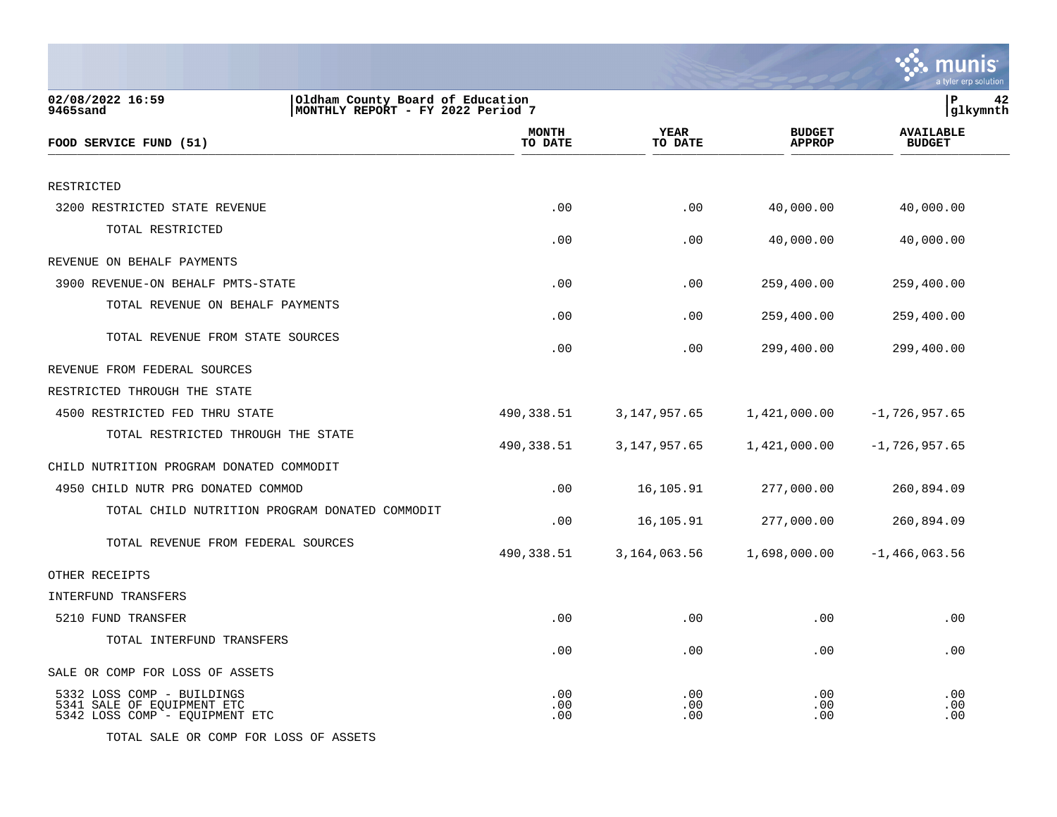02/08/2022 16:59 | Oldham County Board of Education
9465sand | MONTHLY REPORT - FY 2022 Period 7

| FOOD SERVICE FUND (51) | MONTH TO DATE | YEAR TO DATE | BUDGET APPROP | AVAILABLE BUDGET |
|---|---|---|---|---|
| RESTRICTED | | | | |
| 3200 RESTRICTED STATE REVENUE | .00 | .00 | 40,000.00 | 40,000.00 |
| TOTAL RESTRICTED | .00 | .00 | 40,000.00 | 40,000.00 |
| REVENUE ON BEHALF PAYMENTS | | | | |
| 3900 REVENUE-ON BEHALF PMTS-STATE | .00 | .00 | 259,400.00 | 259,400.00 |
| TOTAL REVENUE ON BEHALF PAYMENTS | .00 | .00 | 259,400.00 | 259,400.00 |
| TOTAL REVENUE FROM STATE SOURCES | .00 | .00 | 299,400.00 | 299,400.00 |
| REVENUE FROM FEDERAL SOURCES | | | | |
| RESTRICTED THROUGH THE STATE | | | | |
| 4500 RESTRICTED FED THRU STATE | 490,338.51 | 3,147,957.65 | 1,421,000.00 | -1,726,957.65 |
| TOTAL RESTRICTED THROUGH THE STATE | 490,338.51 | 3,147,957.65 | 1,421,000.00 | -1,726,957.65 |
| CHILD NUTRITION PROGRAM DONATED COMMODIT | | | | |
| 4950 CHILD NUTR PRG DONATED COMMOD | .00 | 16,105.91 | 277,000.00 | 260,894.09 |
| TOTAL CHILD NUTRITION PROGRAM DONATED COMMODIT | .00 | 16,105.91 | 277,000.00 | 260,894.09 |
| TOTAL REVENUE FROM FEDERAL SOURCES | 490,338.51 | 3,164,063.56 | 1,698,000.00 | -1,466,063.56 |
| OTHER RECEIPTS | | | | |
| INTERFUND TRANSFERS | | | | |
| 5210 FUND TRANSFER | .00 | .00 | .00 | .00 |
| TOTAL INTERFUND TRANSFERS | .00 | .00 | .00 | .00 |
| SALE OR COMP FOR LOSS OF ASSETS | | | | |
| 5332 LOSS COMP - BUILDINGS | .00 | .00 | .00 | .00 |
| 5341 SALE OF EQUIPMENT ETC | .00 | .00 | .00 | .00 |
| 5342 LOSS COMP - EQUIPMENT ETC | .00 | .00 | .00 | .00 |
| TOTAL SALE OR COMP FOR LOSS OF ASSETS | | | | |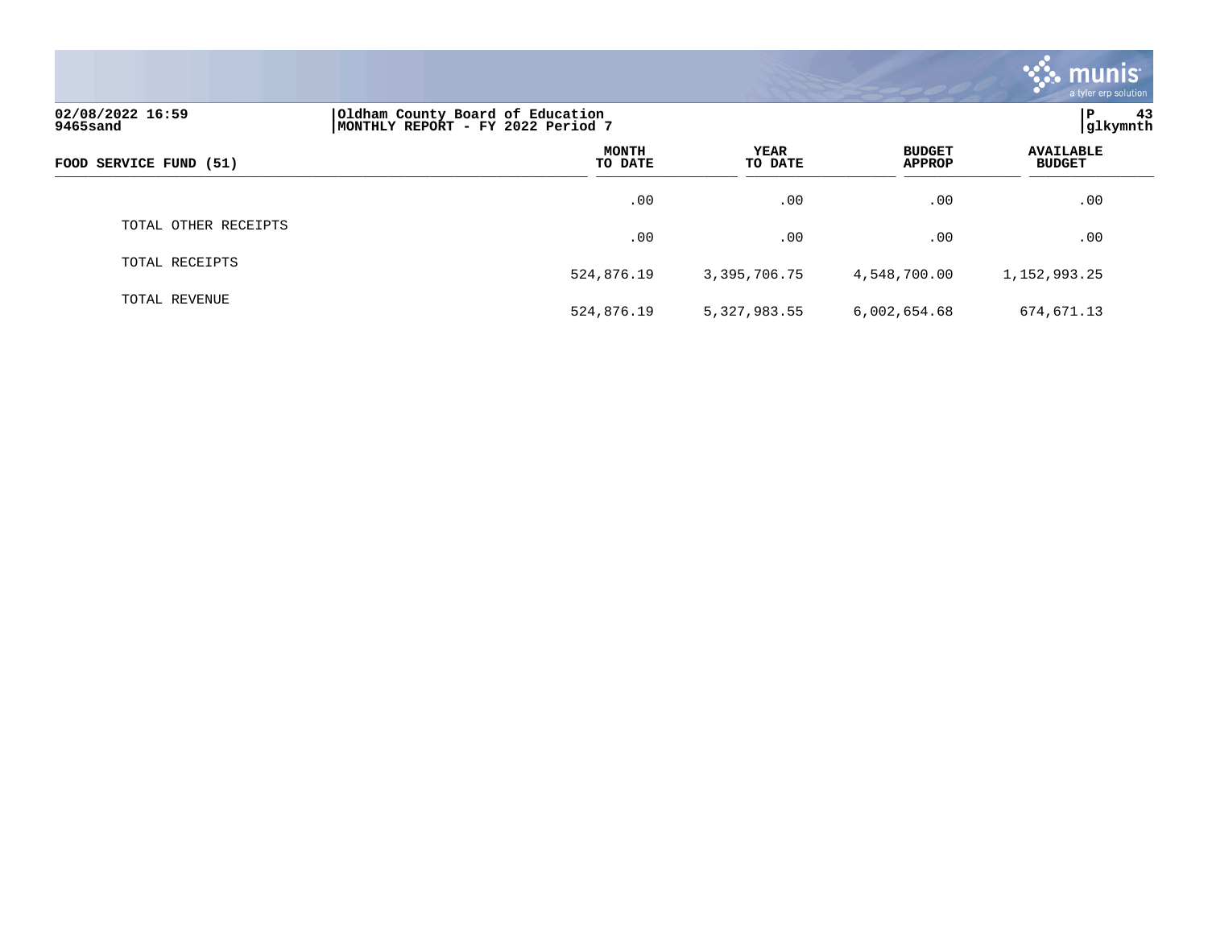| FOOD SERVICE FUND (51) | MONTH TO DATE | YEAR TO DATE | BUDGET APPROP | AVAILABLE BUDGET |
|---|---|---|---|---|
| | .00 | .00 | .00 | .00 |
| TOTAL OTHER RECEIPTS | .00 | .00 | .00 | .00 |
| TOTAL RECEIPTS | 524,876.19 | 3,395,706.75 | 4,548,700.00 | 1,152,993.25 |
| TOTAL REVENUE | 524,876.19 | 5,327,983.55 | 6,002,654.68 | 674,671.13 |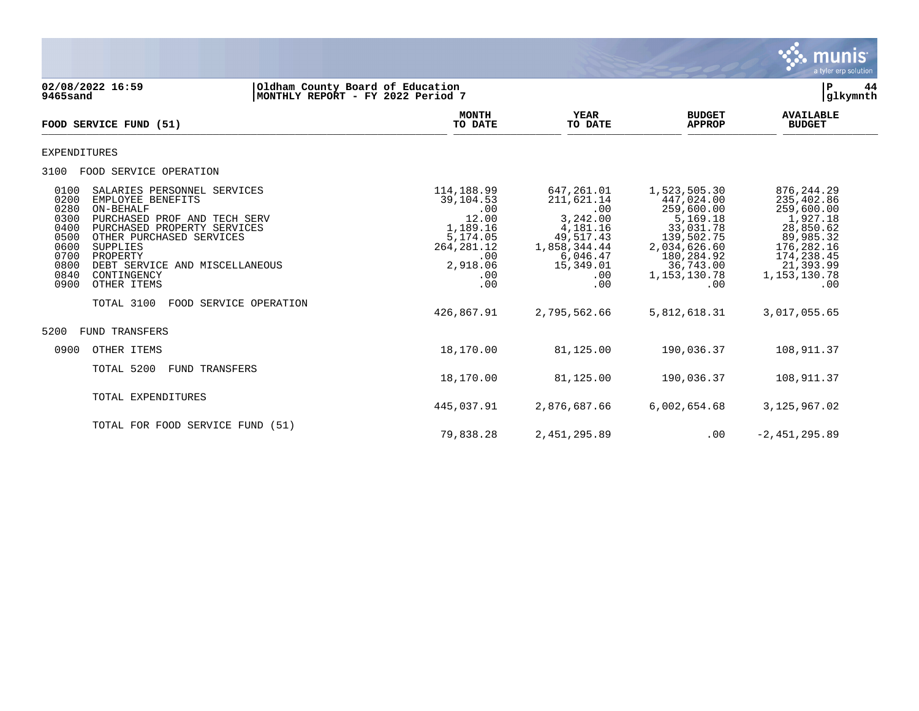**02/08/2022 16:59**
**9465sand**

**Oldham County Board of Education**
**MONTHLY REPORT - FY 2022 Period 7**

**P 44**
**glkymnth**

| FOOD SERVICE FUND (51) | MONTH TO DATE | YEAR TO DATE | BUDGET APPROP | AVAILABLE BUDGET |
|---|---|---|---|---|
| EXPENDITURES | | | | |
| 3100 FOOD SERVICE OPERATION | | | | |
| 0100 SALARIES PERSONNEL SERVICES | 114,188.99 | 647,261.01 | 1,523,505.30 | 876,244.29 |
| 0200 EMPLOYEE BENEFITS | 39,104.53 | 211,621.14 | 447,024.00 | 235,402.86 |
| 0280 ON-BEHALF | .00 | .00 | 259,600.00 | 259,600.00 |
| 0300 PURCHASED PROF AND TECH SERV | 12.00 | 3,242.00 | 5,169.18 | 1,927.18 |
| 0400 PURCHASED PROPERTY SERVICES | 1,189.16 | 4,181.16 | 33,031.78 | 28,850.62 |
| 0500 OTHER PURCHASED SERVICES | 5,174.05 | 49,517.43 | 139,502.75 | 89,985.32 |
| 0600 SUPPLIES | 264,281.12 | 1,858,344.44 | 2,034,626.60 | 176,282.16 |
| 0700 PROPERTY | .00 | 6,046.47 | 180,284.92 | 174,238.45 |
| 0800 DEBT SERVICE AND MISCELLANEOUS | 2,918.06 | 15,349.01 | 36,743.00 | 21,393.99 |
| 0840 CONTINGENCY | .00 | .00 | 1,153,130.78 | 1,153,130.78 |
| 0900 OTHER ITEMS | .00 | .00 | .00 | .00 |
| TOTAL 3100 FOOD SERVICE OPERATION | 426,867.91 | 2,795,562.66 | 5,812,618.31 | 3,017,055.65 |
| 5200 FUND TRANSFERS | | | | |
| 0900 OTHER ITEMS | 18,170.00 | 81,125.00 | 190,036.37 | 108,911.37 |
| TOTAL 5200 FUND TRANSFERS | 18,170.00 | 81,125.00 | 190,036.37 | 108,911.37 |
| TOTAL EXPENDITURES | 445,037.91 | 2,876,687.66 | 6,002,654.68 | 3,125,967.02 |
| TOTAL FOR FOOD SERVICE FUND (51) | 79,838.28 | 2,451,295.89 | .00 | -2,451,295.89 |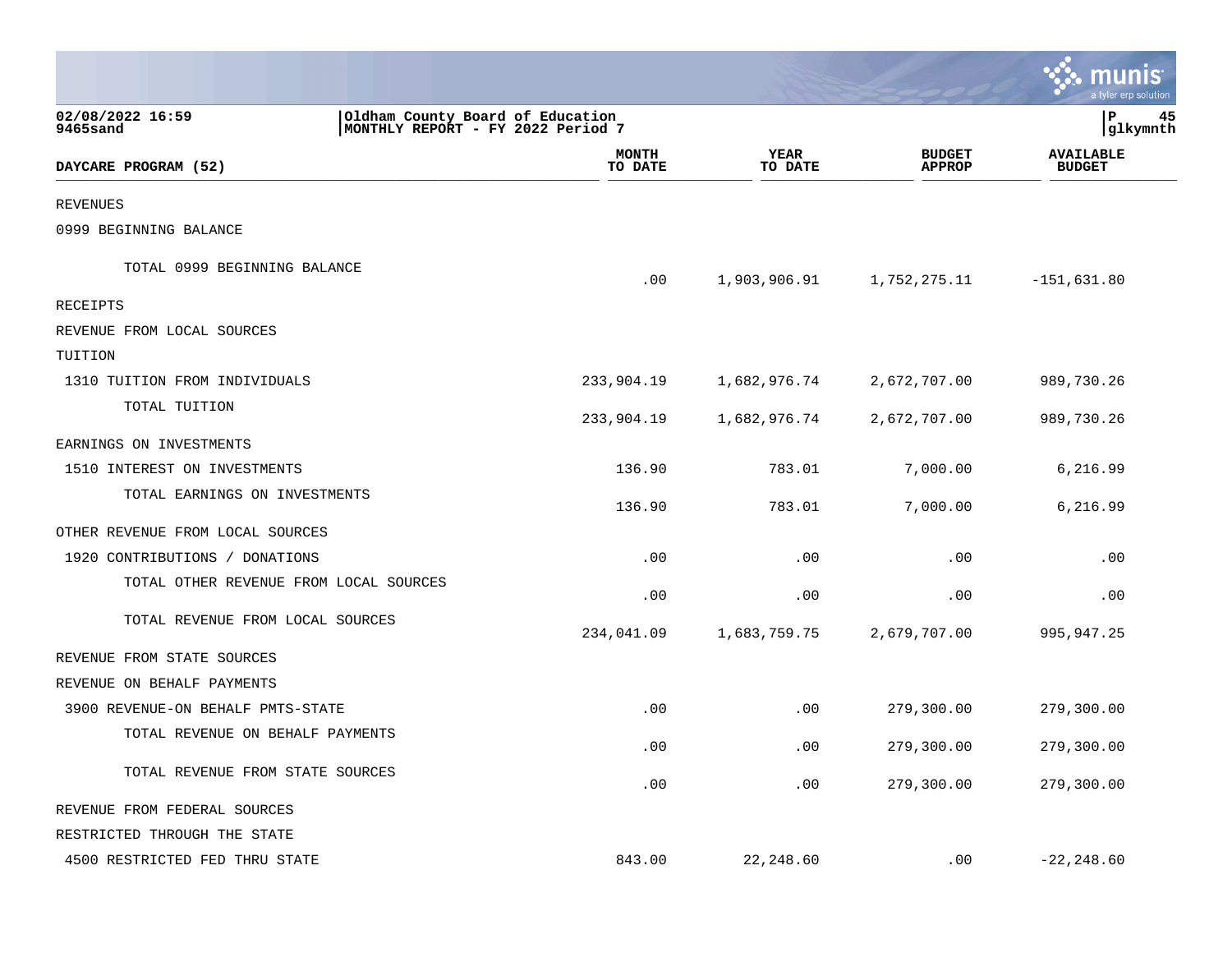02/08/2022 16:59
9465sand

Oldham County Board of Education
MONTHLY REPORT - FY 2022 Period 7

| DAYCARE PROGRAM (52) | MONTH TO DATE | YEAR TO DATE | BUDGET APPROP | AVAILABLE BUDGET |
|---|---|---|---|---|
| REVENUES | | | | |
| 0999 BEGINNING BALANCE | | | | |
| TOTAL 0999 BEGINNING BALANCE | .00 | 1,903,906.91 | 1,752,275.11 | -151,631.80 |
| RECEIPTS | | | | |
| REVENUE FROM LOCAL SOURCES | | | | |
| TUITION | | | | |
| 1310 TUITION FROM INDIVIDUALS | 233,904.19 | 1,682,976.74 | 2,672,707.00 | 989,730.26 |
| TOTAL TUITION | 233,904.19 | 1,682,976.74 | 2,672,707.00 | 989,730.26 |
| EARNINGS ON INVESTMENTS | | | | |
| 1510 INTEREST ON INVESTMENTS | 136.90 | 783.01 | 7,000.00 | 6,216.99 |
| TOTAL EARNINGS ON INVESTMENTS | 136.90 | 783.01 | 7,000.00 | 6,216.99 |
| OTHER REVENUE FROM LOCAL SOURCES | | | | |
| 1920 CONTRIBUTIONS / DONATIONS | .00 | .00 | .00 | .00 |
| TOTAL OTHER REVENUE FROM LOCAL SOURCES | .00 | .00 | .00 | .00 |
| TOTAL REVENUE FROM LOCAL SOURCES | 234,041.09 | 1,683,759.75 | 2,679,707.00 | 995,947.25 |
| REVENUE FROM STATE SOURCES | | | | |
| REVENUE ON BEHALF PAYMENTS | | | | |
| 3900 REVENUE-ON BEHALF PMTS-STATE | .00 | .00 | 279,300.00 | 279,300.00 |
| TOTAL REVENUE ON BEHALF PAYMENTS | .00 | .00 | 279,300.00 | 279,300.00 |
| TOTAL REVENUE FROM STATE SOURCES | .00 | .00 | 279,300.00 | 279,300.00 |
| REVENUE FROM FEDERAL SOURCES | | | | |
| RESTRICTED THROUGH THE STATE | | | | |
| 4500 RESTRICTED FED THRU STATE | 843.00 | 22,248.60 | .00 | -22,248.60 |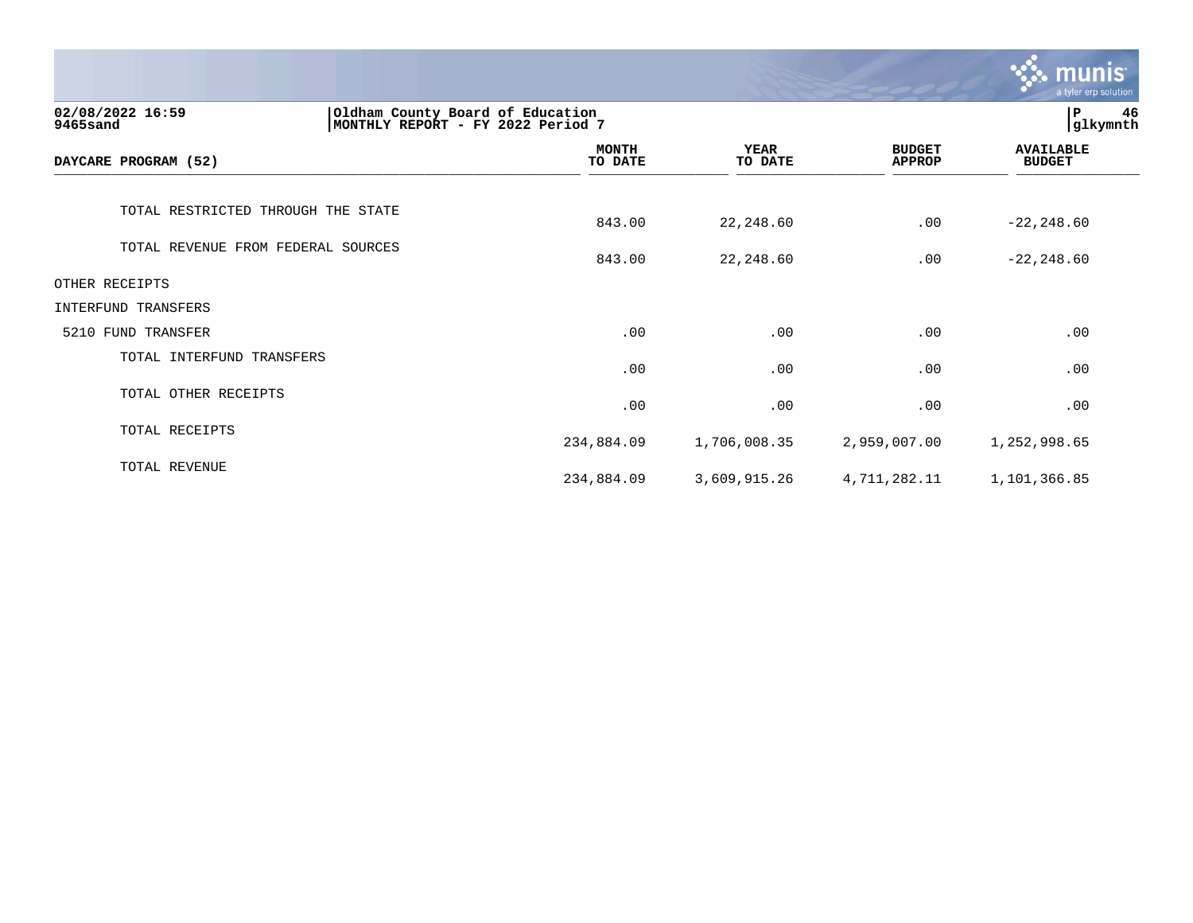02/08/2022 16:59
9465sand

Oldham County Board of Education
MONTHLY REPORT - FY 2022 Period 7

P 46
glkymnth

| DAYCARE PROGRAM (52) | MONTH TO DATE | YEAR TO DATE | BUDGET APPROP | AVAILABLE BUDGET |
|---|---|---|---|---|
| TOTAL RESTRICTED THROUGH THE STATE | 843.00 | 22,248.60 | .00 | -22,248.60 |
| TOTAL REVENUE FROM FEDERAL SOURCES | 843.00 | 22,248.60 | .00 | -22,248.60 |
| OTHER RECEIPTS | | | | |
| INTERFUND TRANSFERS | | | | |
| 5210 FUND TRANSFER | .00 | .00 | .00 | .00 |
| TOTAL INTERFUND TRANSFERS | .00 | .00 | .00 | .00 |
| TOTAL OTHER RECEIPTS | .00 | .00 | .00 | .00 |
| TOTAL RECEIPTS | 234,884.09 | 1,706,008.35 | 2,959,007.00 | 1,252,998.65 |
| TOTAL REVENUE | 234,884.09 | 3,609,915.26 | 4,711,282.11 | 1,101,366.85 |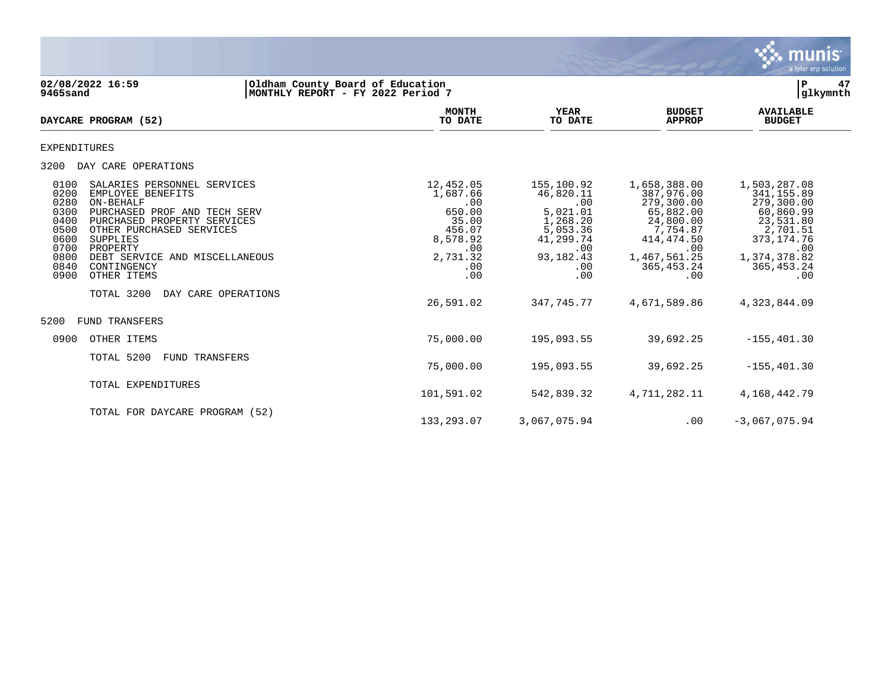02/08/2022 16:59 | Oldham County Board of Education
9465sand | MONTHLY REPORT - FY 2022 Period 7

| DAYCARE PROGRAM (52) | MONTH TO DATE | YEAR TO DATE | BUDGET APPROP | AVAILABLE BUDGET |
|---|---|---|---|---|
| EXPENDITURES | | | | |
| 3200 DAY CARE OPERATIONS | | | | |
| 0100 SALARIES PERSONNEL SERVICES | 12,452.05 | 155,100.92 | 1,658,388.00 | 1,503,287.08 |
| 0200 EMPLOYEE BENEFITS | 1,687.66 | 46,820.11 | 387,976.00 | 341,155.89 |
| 0280 ON-BEHALF | .00 | .00 | 279,300.00 | 279,300.00 |
| 0300 PURCHASED PROF AND TECH SERV | 650.00 | 5,021.01 | 65,882.00 | 60,860.99 |
| 0400 PURCHASED PROPERTY SERVICES | 35.00 | 1,268.20 | 24,800.00 | 23,531.80 |
| 0500 OTHER PURCHASED SERVICES | 456.07 | 5,053.36 | 7,754.87 | 2,701.51 |
| 0600 SUPPLIES | 8,578.92 | 41,299.74 | 414,474.50 | 373,174.76 |
| 0700 PROPERTY | .00 | .00 | .00 | .00 |
| 0800 DEBT SERVICE AND MISCELLANEOUS | 2,731.32 | 93,182.43 | 1,467,561.25 | 1,374,378.82 |
| 0840 CONTINGENCY | .00 | .00 | 365,453.24 | 365,453.24 |
| 0900 OTHER ITEMS | .00 | .00 | .00 | .00 |
| TOTAL 3200 DAY CARE OPERATIONS | 26,591.02 | 347,745.77 | 4,671,589.86 | 4,323,844.09 |
| 5200 FUND TRANSFERS | | | | |
| 0900 OTHER ITEMS | 75,000.00 | 195,093.55 | 39,692.25 | -155,401.30 |
| TOTAL 5200 FUND TRANSFERS | 75,000.00 | 195,093.55 | 39,692.25 | -155,401.30 |
| TOTAL EXPENDITURES | 101,591.02 | 542,839.32 | 4,711,282.11 | 4,168,442.79 |
| TOTAL FOR DAYCARE PROGRAM (52) | 133,293.07 | 3,067,075.94 | .00 | -3,067,075.94 |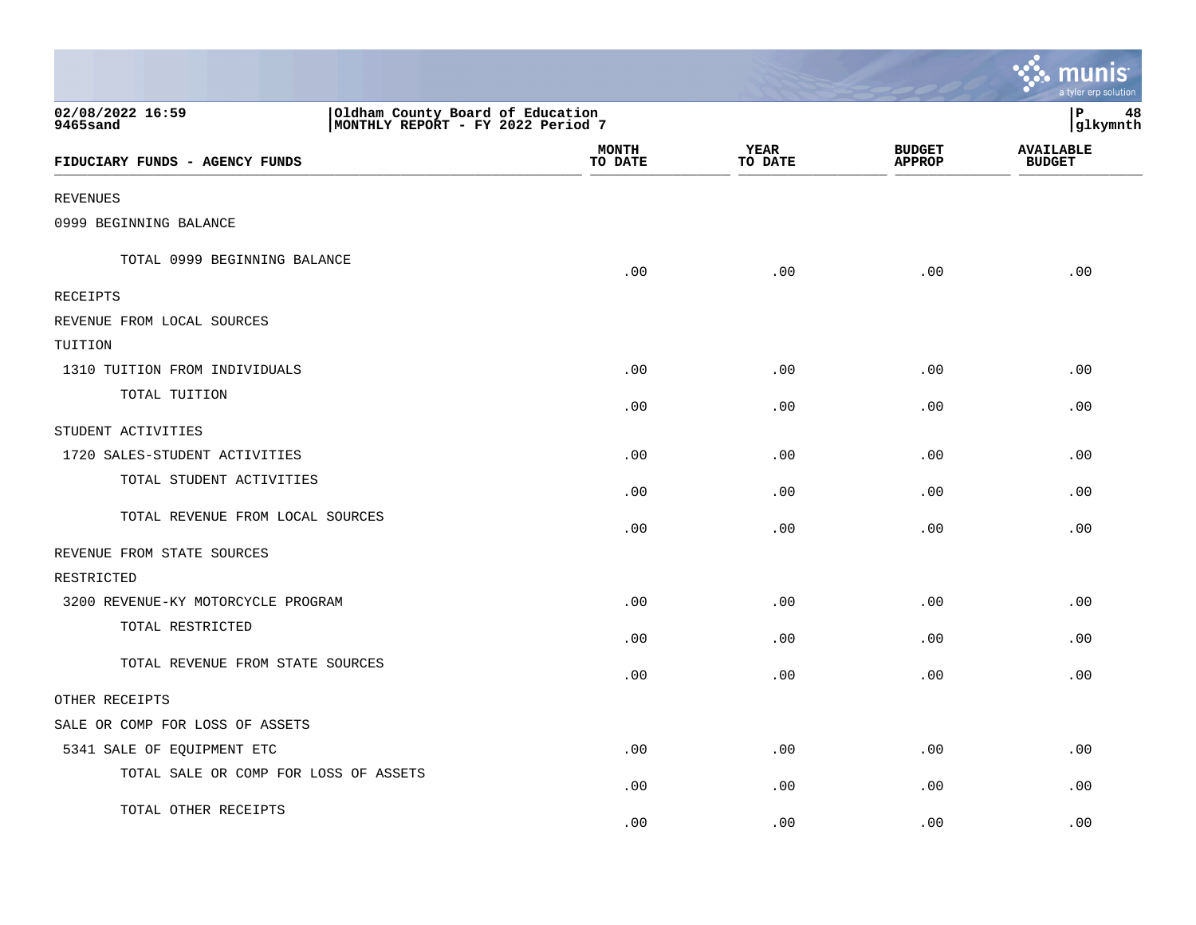02/08/2022 16:59
9465sand

Oldham County Board of Education
MONTHLY REPORT - FY 2022 Period 7

P 48
glkymnth

| FIDUCIARY FUNDS - AGENCY FUNDS | MONTH TO DATE | YEAR TO DATE | BUDGET APPROP | AVAILABLE BUDGET |
|---|---|---|---|---|
| REVENUES | | | | |
| 0999 BEGINNING BALANCE | | | | |
| TOTAL 0999 BEGINNING BALANCE | .00 | .00 | .00 | .00 |
| RECEIPTS | | | | |
| REVENUE FROM LOCAL SOURCES | | | | |
| TUITION | | | | |
| 1310 TUITION FROM INDIVIDUALS | .00 | .00 | .00 | .00 |
| TOTAL TUITION | .00 | .00 | .00 | .00 |
| STUDENT ACTIVITIES | | | | |
| 1720 SALES-STUDENT ACTIVITIES | .00 | .00 | .00 | .00 |
| TOTAL STUDENT ACTIVITIES | .00 | .00 | .00 | .00 |
| TOTAL REVENUE FROM LOCAL SOURCES | .00 | .00 | .00 | .00 |
| REVENUE FROM STATE SOURCES | | | | |
| RESTRICTED | | | | |
| 3200 REVENUE-KY MOTORCYCLE PROGRAM | .00 | .00 | .00 | .00 |
| TOTAL RESTRICTED | .00 | .00 | .00 | .00 |
| TOTAL REVENUE FROM STATE SOURCES | .00 | .00 | .00 | .00 |
| OTHER RECEIPTS | | | | |
| SALE OR COMP FOR LOSS OF ASSETS | | | | |
| 5341 SALE OF EQUIPMENT ETC | .00 | .00 | .00 | .00 |
| TOTAL SALE OR COMP FOR LOSS OF ASSETS | .00 | .00 | .00 | .00 |
| TOTAL OTHER RECEIPTS | .00 | .00 | .00 | .00 |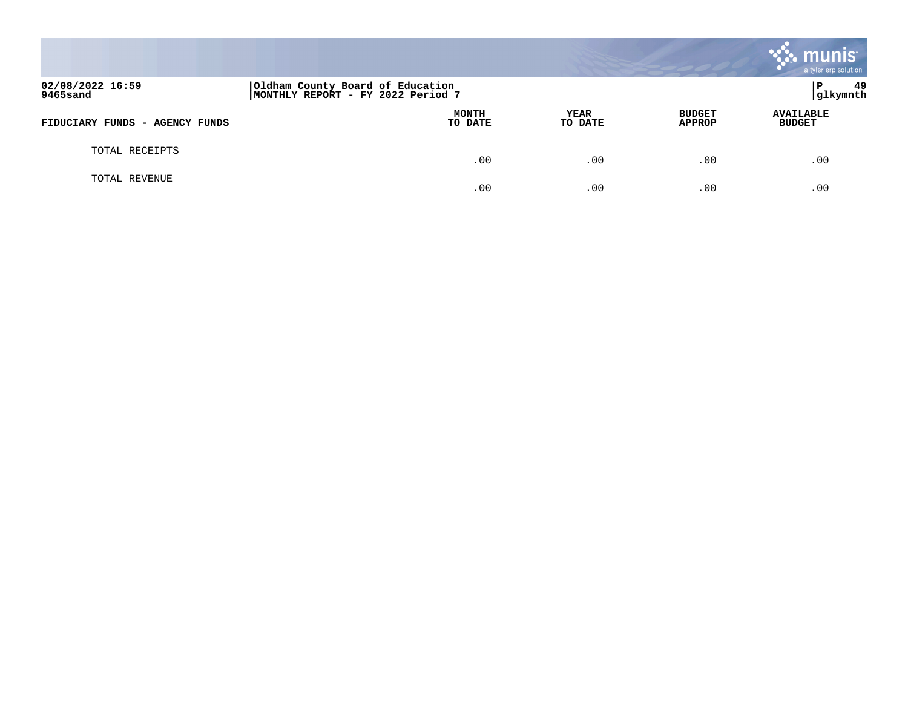| FIDUCIARY FUNDS - AGENCY FUNDS | MONTH TO DATE | YEAR TO DATE | BUDGET APPROP | AVAILABLE BUDGET |
|---|---|---|---|---|
| TOTAL RECEIPTS | .00 | .00 | .00 | .00 |
| TOTAL REVENUE | .00 | .00 | .00 | .00 |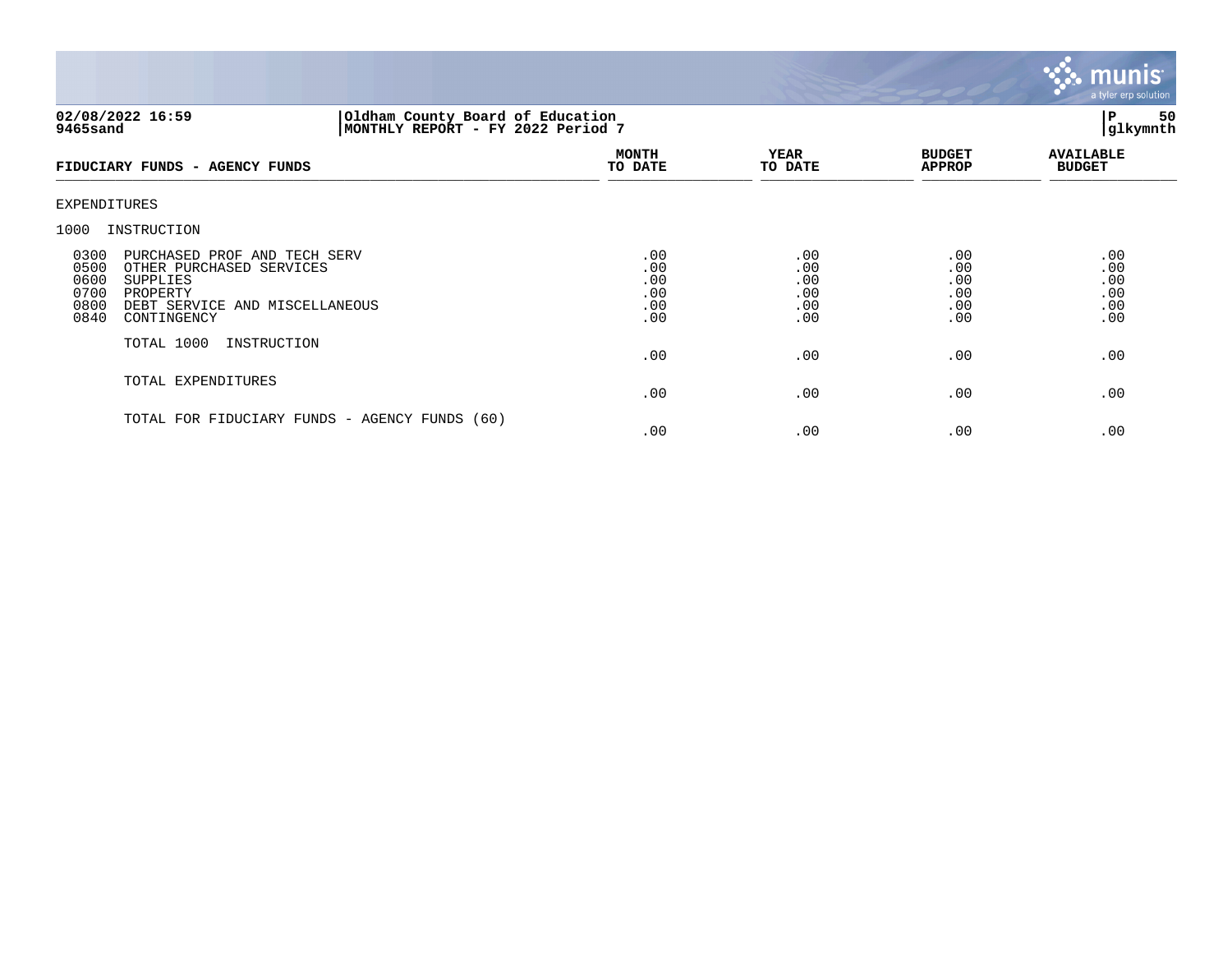02/08/2022 16:59
9465sand

Oldham County Board of Education
MONTHLY REPORT - FY 2022 Period 7

| FIDUCIARY FUNDS - AGENCY FUNDS | | MONTH TO DATE | YEAR TO DATE | BUDGET APPROP | AVAILABLE BUDGET |
|---|---|---|---|---|---|
| EXPENDITURES | | | | | |
| 1000 | INSTRUCTION | | | | |
| 0300 | PURCHASED PROF AND TECH SERV | .00 | .00 | .00 | .00 |
| 0500 | OTHER PURCHASED SERVICES | .00 | .00 | .00 | .00 |
| 0600 | SUPPLIES | .00 | .00 | .00 | .00 |
| 0700 | PROPERTY | .00 | .00 | .00 | .00 |
| 0800 | DEBT SERVICE AND MISCELLANEOUS | .00 | .00 | .00 | .00 |
| 0840 | CONTINGENCY | .00 | .00 | .00 | .00 |
| | TOTAL 1000 INSTRUCTION | .00 | .00 | .00 | .00 |
| | TOTAL EXPENDITURES | .00 | .00 | .00 | .00 |
| | TOTAL FOR FIDUCIARY FUNDS - AGENCY FUNDS (60) | .00 | .00 | .00 | .00 |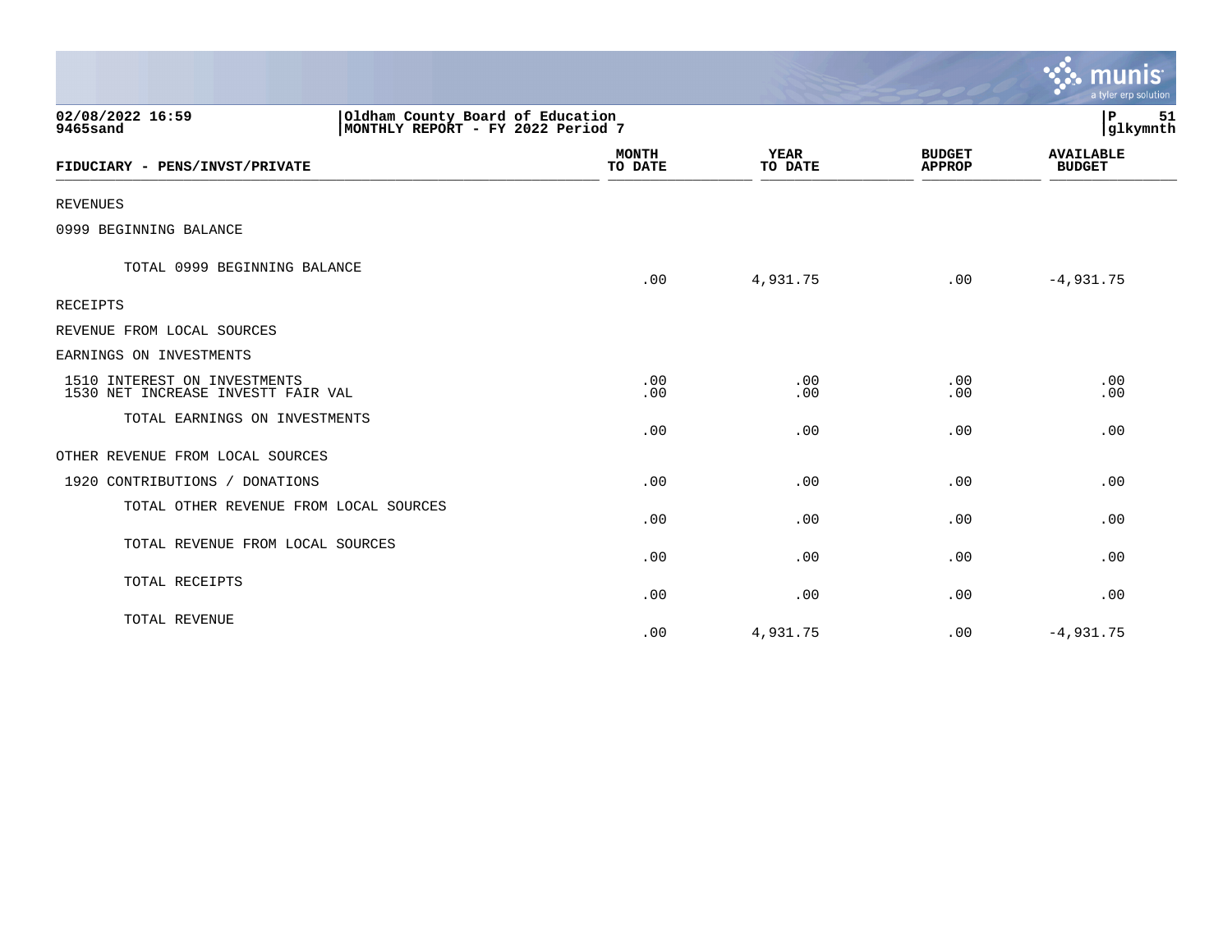Oldham County Board of Education
MONTHLY REPORT - FY 2022 Period 7

02/08/2022 16:59
9465sand

| FIDUCIARY - PENS/INVST/PRIVATE | MONTH TO DATE | YEAR TO DATE | BUDGET APPROP | AVAILABLE BUDGET |
|---|---|---|---|---|
| REVENUES | | | | |
| 0999 BEGINNING BALANCE | | | | |
| TOTAL 0999 BEGINNING BALANCE | .00 | 4,931.75 | .00 | -4,931.75 |
| RECEIPTS | | | | |
| REVENUE FROM LOCAL SOURCES | | | | |
| EARNINGS ON INVESTMENTS | | | | |
| 1510 INTEREST ON INVESTMENTS | .00 | .00 | .00 | .00 |
| 1530 NET INCREASE INVESTT FAIR VAL | .00 | .00 | .00 | .00 |
| TOTAL EARNINGS ON INVESTMENTS | .00 | .00 | .00 | .00 |
| OTHER REVENUE FROM LOCAL SOURCES | | | | |
| 1920 CONTRIBUTIONS / DONATIONS | .00 | .00 | .00 | .00 |
| TOTAL OTHER REVENUE FROM LOCAL SOURCES | .00 | .00 | .00 | .00 |
| TOTAL REVENUE FROM LOCAL SOURCES | .00 | .00 | .00 | .00 |
| TOTAL RECEIPTS | .00 | .00 | .00 | .00 |
| TOTAL REVENUE | .00 | 4,931.75 | .00 | -4,931.75 |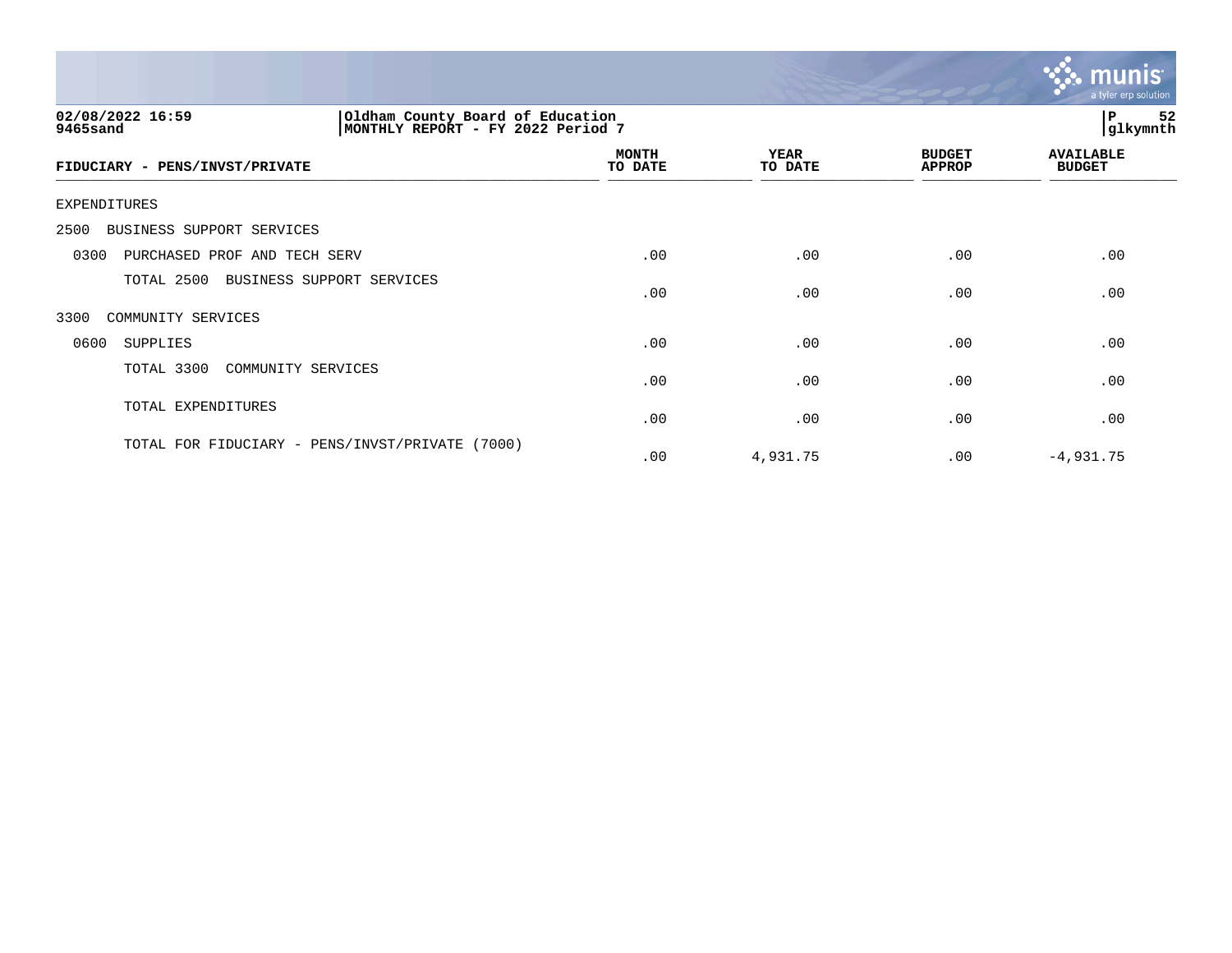02/08/2022 16:59
9465sand

Oldham County Board of Education
MONTHLY REPORT - FY 2022 Period 7

P 52
glkymnth

| FIDUCIARY - PENS/INVST/PRIVATE | MONTH TO DATE | YEAR TO DATE | BUDGET APPROP | AVAILABLE BUDGET |
|---|---|---|---|---|
| EXPENDITURES | | | | |
| 2500 BUSINESS SUPPORT SERVICES | | | | |
| 0300 PURCHASED PROF AND TECH SERV | .00 | .00 | .00 | .00 |
| TOTAL 2500 BUSINESS SUPPORT SERVICES | .00 | .00 | .00 | .00 |
| 3300 COMMUNITY SERVICES | | | | |
| 0600 SUPPLIES | .00 | .00 | .00 | .00 |
| TOTAL 3300 COMMUNITY SERVICES | .00 | .00 | .00 | .00 |
| TOTAL EXPENDITURES | .00 | .00 | .00 | .00 |
| TOTAL FOR FIDUCIARY - PENS/INVST/PRIVATE (7000) | .00 | 4,931.75 | .00 | -4,931.75 |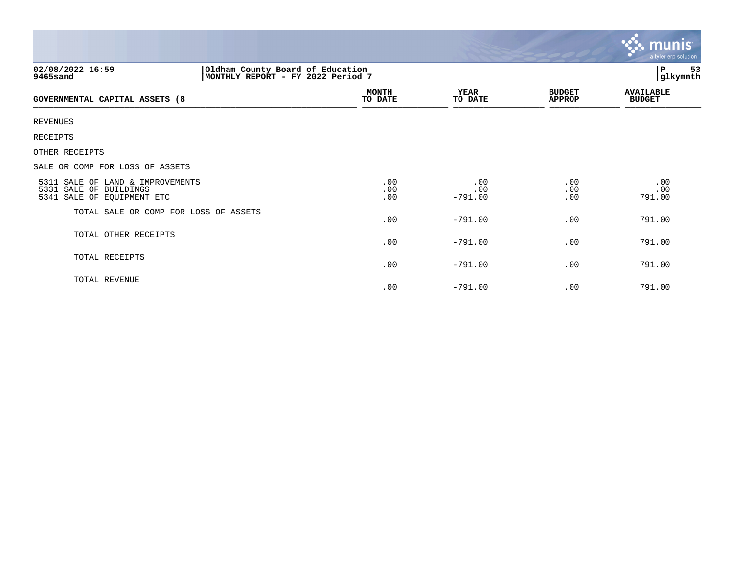**Oldham County Board of Education**
**MONTHLY REPORT - FY 2022 Period 7**

02/08/2022 16:59
9465sand

| GOVERNMENTAL CAPITAL ASSETS (8 | MONTH TO DATE | YEAR TO DATE | BUDGET APPROP | AVAILABLE BUDGET |
|---|---|---|---|---|
| REVENUES | | | | |
| RECEIPTS | | | | |
| OTHER RECEIPTS | | | | |
| SALE OR COMP FOR LOSS OF ASSETS | | | | |
| 5311 SALE OF LAND & IMPROVEMENTS | .00 | .00 | .00 | .00 |
| 5331 SALE OF BUILDINGS | .00 | .00 | .00 | .00 |
| 5341 SALE OF EQUIPMENT ETC | .00 | -791.00 | .00 | 791.00 |
| TOTAL SALE OR COMP FOR LOSS OF ASSETS | .00 | -791.00 | .00 | 791.00 |
| TOTAL OTHER RECEIPTS | .00 | -791.00 | .00 | 791.00 |
| TOTAL RECEIPTS | .00 | -791.00 | .00 | 791.00 |
| TOTAL REVENUE | .00 | -791.00 | .00 | 791.00 |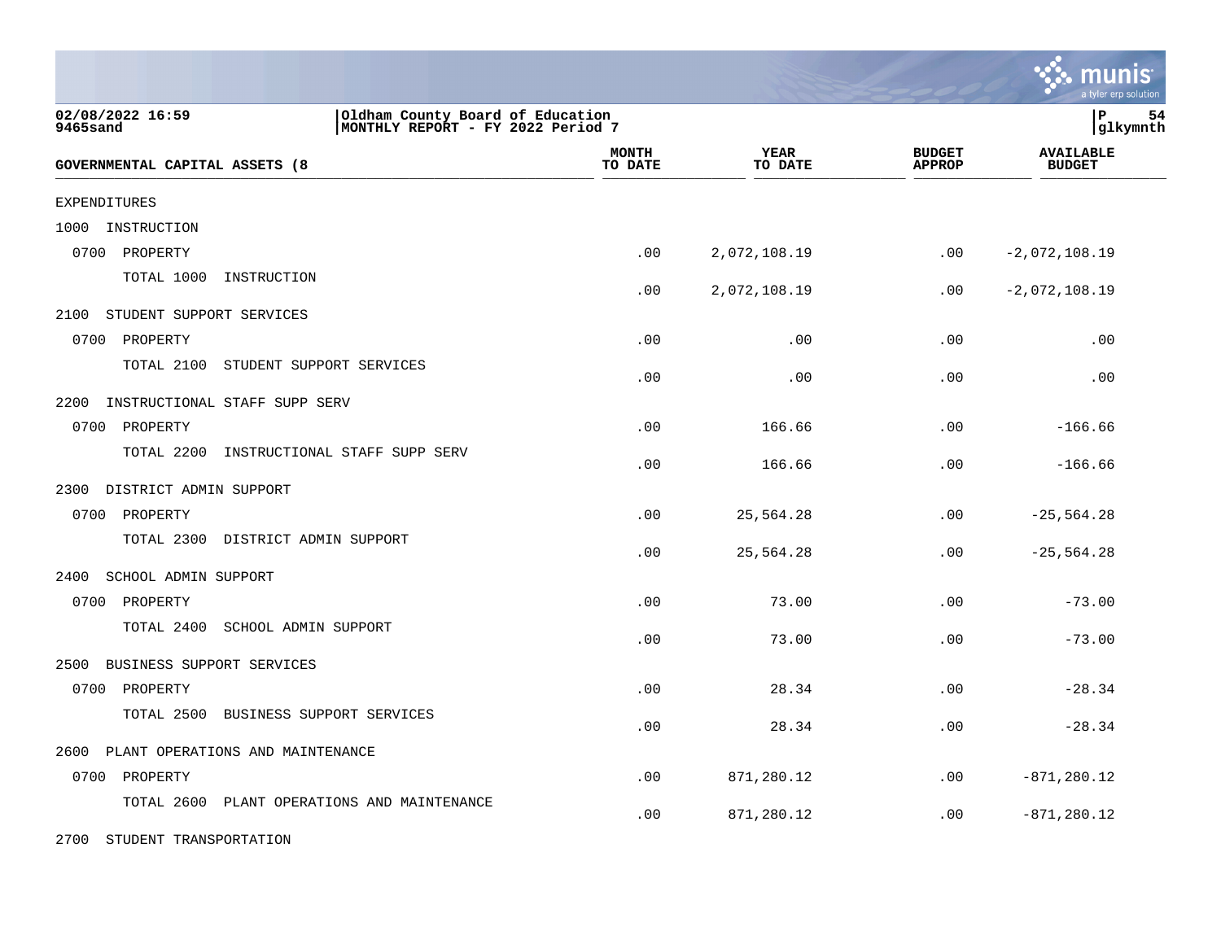02/08/2022 16:59
9465sand

Oldham County Board of Education
MONTHLY REPORT - FY 2022 Period 7

| GOVERNMENTAL CAPITAL ASSETS (8 | MONTH TO DATE | YEAR TO DATE | BUDGET APPROP | AVAILABLE BUDGET |
|---|---|---|---|---|
| EXPENDITURES | | | | |
| 1000 INSTRUCTION | | | | |
| 0700 PROPERTY | .00 | 2,072,108.19 | .00 | -2,072,108.19 |
| TOTAL 1000 INSTRUCTION | .00 | 2,072,108.19 | .00 | -2,072,108.19 |
| 2100 STUDENT SUPPORT SERVICES | | | | |
| 0700 PROPERTY | .00 | .00 | .00 | .00 |
| TOTAL 2100 STUDENT SUPPORT SERVICES | .00 | .00 | .00 | .00 |
| 2200 INSTRUCTIONAL STAFF SUPP SERV | | | | |
| 0700 PROPERTY | .00 | 166.66 | .00 | -166.66 |
| TOTAL 2200 INSTRUCTIONAL STAFF SUPP SERV | .00 | 166.66 | .00 | -166.66 |
| 2300 DISTRICT ADMIN SUPPORT | | | | |
| 0700 PROPERTY | .00 | 25,564.28 | .00 | -25,564.28 |
| TOTAL 2300 DISTRICT ADMIN SUPPORT | .00 | 25,564.28 | .00 | -25,564.28 |
| 2400 SCHOOL ADMIN SUPPORT | | | | |
| 0700 PROPERTY | .00 | 73.00 | .00 | -73.00 |
| TOTAL 2400 SCHOOL ADMIN SUPPORT | .00 | 73.00 | .00 | -73.00 |
| 2500 BUSINESS SUPPORT SERVICES | | | | |
| 0700 PROPERTY | .00 | 28.34 | .00 | -28.34 |
| TOTAL 2500 BUSINESS SUPPORT SERVICES | .00 | 28.34 | .00 | -28.34 |
| 2600 PLANT OPERATIONS AND MAINTENANCE | | | | |
| 0700 PROPERTY | .00 | 871,280.12 | .00 | -871,280.12 |
| TOTAL 2600 PLANT OPERATIONS AND MAINTENANCE | .00 | 871,280.12 | .00 | -871,280.12 |
| 2700 STUDENT TRANSPORTATION | | | | |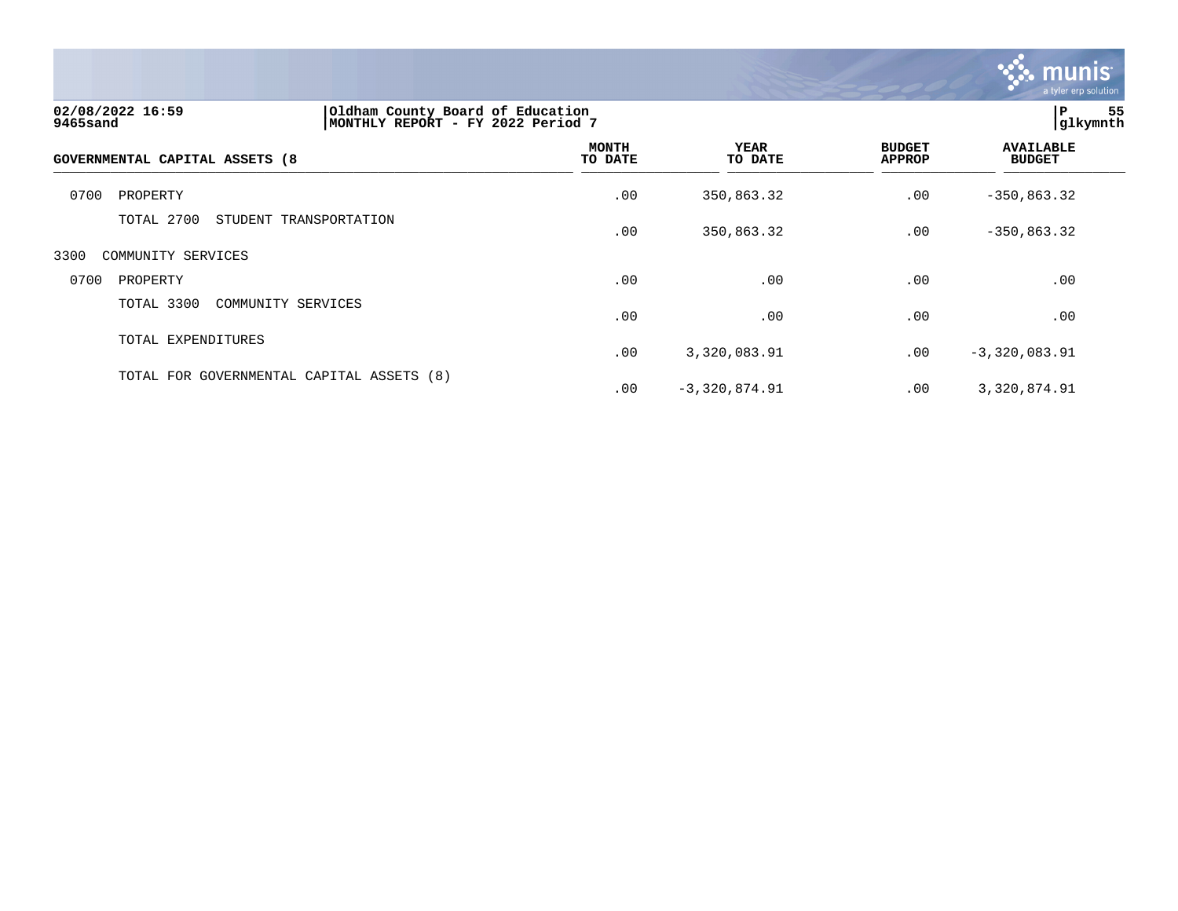02/08/2022 16:59 | Oldham County Board of Education
9465sand | MONTHLY REPORT - FY 2022 Period 7

| GOVERNMENTAL CAPITAL ASSETS (8 | MONTH TO DATE | YEAR TO DATE | BUDGET APPROP | AVAILABLE BUDGET |
|---|---|---|---|---|
| 0700 PROPERTY | .00 | 350,863.32 | .00 | -350,863.32 |
| TOTAL 2700 STUDENT TRANSPORTATION | .00 | 350,863.32 | .00 | -350,863.32 |
| 3300 COMMUNITY SERVICES | | | | |
| 0700 PROPERTY | .00 | .00 | .00 | .00 |
| TOTAL 3300 COMMUNITY SERVICES | .00 | .00 | .00 | .00 |
| TOTAL EXPENDITURES | .00 | 3,320,083.91 | .00 | -3,320,083.91 |
| TOTAL FOR GOVERNMENTAL CAPITAL ASSETS (8) | .00 | -3,320,874.91 | .00 | 3,320,874.91 |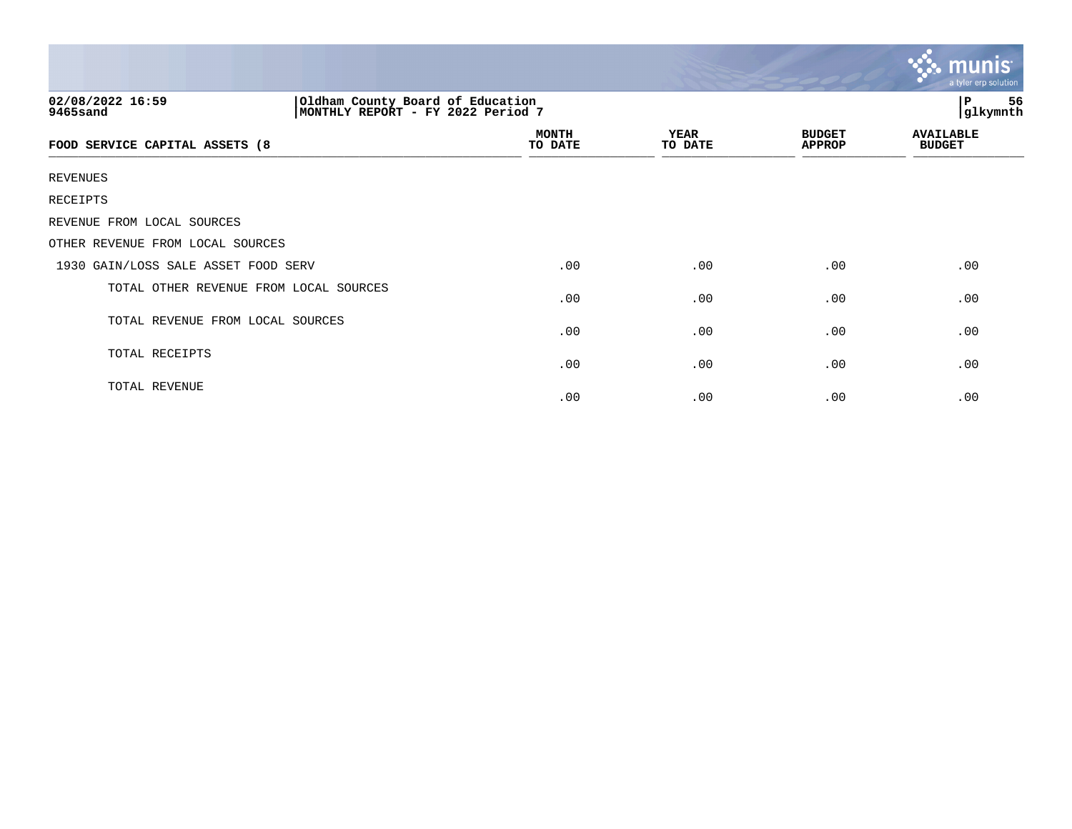| FOOD SERVICE CAPITAL ASSETS (8 | MONTH TO DATE | YEAR TO DATE | BUDGET APPROP | AVAILABLE BUDGET |
|---|---|---|---|---|
| REVENUES | | | | |
| RECEIPTS | | | | |
| REVENUE FROM LOCAL SOURCES | | | | |
| OTHER REVENUE FROM LOCAL SOURCES | | | | |
| 1930 GAIN/LOSS SALE ASSET FOOD SERV | .00 | .00 | .00 | .00 |
| TOTAL OTHER REVENUE FROM LOCAL SOURCES | .00 | .00 | .00 | .00 |
| TOTAL REVENUE FROM LOCAL SOURCES | .00 | .00 | .00 | .00 |
| TOTAL RECEIPTS | .00 | .00 | .00 | .00 |
| TOTAL REVENUE | .00 | .00 | .00 | .00 |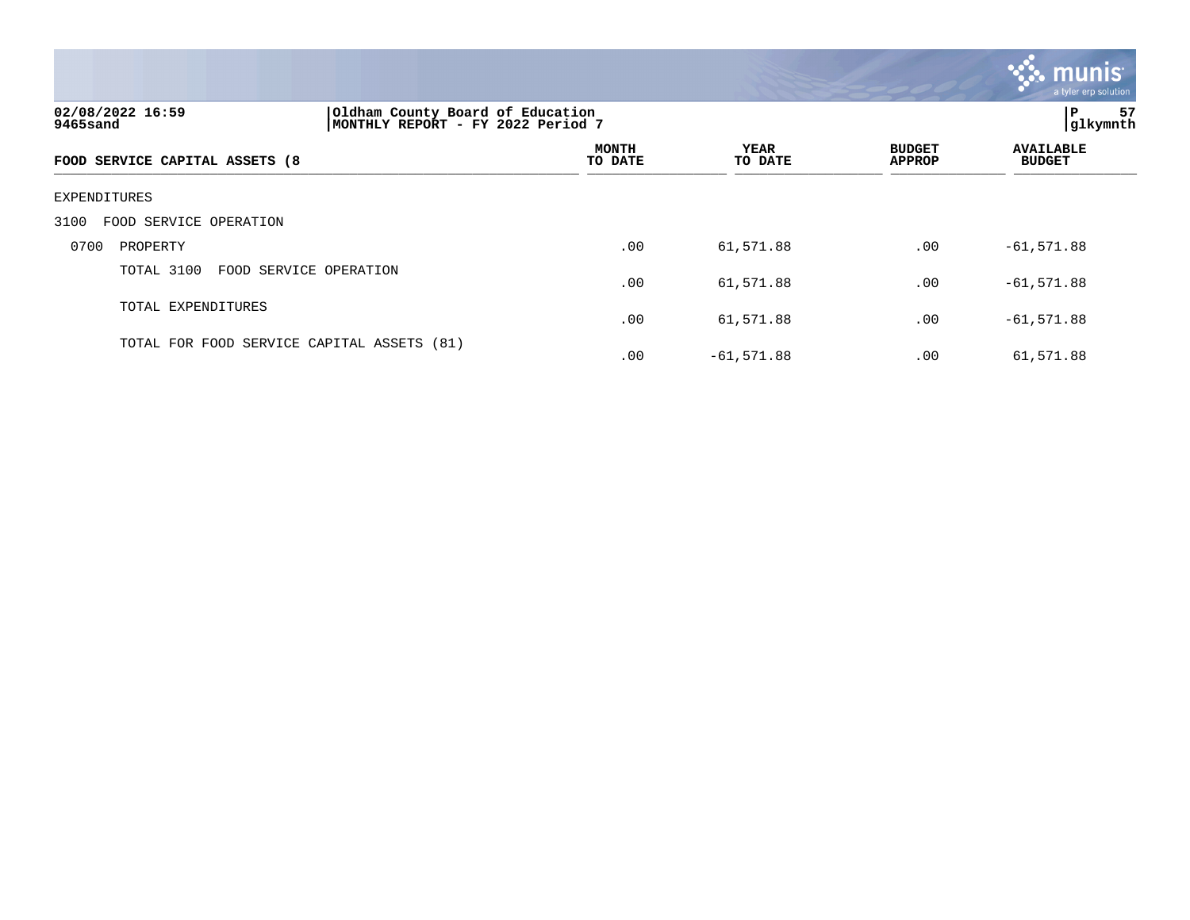02/08/2022 16:59
9465sand

Oldham County Board of Education
MONTHLY REPORT - FY 2022 Period 7

P 57
glkymnth

| FOOD SERVICE CAPITAL ASSETS (8 | MONTH TO DATE | YEAR TO DATE | BUDGET APPROP | AVAILABLE BUDGET |
|---|---|---|---|---|
| EXPENDITURES | | | | |
| 3100 FOOD SERVICE OPERATION | | | | |
| 0700 PROPERTY | .00 | 61,571.88 | .00 | -61,571.88 |
| TOTAL 3100 FOOD SERVICE OPERATION | .00 | 61,571.88 | .00 | -61,571.88 |
| TOTAL EXPENDITURES | .00 | 61,571.88 | .00 | -61,571.88 |
| TOTAL FOR FOOD SERVICE CAPITAL ASSETS (81) | .00 | -61,571.88 | .00 | 61,571.88 |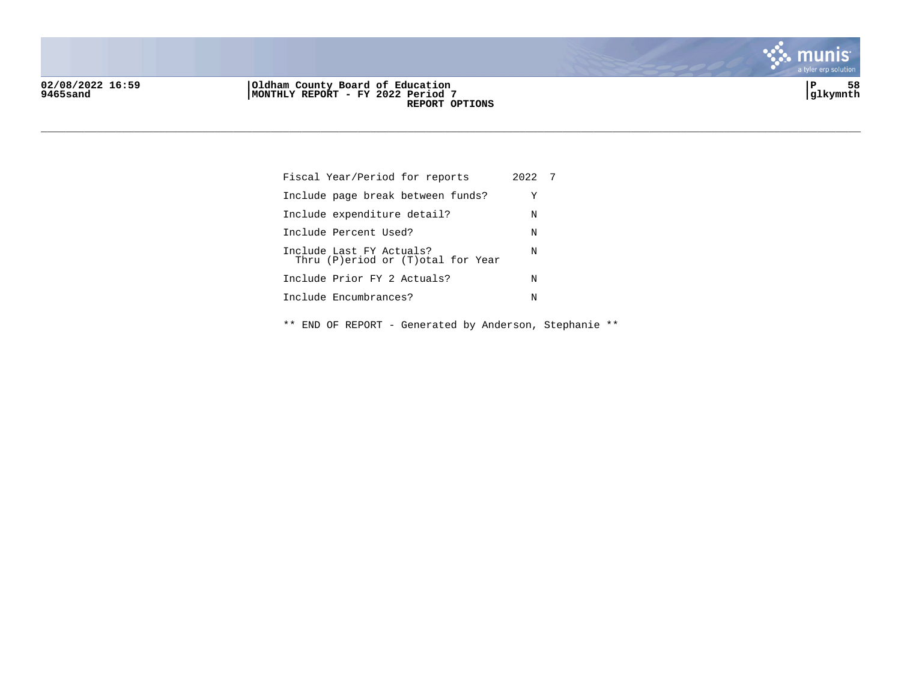**Oldham County Board of Education**
**MONTHLY REPORT - FY 2022 Period 7**
**REPORT OPTIONS**

| | |
|---|---|
| Fiscal Year/Period for reports | 2022 7 |
| Include page break between funds? | Y |
| Include expenditure detail? | N |
| Include Percent Used? | N |
| Include Last FY Actuals? Thru (P)eriod or (T)otal for Year | N |
| Include Prior FY 2 Actuals? | N |
| Include Encumbrances? | N |

** END OF REPORT - Generated by Anderson, Stephanie **